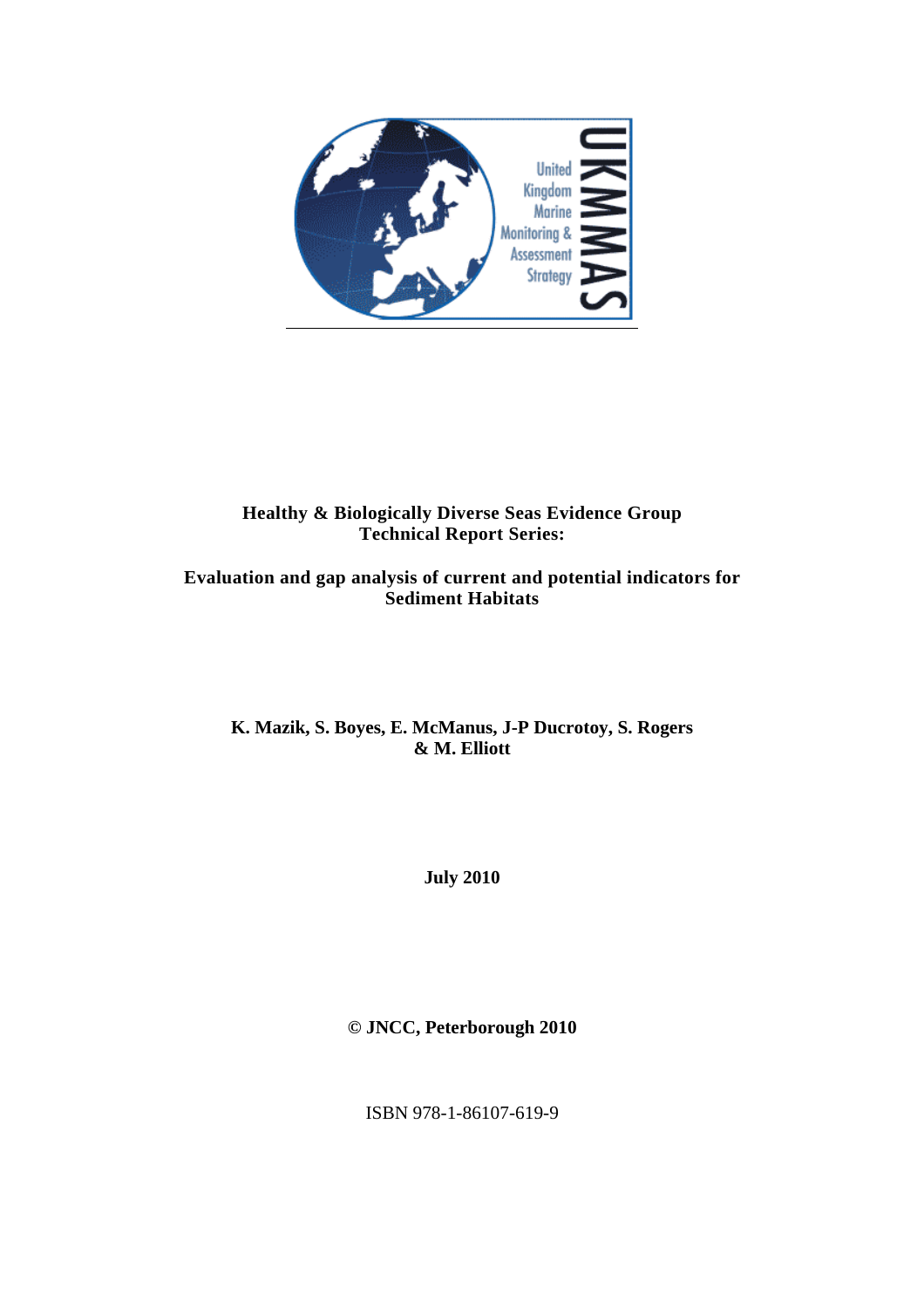United Kingdom Marine Monitoring & Assessment Strategy

UKMMAS

# Healthy & Biologically Diverse Seas Evidence Group Technical Report Series:

# Evaluation and gap analysis of current and potential indicators for Sediment Habitats

**K. Mazik, S. Boyes, E. McManus, J-P Ducrotoy, S. Rogers & M. Elliott**

**July 2010**

**© JNCC, Peterborough 2010**

ISBN 978-1-86107-619-9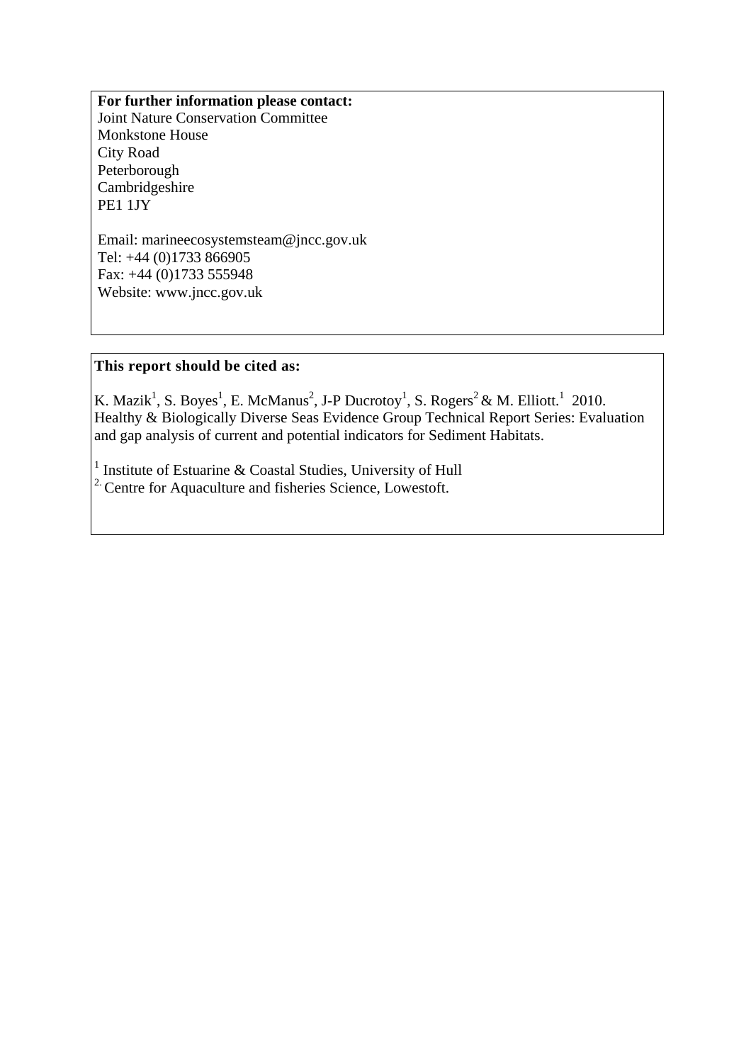**For further information please contact:**
Joint Nature Conservation Committee
Monkstone House
City Road
Peterborough
Cambridgeshire
PE1 1JY

Email: marineecosystemsteam@jncc.gov.uk
Tel: +44 (0)1733 866905
Fax: +44 (0)1733 555948
Website: www.jncc.gov.uk

**This report should be cited as:**

K. Mazik[1], S. Boyes[1], E. McManus[2], J-P Ducrotoy[1], S. Rogers[2] & M. Elliott.[1] 2010. Healthy & Biologically Diverse Seas Evidence Group Technical Report Series: Evaluation and gap analysis of current and potential indicators for Sediment Habitats.

[1] Institute of Estuarine & Coastal Studies, University of Hull
[2.] Centre for Aquaculture and fisheries Science, Lowestoft.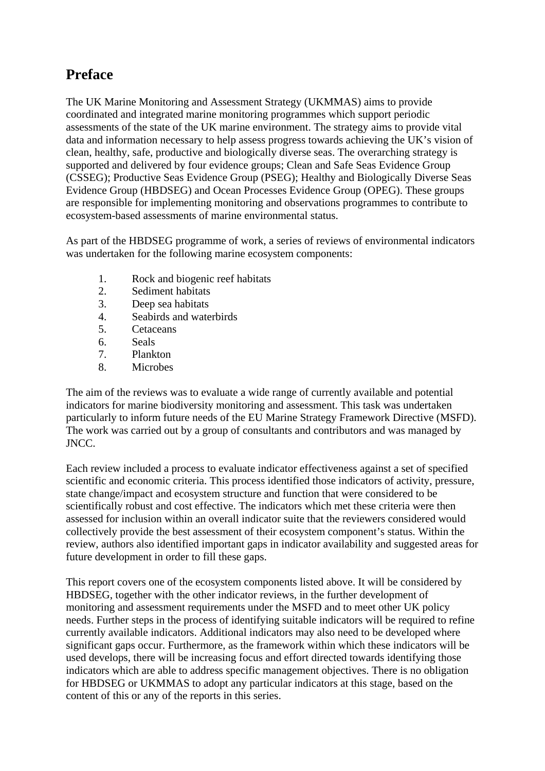# Preface

The UK Marine Monitoring and Assessment Strategy (UKMMAS) aims to provide coordinated and integrated marine monitoring programmes which support periodic assessments of the state of the UK marine environment. The strategy aims to provide vital data and information necessary to help assess progress towards achieving the UK's vision of clean, healthy, safe, productive and biologically diverse seas. The overarching strategy is supported and delivered by four evidence groups; Clean and Safe Seas Evidence Group (CSSEG); Productive Seas Evidence Group (PSEG); Healthy and Biologically Diverse Seas Evidence Group (HBDSEG) and Ocean Processes Evidence Group (OPEG). These groups are responsible for implementing monitoring and observations programmes to contribute to ecosystem-based assessments of marine environmental status.

As part of the HBDSEG programme of work, a series of reviews of environmental indicators was undertaken for the following marine ecosystem components:

1. Rock and biogenic reef habitats
2. Sediment habitats
3. Deep sea habitats
4. Seabirds and waterbirds
5. Cetaceans
6. Seals
7. Plankton
8. Microbes

The aim of the reviews was to evaluate a wide range of currently available and potential indicators for marine biodiversity monitoring and assessment. This task was undertaken particularly to inform future needs of the EU Marine Strategy Framework Directive (MSFD). The work was carried out by a group of consultants and contributors and was managed by JNCC.

Each review included a process to evaluate indicator effectiveness against a set of specified scientific and economic criteria. This process identified those indicators of activity, pressure, state change/impact and ecosystem structure and function that were considered to be scientifically robust and cost effective. The indicators which met these criteria were then assessed for inclusion within an overall indicator suite that the reviewers considered would collectively provide the best assessment of their ecosystem component's status. Within the review, authors also identified important gaps in indicator availability and suggested areas for future development in order to fill these gaps.

This report covers one of the ecosystem components listed above. It will be considered by HBDSEG, together with the other indicator reviews, in the further development of monitoring and assessment requirements under the MSFD and to meet other UK policy needs. Further steps in the process of identifying suitable indicators will be required to refine currently available indicators. Additional indicators may also need to be developed where significant gaps occur. Furthermore, as the framework within which these indicators will be used develops, there will be increasing focus and effort directed towards identifying those indicators which are able to address specific management objectives. There is no obligation for HBDSEG or UKMMAS to adopt any particular indicators at this stage, based on the content of this or any of the reports in this series.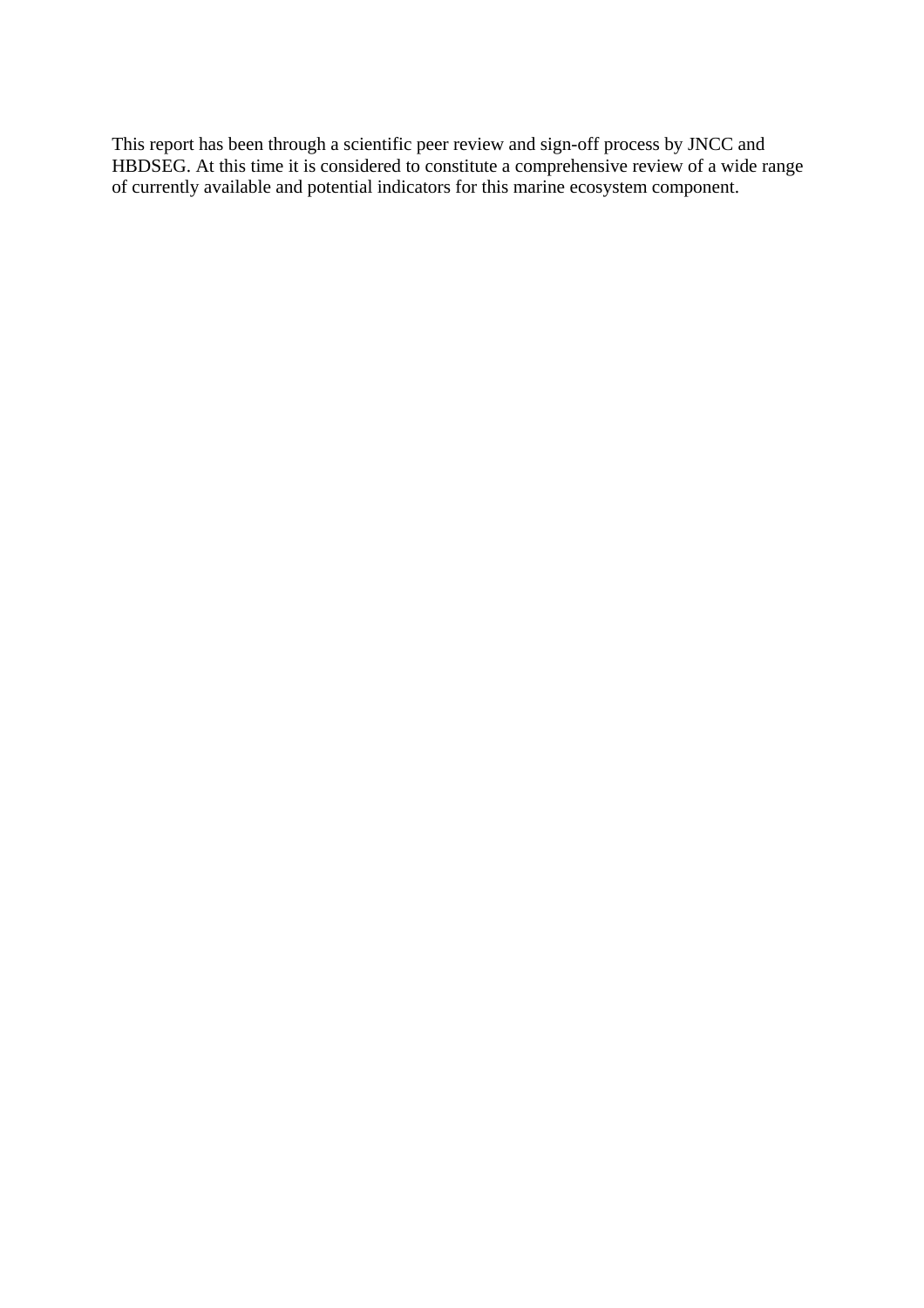This report has been through a scientific peer review and sign-off process by JNCC and HBDSEG. At this time it is considered to constitute a comprehensive review of a wide range of currently available and potential indicators for this marine ecosystem component.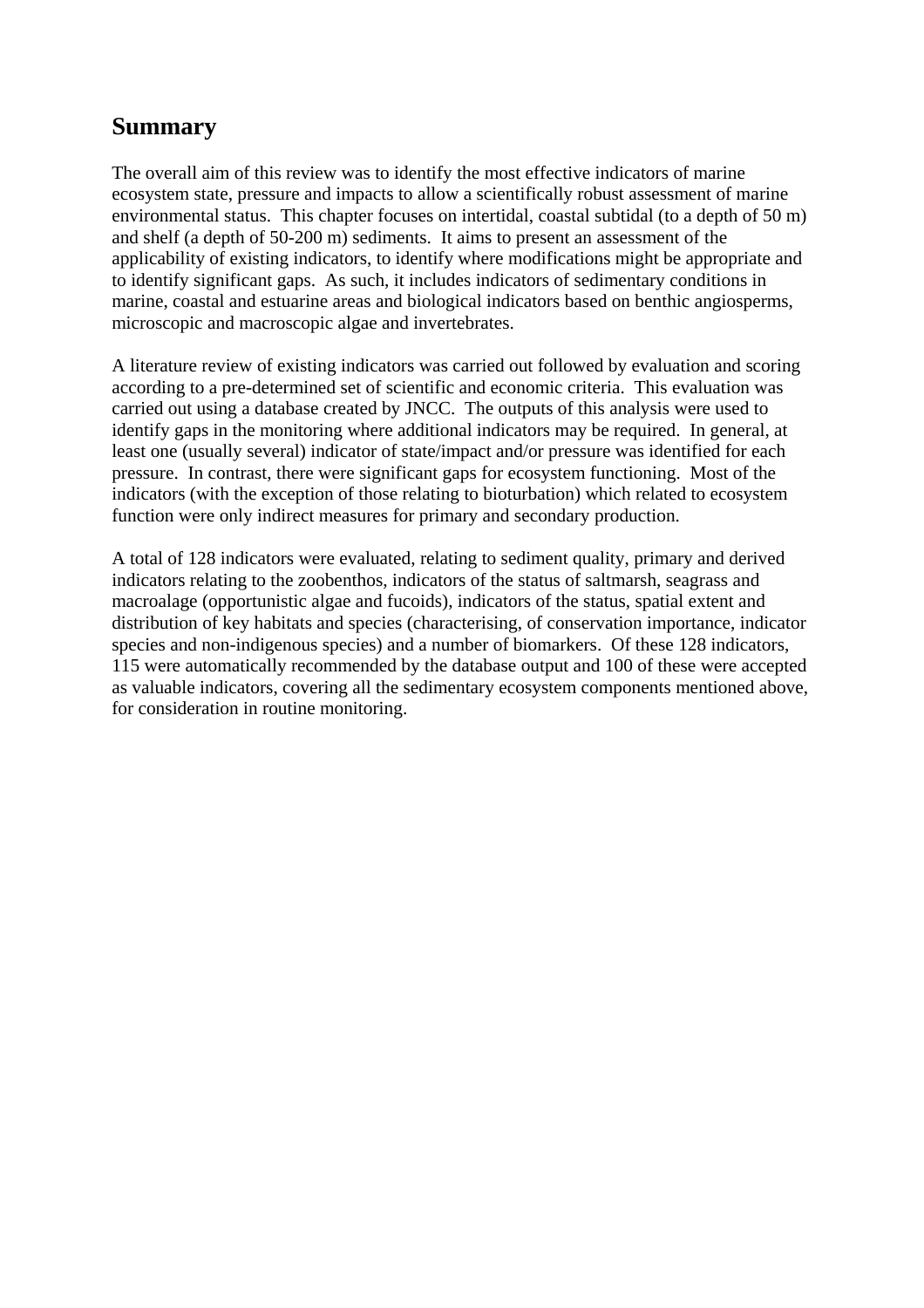## Summary

The overall aim of this review was to identify the most effective indicators of marine ecosystem state, pressure and impacts to allow a scientifically robust assessment of marine environmental status. This chapter focuses on intertidal, coastal subtidal (to a depth of 50 m) and shelf (a depth of 50-200 m) sediments. It aims to present an assessment of the applicability of existing indicators, to identify where modifications might be appropriate and to identify significant gaps. As such, it includes indicators of sedimentary conditions in marine, coastal and estuarine areas and biological indicators based on benthic angiosperms, microscopic and macroscopic algae and invertebrates.

A literature review of existing indicators was carried out followed by evaluation and scoring according to a pre-determined set of scientific and economic criteria. This evaluation was carried out using a database created by JNCC. The outputs of this analysis were used to identify gaps in the monitoring where additional indicators may be required. In general, at least one (usually several) indicator of state/impact and/or pressure was identified for each pressure. In contrast, there were significant gaps for ecosystem functioning. Most of the indicators (with the exception of those relating to bioturbation) which related to ecosystem function were only indirect measures for primary and secondary production.

A total of 128 indicators were evaluated, relating to sediment quality, primary and derived indicators relating to the zoobenthos, indicators of the status of saltmarsh, seagrass and macroalage (opportunistic algae and fucoids), indicators of the status, spatial extent and distribution of key habitats and species (characterising, of conservation importance, indicator species and non-indigenous species) and a number of biomarkers. Of these 128 indicators, 115 were automatically recommended by the database output and 100 of these were accepted as valuable indicators, covering all the sedimentary ecosystem components mentioned above, for consideration in routine monitoring.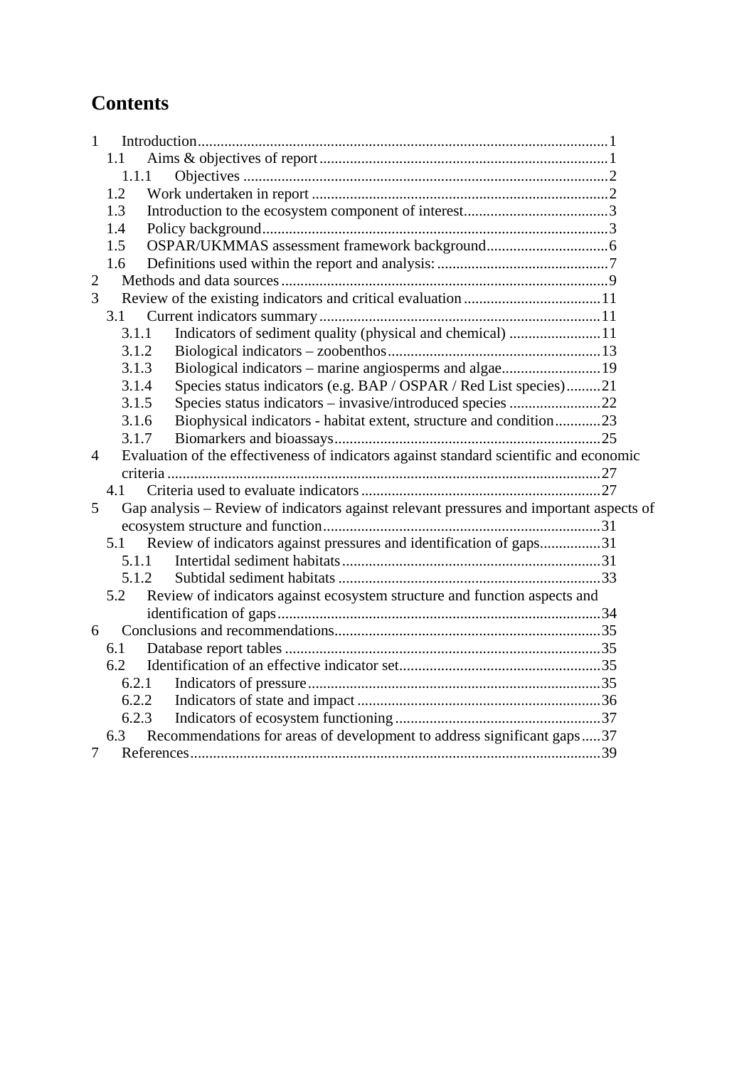# Contents

- 1 Introduction ... 1
  - 1.1 Aims & objectives of report ... 1
    - 1.1.1 Objectives ... 2
  - 1.2 Work undertaken in report ... 2
  - 1.3 Introduction to the ecosystem component of interest ... 3
  - 1.4 Policy background ... 3
  - 1.5 OSPAR/UKMMAS assessment framework background ... 6
  - 1.6 Definitions used within the report and analysis: ... 7
- 2 Methods and data sources ... 9
- 3 Review of the existing indicators and critical evaluation ... 11
  - 3.1 Current indicators summary ... 11
    - 3.1.1 Indicators of sediment quality (physical and chemical) ... 11
    - 3.1.2 Biological indicators – zoobenthos ... 13
    - 3.1.3 Biological indicators – marine angiosperms and algae ... 19
    - 3.1.4 Species status indicators (e.g. BAP / OSPAR / Red List species) ... 21
    - 3.1.5 Species status indicators – invasive/introduced species ... 22
    - 3.1.6 Biophysical indicators - habitat extent, structure and condition ... 23
    - 3.1.7 Biomarkers and bioassays ... 25
- 4 Evaluation of the effectiveness of indicators against standard scientific and economic criteria ... 27
  - 4.1 Criteria used to evaluate indicators ... 27
- 5 Gap analysis – Review of indicators against relevant pressures and important aspects of ecosystem structure and function ... 31
  - 5.1 Review of indicators against pressures and identification of gaps ... 31
    - 5.1.1 Intertidal sediment habitats ... 31
    - 5.1.2 Subtidal sediment habitats ... 33
  - 5.2 Review of indicators against ecosystem structure and function aspects and identification of gaps ... 34
- 6 Conclusions and recommendations ... 35
  - 6.1 Database report tables ... 35
  - 6.2 Identification of an effective indicator set ... 35
    - 6.2.1 Indicators of pressure ... 35
    - 6.2.2 Indicators of state and impact ... 36
    - 6.2.3 Indicators of ecosystem functioning ... 37
  - 6.3 Recommendations for areas of development to address significant gaps ... 37
- 7 References ... 39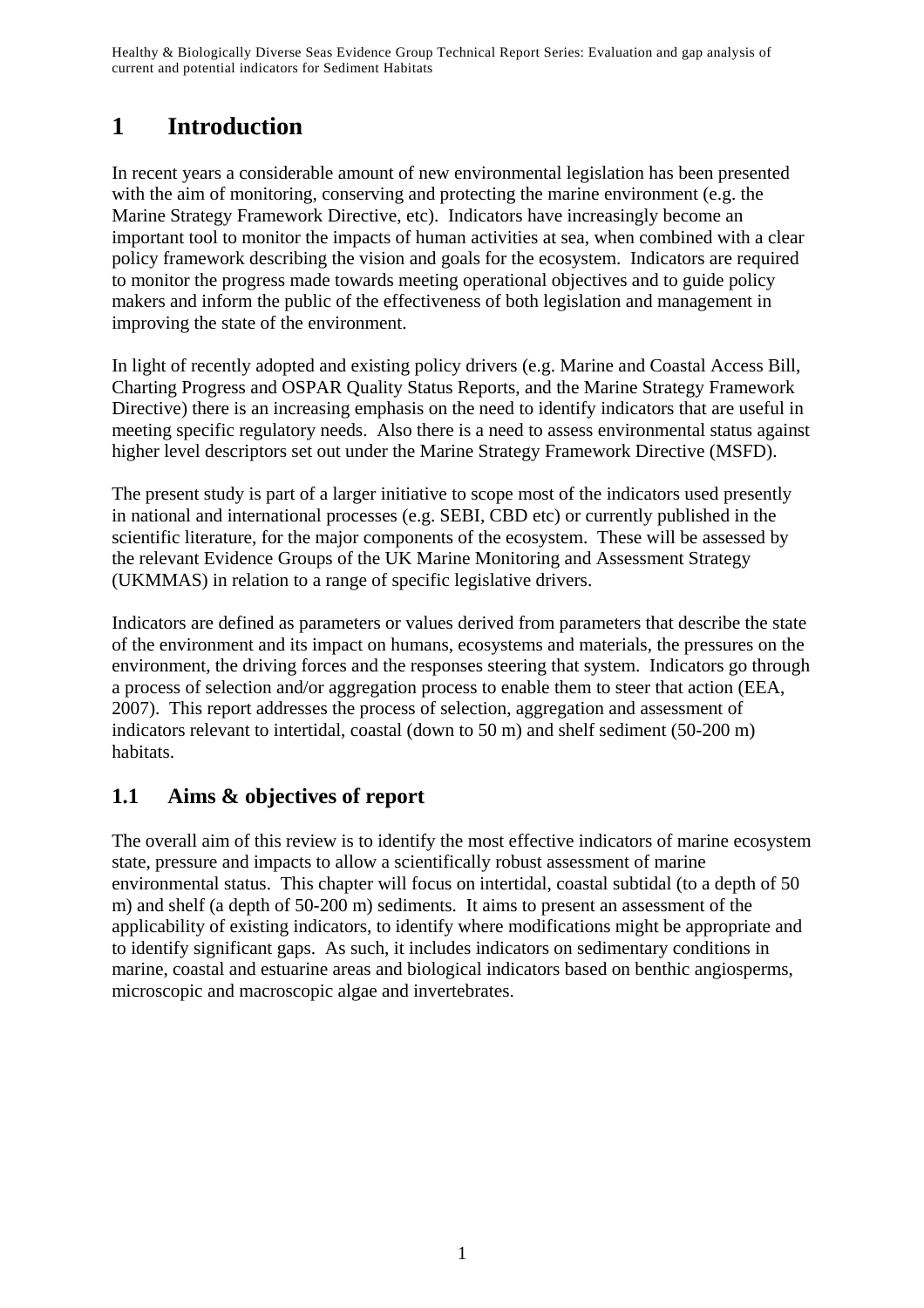# 1 Introduction

In recent years a considerable amount of new environmental legislation has been presented with the aim of monitoring, conserving and protecting the marine environment (e.g. the Marine Strategy Framework Directive, etc). Indicators have increasingly become an important tool to monitor the impacts of human activities at sea, when combined with a clear policy framework describing the vision and goals for the ecosystem. Indicators are required to monitor the progress made towards meeting operational objectives and to guide policy makers and inform the public of the effectiveness of both legislation and management in improving the state of the environment.

In light of recently adopted and existing policy drivers (e.g. Marine and Coastal Access Bill, Charting Progress and OSPAR Quality Status Reports, and the Marine Strategy Framework Directive) there is an increasing emphasis on the need to identify indicators that are useful in meeting specific regulatory needs. Also there is a need to assess environmental status against higher level descriptors set out under the Marine Strategy Framework Directive (MSFD).

The present study is part of a larger initiative to scope most of the indicators used presently in national and international processes (e.g. SEBI, CBD etc) or currently published in the scientific literature, for the major components of the ecosystem. These will be assessed by the relevant Evidence Groups of the UK Marine Monitoring and Assessment Strategy (UKMMAS) in relation to a range of specific legislative drivers.

Indicators are defined as parameters or values derived from parameters that describe the state of the environment and its impact on humans, ecosystems and materials, the pressures on the environment, the driving forces and the responses steering that system. Indicators go through a process of selection and/or aggregation process to enable them to steer that action (EEA, 2007). This report addresses the process of selection, aggregation and assessment of indicators relevant to intertidal, coastal (down to 50 m) and shelf sediment (50-200 m) habitats.

## 1.1 Aims & objectives of report

The overall aim of this review is to identify the most effective indicators of marine ecosystem state, pressure and impacts to allow a scientifically robust assessment of marine environmental status. This chapter will focus on intertidal, coastal subtidal (to a depth of 50 m) and shelf (a depth of 50-200 m) sediments. It aims to present an assessment of the applicability of existing indicators, to identify where modifications might be appropriate and to identify significant gaps. As such, it includes indicators on sedimentary conditions in marine, coastal and estuarine areas and biological indicators based on benthic angiosperms, microscopic and macroscopic algae and invertebrates.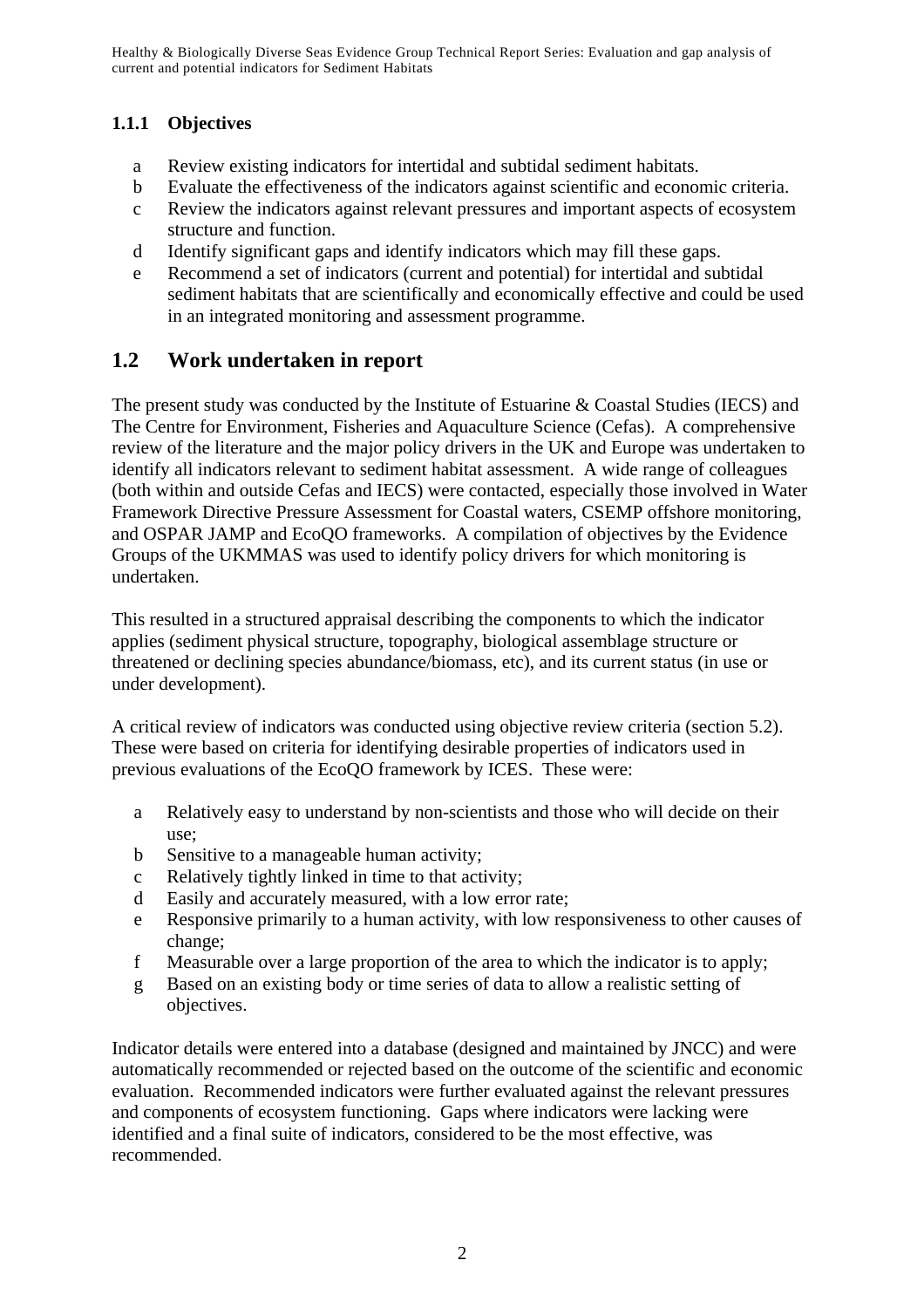### 1.1.1 Objectives

a Review existing indicators for intertidal and subtidal sediment habitats.
b Evaluate the effectiveness of the indicators against scientific and economic criteria.
c Review the indicators against relevant pressures and important aspects of ecosystem structure and function.
d Identify significant gaps and identify indicators which may fill these gaps.
e Recommend a set of indicators (current and potential) for intertidal and subtidal sediment habitats that are scientifically and economically effective and could be used in an integrated monitoring and assessment programme.

## 1.2 Work undertaken in report

The present study was conducted by the Institute of Estuarine & Coastal Studies (IECS) and The Centre for Environment, Fisheries and Aquaculture Science (Cefas). A comprehensive review of the literature and the major policy drivers in the UK and Europe was undertaken to identify all indicators relevant to sediment habitat assessment. A wide range of colleagues (both within and outside Cefas and IECS) were contacted, especially those involved in Water Framework Directive Pressure Assessment for Coastal waters, CSEMP offshore monitoring, and OSPAR JAMP and EcoQO frameworks. A compilation of objectives by the Evidence Groups of the UKMMAS was used to identify policy drivers for which monitoring is undertaken.

This resulted in a structured appraisal describing the components to which the indicator applies (sediment physical structure, topography, biological assemblage structure or threatened or declining species abundance/biomass, etc), and its current status (in use or under development).

A critical review of indicators was conducted using objective review criteria (section 5.2). These were based on criteria for identifying desirable properties of indicators used in previous evaluations of the EcoQO framework by ICES. These were:

a Relatively easy to understand by non-scientists and those who will decide on their use;
b Sensitive to a manageable human activity;
c Relatively tightly linked in time to that activity;
d Easily and accurately measured, with a low error rate;
e Responsive primarily to a human activity, with low responsiveness to other causes of change;
f Measurable over a large proportion of the area to which the indicator is to apply;
g Based on an existing body or time series of data to allow a realistic setting of objectives.

Indicator details were entered into a database (designed and maintained by JNCC) and were automatically recommended or rejected based on the outcome of the scientific and economic evaluation. Recommended indicators were further evaluated against the relevant pressures and components of ecosystem functioning. Gaps where indicators were lacking were identified and a final suite of indicators, considered to be the most effective, was recommended.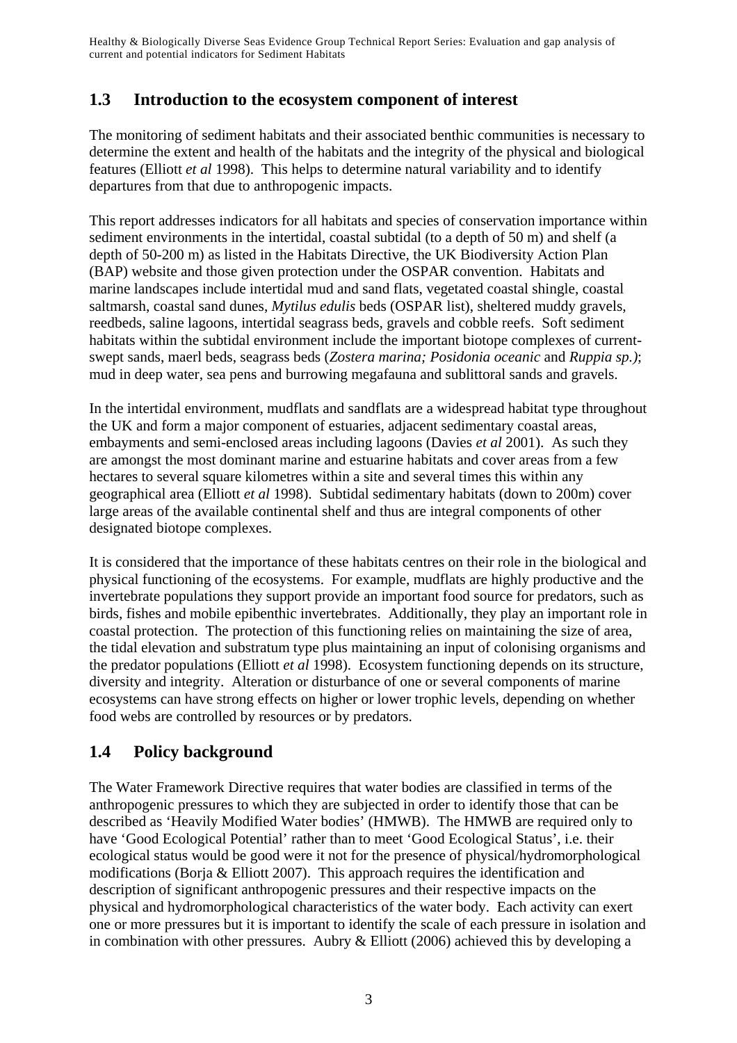## 1.3 Introduction to the ecosystem component of interest

The monitoring of sediment habitats and their associated benthic communities is necessary to determine the extent and health of the habitats and the integrity of the physical and biological features (Elliott *et al* 1998). This helps to determine natural variability and to identify departures from that due to anthropogenic impacts.

This report addresses indicators for all habitats and species of conservation importance within sediment environments in the intertidal, coastal subtidal (to a depth of 50 m) and shelf (a depth of 50-200 m) as listed in the Habitats Directive, the UK Biodiversity Action Plan (BAP) website and those given protection under the OSPAR convention. Habitats and marine landscapes include intertidal mud and sand flats, vegetated coastal shingle, coastal saltmarsh, coastal sand dunes, *Mytilus edulis* beds (OSPAR list), sheltered muddy gravels, reedbeds, saline lagoons, intertidal seagrass beds, gravels and cobble reefs. Soft sediment habitats within the subtidal environment include the important biotope complexes of current-swept sands, maerl beds, seagrass beds (*Zostera marina; Posidonia oceanic* and *Ruppia sp.)*; mud in deep water, sea pens and burrowing megafauna and sublittoral sands and gravels.

In the intertidal environment, mudflats and sandflats are a widespread habitat type throughout the UK and form a major component of estuaries, adjacent sedimentary coastal areas, embayments and semi-enclosed areas including lagoons (Davies *et al* 2001). As such they are amongst the most dominant marine and estuarine habitats and cover areas from a few hectares to several square kilometres within a site and several times this within any geographical area (Elliott *et al* 1998). Subtidal sedimentary habitats (down to 200m) cover large areas of the available continental shelf and thus are integral components of other designated biotope complexes.

It is considered that the importance of these habitats centres on their role in the biological and physical functioning of the ecosystems. For example, mudflats are highly productive and the invertebrate populations they support provide an important food source for predators, such as birds, fishes and mobile epibenthic invertebrates. Additionally, they play an important role in coastal protection. The protection of this functioning relies on maintaining the size of area, the tidal elevation and substratum type plus maintaining an input of colonising organisms and the predator populations (Elliott *et al* 1998). Ecosystem functioning depends on its structure, diversity and integrity. Alteration or disturbance of one or several components of marine ecosystems can have strong effects on higher or lower trophic levels, depending on whether food webs are controlled by resources or by predators.

## 1.4 Policy background

The Water Framework Directive requires that water bodies are classified in terms of the anthropogenic pressures to which they are subjected in order to identify those that can be described as 'Heavily Modified Water bodies' (HMWB). The HMWB are required only to have 'Good Ecological Potential' rather than to meet 'Good Ecological Status', i.e. their ecological status would be good were it not for the presence of physical/hydromorphological modifications (Borja & Elliott 2007). This approach requires the identification and description of significant anthropogenic pressures and their respective impacts on the physical and hydromorphological characteristics of the water body. Each activity can exert one or more pressures but it is important to identify the scale of each pressure in isolation and in combination with other pressures. Aubry & Elliott (2006) achieved this by developing a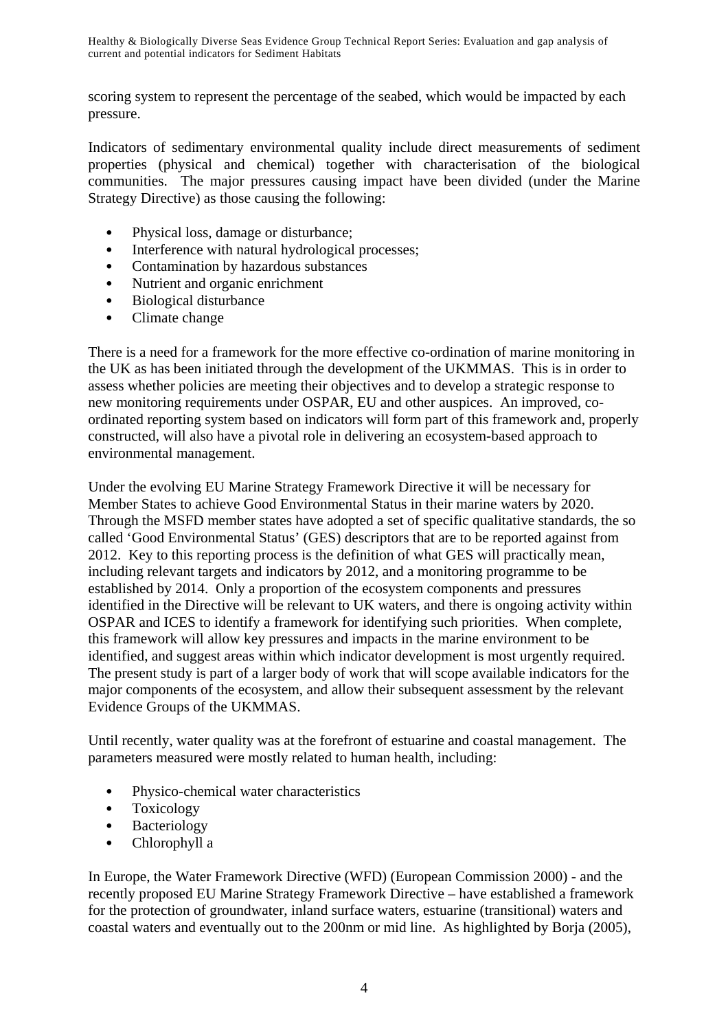scoring system to represent the percentage of the seabed, which would be impacted by each pressure.

Indicators of sedimentary environmental quality include direct measurements of sediment properties (physical and chemical) together with characterisation of the biological communities. The major pressures causing impact have been divided (under the Marine Strategy Directive) as those causing the following:

- Physical loss, damage or disturbance;
- Interference with natural hydrological processes;
- Contamination by hazardous substances
- Nutrient and organic enrichment
- Biological disturbance
- Climate change

There is a need for a framework for the more effective co-ordination of marine monitoring in the UK as has been initiated through the development of the UKMMAS. This is in order to assess whether policies are meeting their objectives and to develop a strategic response to new monitoring requirements under OSPAR, EU and other auspices. An improved, co-ordinated reporting system based on indicators will form part of this framework and, properly constructed, will also have a pivotal role in delivering an ecosystem-based approach to environmental management.

Under the evolving EU Marine Strategy Framework Directive it will be necessary for Member States to achieve Good Environmental Status in their marine waters by 2020. Through the MSFD member states have adopted a set of specific qualitative standards, the so called 'Good Environmental Status' (GES) descriptors that are to be reported against from 2012. Key to this reporting process is the definition of what GES will practically mean, including relevant targets and indicators by 2012, and a monitoring programme to be established by 2014. Only a proportion of the ecosystem components and pressures identified in the Directive will be relevant to UK waters, and there is ongoing activity within OSPAR and ICES to identify a framework for identifying such priorities. When complete, this framework will allow key pressures and impacts in the marine environment to be identified, and suggest areas within which indicator development is most urgently required. The present study is part of a larger body of work that will scope available indicators for the major components of the ecosystem, and allow their subsequent assessment by the relevant Evidence Groups of the UKMMAS.

Until recently, water quality was at the forefront of estuarine and coastal management. The parameters measured were mostly related to human health, including:

- Physico-chemical water characteristics
- Toxicology
- Bacteriology
- Chlorophyll a

In Europe, the Water Framework Directive (WFD) (European Commission 2000) - and the recently proposed EU Marine Strategy Framework Directive – have established a framework for the protection of groundwater, inland surface waters, estuarine (transitional) waters and coastal waters and eventually out to the 200nm or mid line. As highlighted by Borja (2005),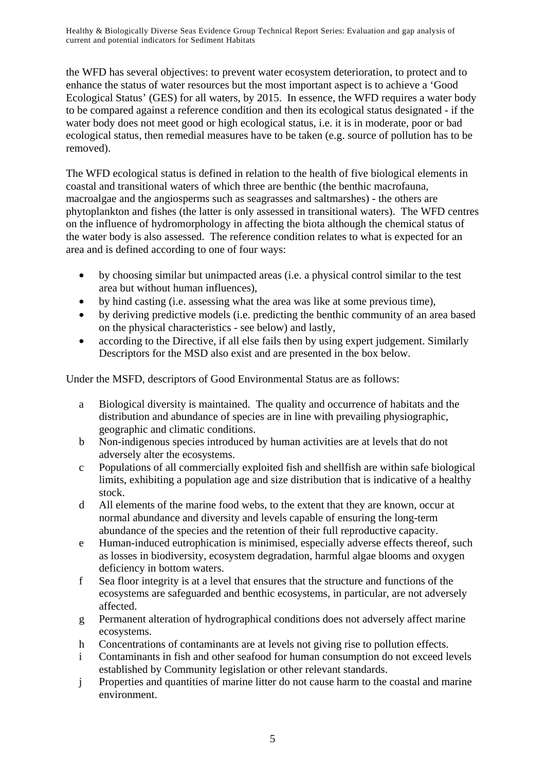the WFD has several objectives: to prevent water ecosystem deterioration, to protect and to enhance the status of water resources but the most important aspect is to achieve a 'Good Ecological Status' (GES) for all waters, by 2015. In essence, the WFD requires a water body to be compared against a reference condition and then its ecological status designated - if the water body does not meet good or high ecological status, i.e. it is in moderate, poor or bad ecological status, then remedial measures have to be taken (e.g. source of pollution has to be removed).

The WFD ecological status is defined in relation to the health of five biological elements in coastal and transitional waters of which three are benthic (the benthic macrofauna, macroalgae and the angiosperms such as seagrasses and saltmarshes) - the others are phytoplankton and fishes (the latter is only assessed in transitional waters). The WFD centres on the influence of hydromorphology in affecting the biota although the chemical status of the water body is also assessed. The reference condition relates to what is expected for an area and is defined according to one of four ways:

- by choosing similar but unimpacted areas (i.e. a physical control similar to the test area but without human influences),
- by hind casting (i.e. assessing what the area was like at some previous time),
- by deriving predictive models (i.e. predicting the benthic community of an area based on the physical characteristics - see below) and lastly,
- according to the Directive, if all else fails then by using expert judgement. Similarly Descriptors for the MSD also exist and are presented in the box below.

Under the MSFD, descriptors of Good Environmental Status are as follows:

a. Biological diversity is maintained. The quality and occurrence of habitats and the distribution and abundance of species are in line with prevailing physiographic, geographic and climatic conditions.
b. Non-indigenous species introduced by human activities are at levels that do not adversely alter the ecosystems.
c. Populations of all commercially exploited fish and shellfish are within safe biological limits, exhibiting a population age and size distribution that is indicative of a healthy stock.
d. All elements of the marine food webs, to the extent that they are known, occur at normal abundance and diversity and levels capable of ensuring the long-term abundance of the species and the retention of their full reproductive capacity.
e. Human-induced eutrophication is minimised, especially adverse effects thereof, such as losses in biodiversity, ecosystem degradation, harmful algae blooms and oxygen deficiency in bottom waters.
f. Sea floor integrity is at a level that ensures that the structure and functions of the ecosystems are safeguarded and benthic ecosystems, in particular, are not adversely affected.
g. Permanent alteration of hydrographical conditions does not adversely affect marine ecosystems.
h. Concentrations of contaminants are at levels not giving rise to pollution effects.
i. Contaminants in fish and other seafood for human consumption do not exceed levels established by Community legislation or other relevant standards.
j. Properties and quantities of marine litter do not cause harm to the coastal and marine environment.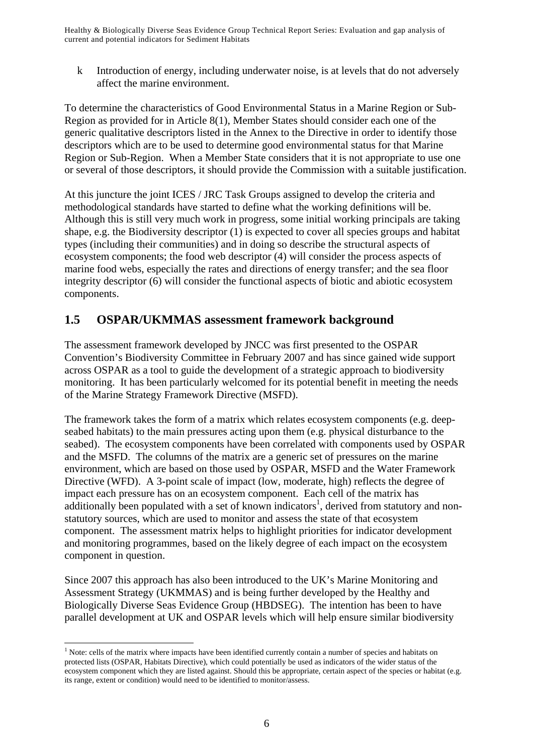k Introduction of energy, including underwater noise, is at levels that do not adversely affect the marine environment.

To determine the characteristics of Good Environmental Status in a Marine Region or Sub-Region as provided for in Article 8(1), Member States should consider each one of the generic qualitative descriptors listed in the Annex to the Directive in order to identify those descriptors which are to be used to determine good environmental status for that Marine Region or Sub-Region. When a Member State considers that it is not appropriate to use one or several of those descriptors, it should provide the Commission with a suitable justification.

At this juncture the joint ICES / JRC Task Groups assigned to develop the criteria and methodological standards have started to define what the working definitions will be. Although this is still very much work in progress, some initial working principals are taking shape, e.g. the Biodiversity descriptor (1) is expected to cover all species groups and habitat types (including their communities) and in doing so describe the structural aspects of ecosystem components; the food web descriptor (4) will consider the process aspects of marine food webs, especially the rates and directions of energy transfer; and the sea floor integrity descriptor (6) will consider the functional aspects of biotic and abiotic ecosystem components.

## 1.5 OSPAR/UKMMAS assessment framework background

The assessment framework developed by JNCC was first presented to the OSPAR Convention's Biodiversity Committee in February 2007 and has since gained wide support across OSPAR as a tool to guide the development of a strategic approach to biodiversity monitoring. It has been particularly welcomed for its potential benefit in meeting the needs of the Marine Strategy Framework Directive (MSFD).

The framework takes the form of a matrix which relates ecosystem components (e.g. deep-seabed habitats) to the main pressures acting upon them (e.g. physical disturbance to the seabed). The ecosystem components have been correlated with components used by OSPAR and the MSFD. The columns of the matrix are a generic set of pressures on the marine environment, which are based on those used by OSPAR, MSFD and the Water Framework Directive (WFD). A 3-point scale of impact (low, moderate, high) reflects the degree of impact each pressure has on an ecosystem component. Each cell of the matrix has additionally been populated with a set of known indicators[1], derived from statutory and non-statutory sources, which are used to monitor and assess the state of that ecosystem component. The assessment matrix helps to highlight priorities for indicator development and monitoring programmes, based on the likely degree of each impact on the ecosystem component in question.

Since 2007 this approach has also been introduced to the UK's Marine Monitoring and Assessment Strategy (UKMMAS) and is being further developed by the Healthy and Biologically Diverse Seas Evidence Group (HBDSEG). The intention has been to have parallel development at UK and OSPAR levels which will help ensure similar biodiversity

[1] Note: cells of the matrix where impacts have been identified currently contain a number of species and habitats on protected lists (OSPAR, Habitats Directive), which could potentially be used as indicators of the wider status of the ecosystem component which they are listed against. Should this be appropriate, certain aspect of the species or habitat (e.g. its range, extent or condition) would need to be identified to monitor/assess.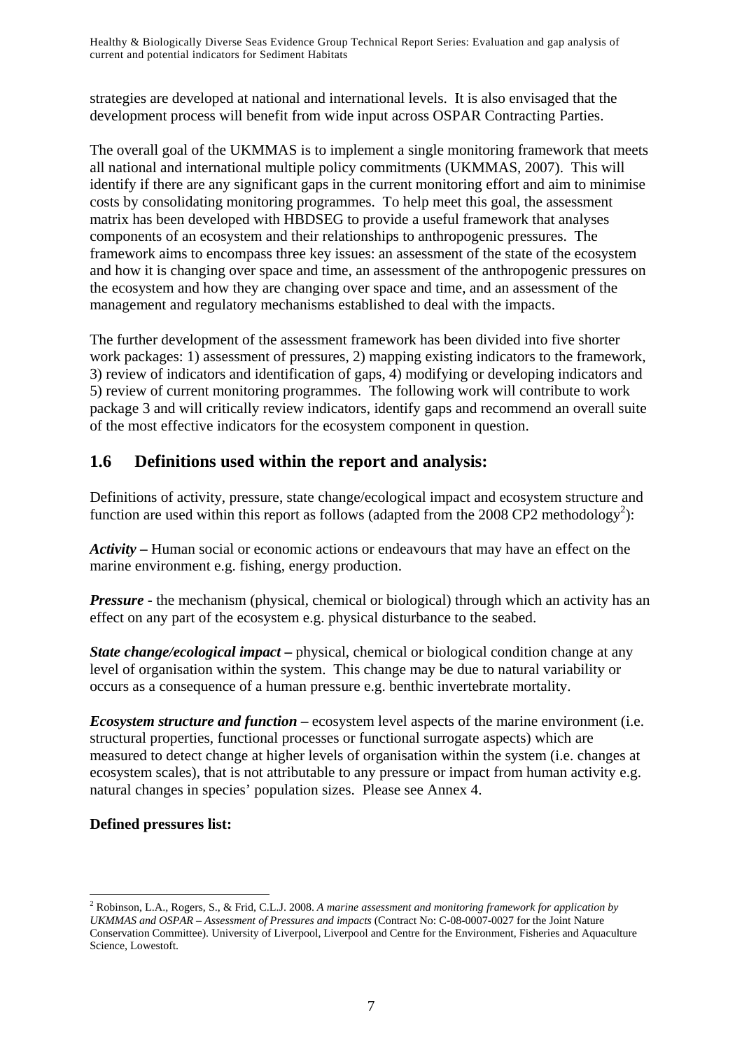strategies are developed at national and international levels. It is also envisaged that the development process will benefit from wide input across OSPAR Contracting Parties.

The overall goal of the UKMMAS is to implement a single monitoring framework that meets all national and international multiple policy commitments (UKMMAS, 2007). This will identify if there are any significant gaps in the current monitoring effort and aim to minimise costs by consolidating monitoring programmes. To help meet this goal, the assessment matrix has been developed with HBDSEG to provide a useful framework that analyses components of an ecosystem and their relationships to anthropogenic pressures. The framework aims to encompass three key issues: an assessment of the state of the ecosystem and how it is changing over space and time, an assessment of the anthropogenic pressures on the ecosystem and how they are changing over space and time, and an assessment of the management and regulatory mechanisms established to deal with the impacts.

The further development of the assessment framework has been divided into five shorter work packages: 1) assessment of pressures, 2) mapping existing indicators to the framework, 3) review of indicators and identification of gaps, 4) modifying or developing indicators and 5) review of current monitoring programmes. The following work will contribute to work package 3 and will critically review indicators, identify gaps and recommend an overall suite of the most effective indicators for the ecosystem component in question.

## 1.6 Definitions used within the report and analysis:

Definitions of activity, pressure, state change/ecological impact and ecosystem structure and function are used within this report as follows (adapted from the 2008 CP2 methodology[2]):

***Activity*** **–** Human social or economic actions or endeavours that may have an effect on the marine environment e.g. fishing, energy production.

***Pressure*** **-** the mechanism (physical, chemical or biological) through which an activity has an effect on any part of the ecosystem e.g. physical disturbance to the seabed.

***State change/ecological impact*** **–** physical, chemical or biological condition change at any level of organisation within the system. This change may be due to natural variability or occurs as a consequence of a human pressure e.g. benthic invertebrate mortality.

***Ecosystem structure and function*** **–** ecosystem level aspects of the marine environment (i.e. structural properties, functional processes or functional surrogate aspects) which are measured to detect change at higher levels of organisation within the system (i.e. changes at ecosystem scales), that is not attributable to any pressure or impact from human activity e.g. natural changes in species' population sizes. Please see Annex 4.

**Defined pressures list:**

---

[2] Robinson, L.A., Rogers, S., & Frid, C.L.J. 2008. *A marine assessment and monitoring framework for application by UKMMAS and OSPAR – Assessment of Pressures and impacts* (Contract No: C-08-0007-0027 for the Joint Nature Conservation Committee). University of Liverpool, Liverpool and Centre for the Environment, Fisheries and Aquaculture Science, Lowestoft.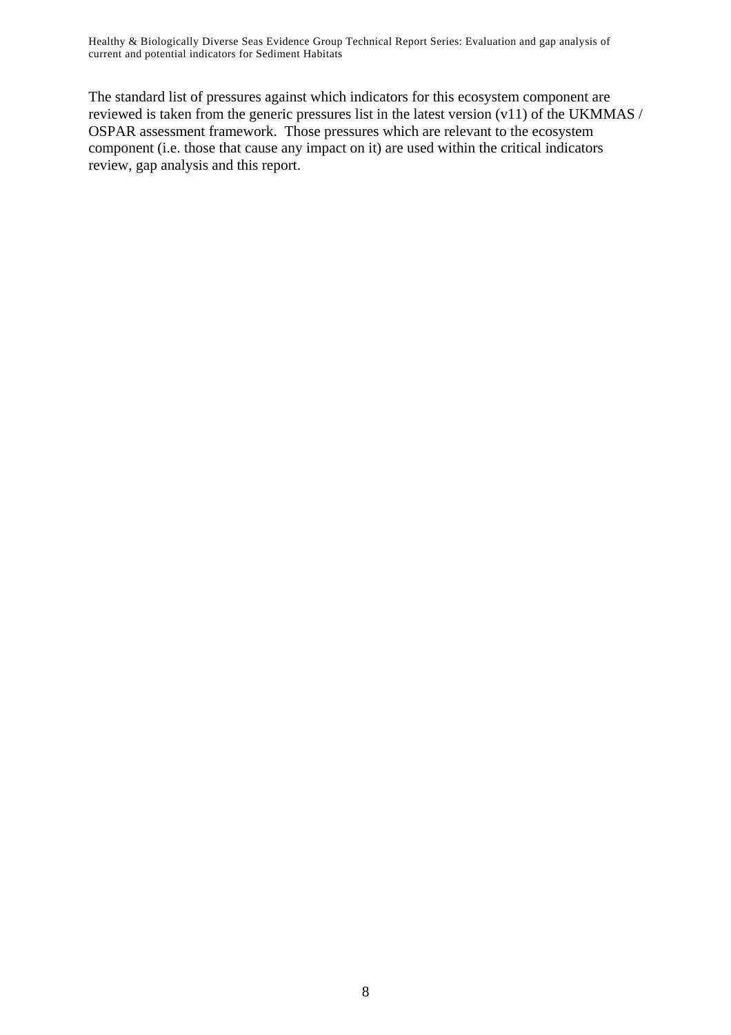The standard list of pressures against which indicators for this ecosystem component are reviewed is taken from the generic pressures list in the latest version (v11) of the UKMMAS / OSPAR assessment framework. Those pressures which are relevant to the ecosystem component (i.e. those that cause any impact on it) are used within the critical indicators review, gap analysis and this report.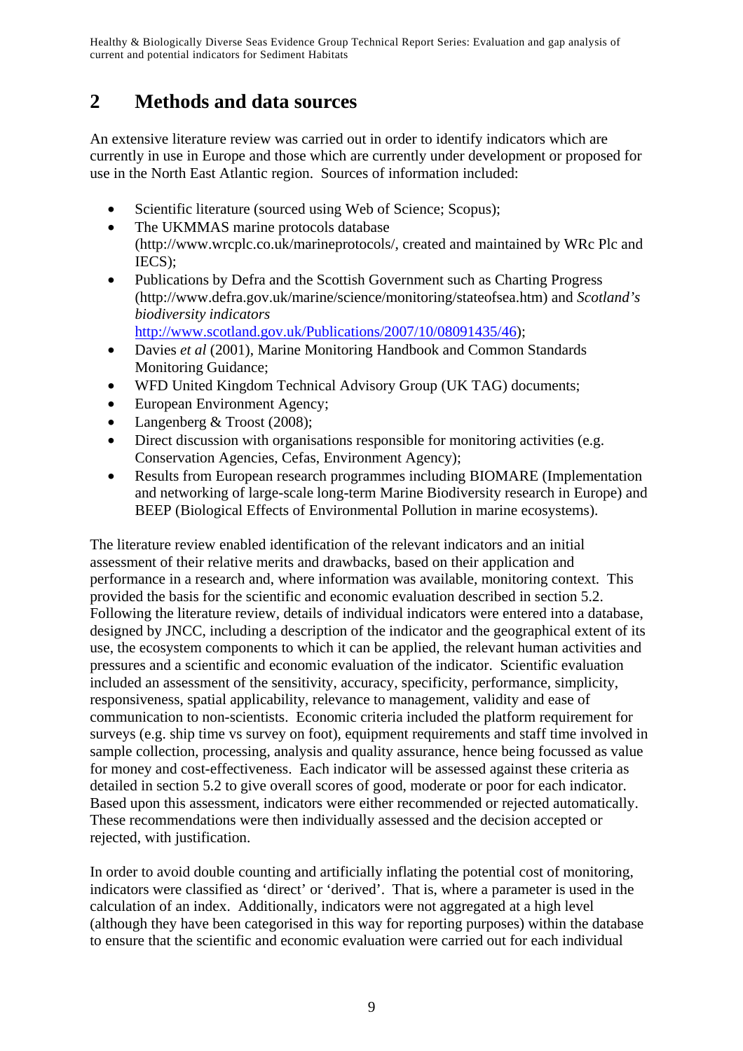## 2 Methods and data sources

An extensive literature review was carried out in order to identify indicators which are currently in use in Europe and those which are currently under development or proposed for use in the North East Atlantic region. Sources of information included:

- Scientific literature (sourced using Web of Science; Scopus);
- The UKMMAS marine protocols database (http://www.wrcplc.co.uk/marineprotocols/, created and maintained by WRc Plc and IECS);
- Publications by Defra and the Scottish Government such as Charting Progress (http://www.defra.gov.uk/marine/science/monitoring/stateofsea.htm) and *Scotland's biodiversity indicators* http://www.scotland.gov.uk/Publications/2007/10/08091435/46);
- Davies *et al* (2001), Marine Monitoring Handbook and Common Standards Monitoring Guidance;
- WFD United Kingdom Technical Advisory Group (UK TAG) documents;
- European Environment Agency;
- Langenberg & Troost (2008);
- Direct discussion with organisations responsible for monitoring activities (e.g. Conservation Agencies, Cefas, Environment Agency);
- Results from European research programmes including BIOMARE (Implementation and networking of large-scale long-term Marine Biodiversity research in Europe) and BEEP (Biological Effects of Environmental Pollution in marine ecosystems).

The literature review enabled identification of the relevant indicators and an initial assessment of their relative merits and drawbacks, based on their application and performance in a research and, where information was available, monitoring context. This provided the basis for the scientific and economic evaluation described in section 5.2. Following the literature review, details of individual indicators were entered into a database, designed by JNCC, including a description of the indicator and the geographical extent of its use, the ecosystem components to which it can be applied, the relevant human activities and pressures and a scientific and economic evaluation of the indicator. Scientific evaluation included an assessment of the sensitivity, accuracy, specificity, performance, simplicity, responsiveness, spatial applicability, relevance to management, validity and ease of communication to non-scientists. Economic criteria included the platform requirement for surveys (e.g. ship time vs survey on foot), equipment requirements and staff time involved in sample collection, processing, analysis and quality assurance, hence being focussed as value for money and cost-effectiveness. Each indicator will be assessed against these criteria as detailed in section 5.2 to give overall scores of good, moderate or poor for each indicator. Based upon this assessment, indicators were either recommended or rejected automatically. These recommendations were then individually assessed and the decision accepted or rejected, with justification.

In order to avoid double counting and artificially inflating the potential cost of monitoring, indicators were classified as 'direct' or 'derived'. That is, where a parameter is used in the calculation of an index. Additionally, indicators were not aggregated at a high level (although they have been categorised in this way for reporting purposes) within the database to ensure that the scientific and economic evaluation were carried out for each individual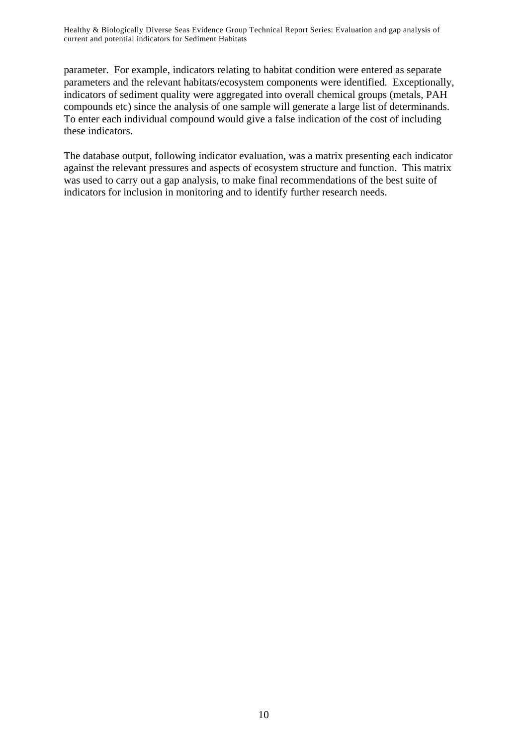parameter. For example, indicators relating to habitat condition were entered as separate parameters and the relevant habitats/ecosystem components were identified. Exceptionally, indicators of sediment quality were aggregated into overall chemical groups (metals, PAH compounds etc) since the analysis of one sample will generate a large list of determinands. To enter each individual compound would give a false indication of the cost of including these indicators.

The database output, following indicator evaluation, was a matrix presenting each indicator against the relevant pressures and aspects of ecosystem structure and function. This matrix was used to carry out a gap analysis, to make final recommendations of the best suite of indicators for inclusion in monitoring and to identify further research needs.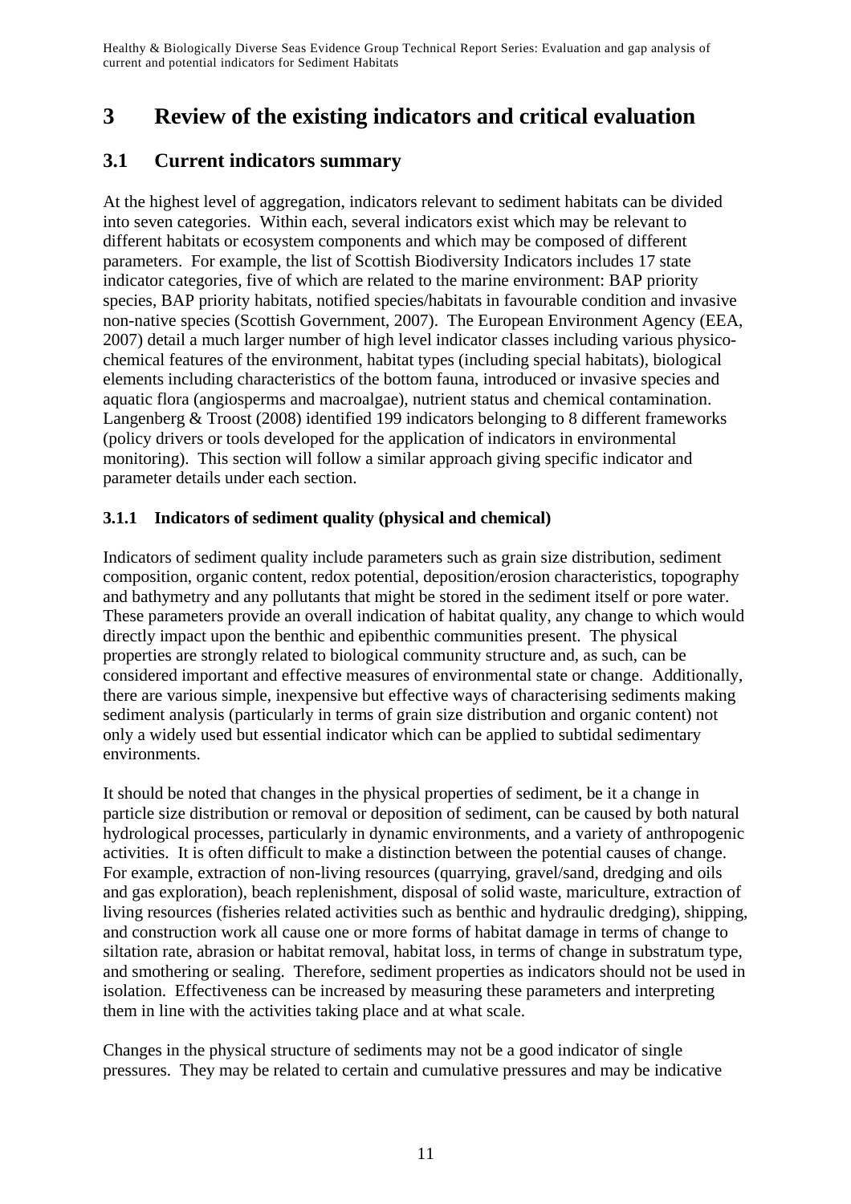# 3 Review of the existing indicators and critical evaluation

## 3.1 Current indicators summary

At the highest level of aggregation, indicators relevant to sediment habitats can be divided into seven categories. Within each, several indicators exist which may be relevant to different habitats or ecosystem components and which may be composed of different parameters. For example, the list of Scottish Biodiversity Indicators includes 17 state indicator categories, five of which are related to the marine environment: BAP priority species, BAP priority habitats, notified species/habitats in favourable condition and invasive non-native species (Scottish Government, 2007). The European Environment Agency (EEA, 2007) detail a much larger number of high level indicator classes including various physico-chemical features of the environment, habitat types (including special habitats), biological elements including characteristics of the bottom fauna, introduced or invasive species and aquatic flora (angiosperms and macroalgae), nutrient status and chemical contamination. Langenberg & Troost (2008) identified 199 indicators belonging to 8 different frameworks (policy drivers or tools developed for the application of indicators in environmental monitoring). This section will follow a similar approach giving specific indicator and parameter details under each section.

### 3.1.1 Indicators of sediment quality (physical and chemical)

Indicators of sediment quality include parameters such as grain size distribution, sediment composition, organic content, redox potential, deposition/erosion characteristics, topography and bathymetry and any pollutants that might be stored in the sediment itself or pore water. These parameters provide an overall indication of habitat quality, any change to which would directly impact upon the benthic and epibenthic communities present. The physical properties are strongly related to biological community structure and, as such, can be considered important and effective measures of environmental state or change. Additionally, there are various simple, inexpensive but effective ways of characterising sediments making sediment analysis (particularly in terms of grain size distribution and organic content) not only a widely used but essential indicator which can be applied to subtidal sedimentary environments.

It should be noted that changes in the physical properties of sediment, be it a change in particle size distribution or removal or deposition of sediment, can be caused by both natural hydrological processes, particularly in dynamic environments, and a variety of anthropogenic activities. It is often difficult to make a distinction between the potential causes of change. For example, extraction of non-living resources (quarrying, gravel/sand, dredging and oils and gas exploration), beach replenishment, disposal of solid waste, mariculture, extraction of living resources (fisheries related activities such as benthic and hydraulic dredging), shipping, and construction work all cause one or more forms of habitat damage in terms of change to siltation rate, abrasion or habitat removal, habitat loss, in terms of change in substratum type, and smothering or sealing. Therefore, sediment properties as indicators should not be used in isolation. Effectiveness can be increased by measuring these parameters and interpreting them in line with the activities taking place and at what scale.

Changes in the physical structure of sediments may not be a good indicator of single pressures. They may be related to certain and cumulative pressures and may be indicative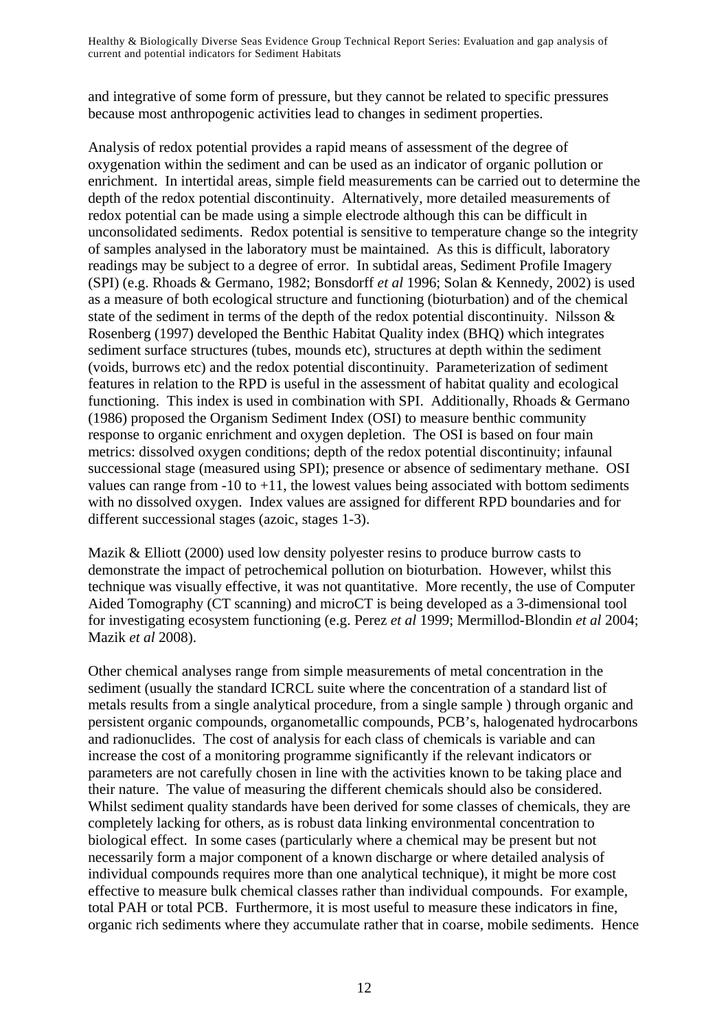and integrative of some form of pressure, but they cannot be related to specific pressures because most anthropogenic activities lead to changes in sediment properties.

Analysis of redox potential provides a rapid means of assessment of the degree of oxygenation within the sediment and can be used as an indicator of organic pollution or enrichment. In intertidal areas, simple field measurements can be carried out to determine the depth of the redox potential discontinuity. Alternatively, more detailed measurements of redox potential can be made using a simple electrode although this can be difficult in unconsolidated sediments. Redox potential is sensitive to temperature change so the integrity of samples analysed in the laboratory must be maintained. As this is difficult, laboratory readings may be subject to a degree of error. In subtidal areas, Sediment Profile Imagery (SPI) (e.g. Rhoads & Germano, 1982; Bonsdorff *et al* 1996; Solan & Kennedy, 2002) is used as a measure of both ecological structure and functioning (bioturbation) and of the chemical state of the sediment in terms of the depth of the redox potential discontinuity. Nilsson & Rosenberg (1997) developed the Benthic Habitat Quality index (BHQ) which integrates sediment surface structures (tubes, mounds etc), structures at depth within the sediment (voids, burrows etc) and the redox potential discontinuity. Parameterization of sediment features in relation to the RPD is useful in the assessment of habitat quality and ecological functioning. This index is used in combination with SPI. Additionally, Rhoads & Germano (1986) proposed the Organism Sediment Index (OSI) to measure benthic community response to organic enrichment and oxygen depletion. The OSI is based on four main metrics: dissolved oxygen conditions; depth of the redox potential discontinuity; infaunal successional stage (measured using SPI); presence or absence of sedimentary methane. OSI values can range from -10 to +11, the lowest values being associated with bottom sediments with no dissolved oxygen. Index values are assigned for different RPD boundaries and for different successional stages (azoic, stages 1-3).

Mazik & Elliott (2000) used low density polyester resins to produce burrow casts to demonstrate the impact of petrochemical pollution on bioturbation. However, whilst this technique was visually effective, it was not quantitative. More recently, the use of Computer Aided Tomography (CT scanning) and microCT is being developed as a 3-dimensional tool for investigating ecosystem functioning (e.g. Perez *et al* 1999; Mermillod-Blondin *et al* 2004; Mazik *et al* 2008).

Other chemical analyses range from simple measurements of metal concentration in the sediment (usually the standard ICRCL suite where the concentration of a standard list of metals results from a single analytical procedure, from a single sample ) through organic and persistent organic compounds, organometallic compounds, PCB's, halogenated hydrocarbons and radionuclides. The cost of analysis for each class of chemicals is variable and can increase the cost of a monitoring programme significantly if the relevant indicators or parameters are not carefully chosen in line with the activities known to be taking place and their nature. The value of measuring the different chemicals should also be considered. Whilst sediment quality standards have been derived for some classes of chemicals, they are completely lacking for others, as is robust data linking environmental concentration to biological effect. In some cases (particularly where a chemical may be present but not necessarily form a major component of a known discharge or where detailed analysis of individual compounds requires more than one analytical technique), it might be more cost effective to measure bulk chemical classes rather than individual compounds. For example, total PAH or total PCB. Furthermore, it is most useful to measure these indicators in fine, organic rich sediments where they accumulate rather that in coarse, mobile sediments. Hence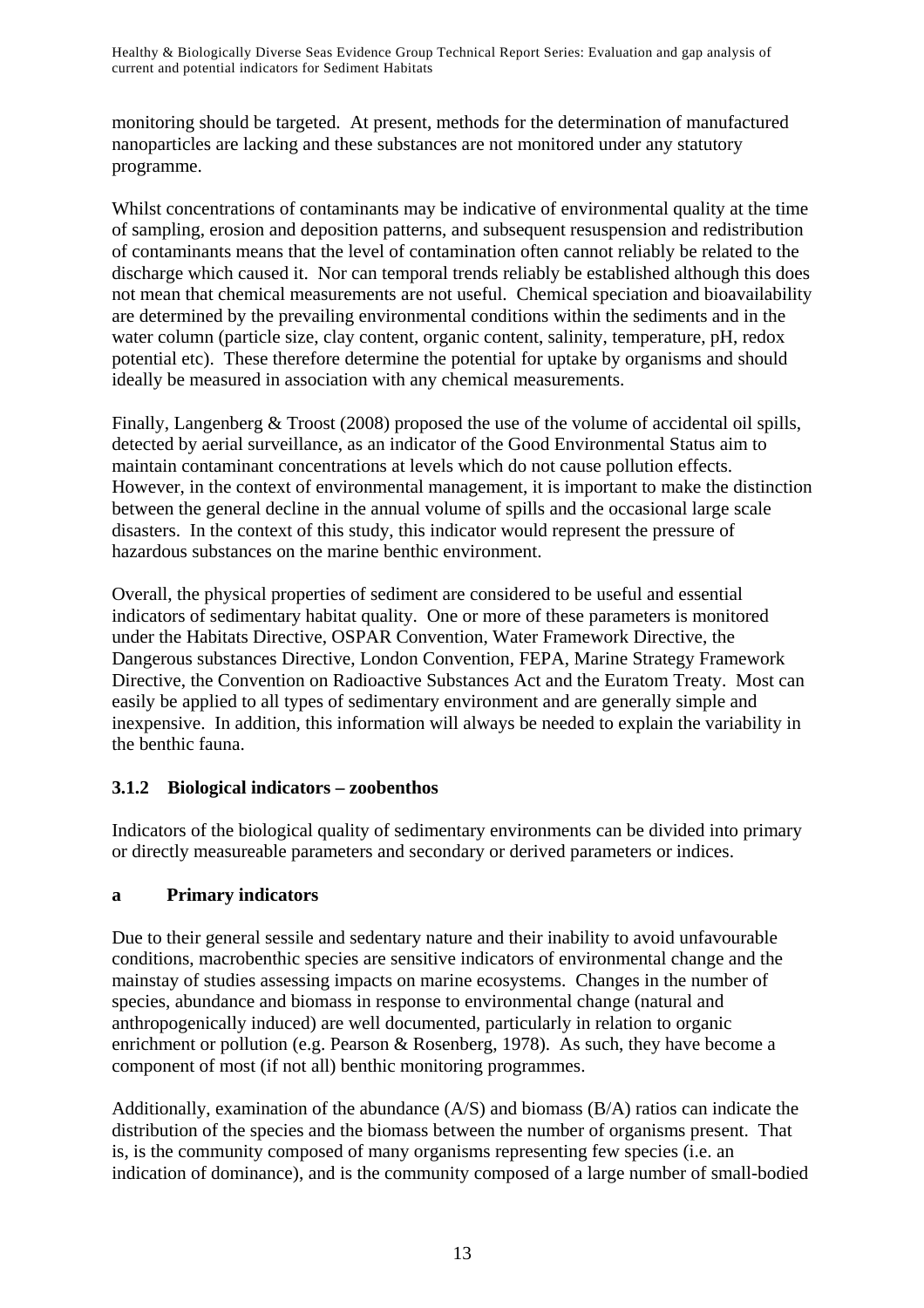monitoring should be targeted. At present, methods for the determination of manufactured nanoparticles are lacking and these substances are not monitored under any statutory programme.

Whilst concentrations of contaminants may be indicative of environmental quality at the time of sampling, erosion and deposition patterns, and subsequent resuspension and redistribution of contaminants means that the level of contamination often cannot reliably be related to the discharge which caused it. Nor can temporal trends reliably be established although this does not mean that chemical measurements are not useful. Chemical speciation and bioavailability are determined by the prevailing environmental conditions within the sediments and in the water column (particle size, clay content, organic content, salinity, temperature, pH, redox potential etc). These therefore determine the potential for uptake by organisms and should ideally be measured in association with any chemical measurements.

Finally, Langenberg & Troost (2008) proposed the use of the volume of accidental oil spills, detected by aerial surveillance, as an indicator of the Good Environmental Status aim to maintain contaminant concentrations at levels which do not cause pollution effects. However, in the context of environmental management, it is important to make the distinction between the general decline in the annual volume of spills and the occasional large scale disasters. In the context of this study, this indicator would represent the pressure of hazardous substances on the marine benthic environment.

Overall, the physical properties of sediment are considered to be useful and essential indicators of sedimentary habitat quality. One or more of these parameters is monitored under the Habitats Directive, OSPAR Convention, Water Framework Directive, the Dangerous substances Directive, London Convention, FEPA, Marine Strategy Framework Directive, the Convention on Radioactive Substances Act and the Euratom Treaty. Most can easily be applied to all types of sedimentary environment and are generally simple and inexpensive. In addition, this information will always be needed to explain the variability in the benthic fauna.

### 3.1.2 Biological indicators – zoobenthos

Indicators of the biological quality of sedimentary environments can be divided into primary or directly measureable parameters and secondary or derived parameters or indices.

#### a Primary indicators

Due to their general sessile and sedentary nature and their inability to avoid unfavourable conditions, macrobenthic species are sensitive indicators of environmental change and the mainstay of studies assessing impacts on marine ecosystems. Changes in the number of species, abundance and biomass in response to environmental change (natural and anthropogenically induced) are well documented, particularly in relation to organic enrichment or pollution (e.g. Pearson & Rosenberg, 1978). As such, they have become a component of most (if not all) benthic monitoring programmes.

Additionally, examination of the abundance (A/S) and biomass (B/A) ratios can indicate the distribution of the species and the biomass between the number of organisms present. That is, is the community composed of many organisms representing few species (i.e. an indication of dominance), and is the community composed of a large number of small-bodied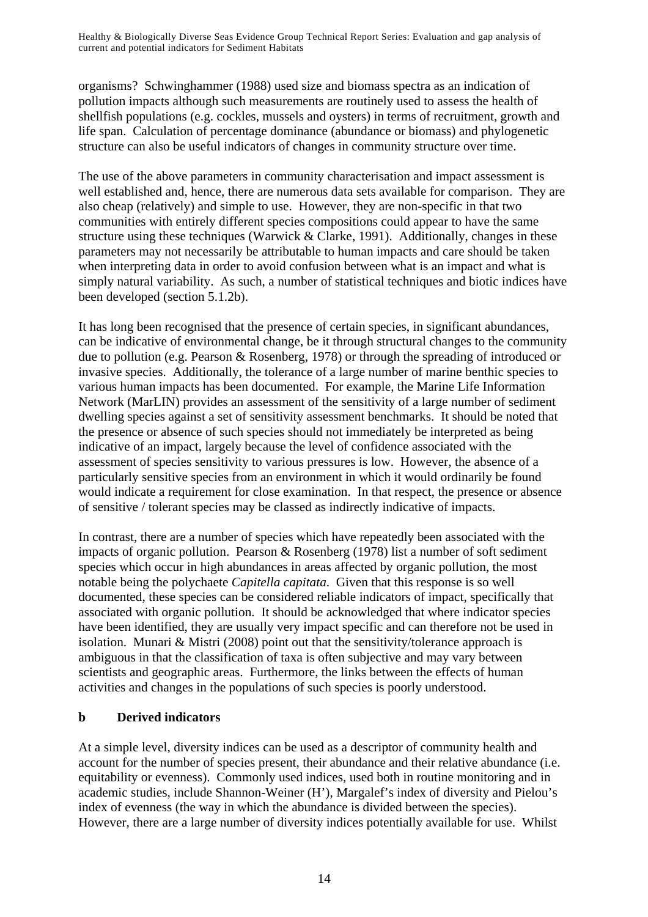organisms? Schwinghammer (1988) used size and biomass spectra as an indication of pollution impacts although such measurements are routinely used to assess the health of shellfish populations (e.g. cockles, mussels and oysters) in terms of recruitment, growth and life span. Calculation of percentage dominance (abundance or biomass) and phylogenetic structure can also be useful indicators of changes in community structure over time.

The use of the above parameters in community characterisation and impact assessment is well established and, hence, there are numerous data sets available for comparison. They are also cheap (relatively) and simple to use. However, they are non-specific in that two communities with entirely different species compositions could appear to have the same structure using these techniques (Warwick & Clarke, 1991). Additionally, changes in these parameters may not necessarily be attributable to human impacts and care should be taken when interpreting data in order to avoid confusion between what is an impact and what is simply natural variability. As such, a number of statistical techniques and biotic indices have been developed (section 5.1.2b).

It has long been recognised that the presence of certain species, in significant abundances, can be indicative of environmental change, be it through structural changes to the community due to pollution (e.g. Pearson & Rosenberg, 1978) or through the spreading of introduced or invasive species. Additionally, the tolerance of a large number of marine benthic species to various human impacts has been documented. For example, the Marine Life Information Network (MarLIN) provides an assessment of the sensitivity of a large number of sediment dwelling species against a set of sensitivity assessment benchmarks. It should be noted that the presence or absence of such species should not immediately be interpreted as being indicative of an impact, largely because the level of confidence associated with the assessment of species sensitivity to various pressures is low. However, the absence of a particularly sensitive species from an environment in which it would ordinarily be found would indicate a requirement for close examination. In that respect, the presence or absence of sensitive / tolerant species may be classed as indirectly indicative of impacts.

In contrast, there are a number of species which have repeatedly been associated with the impacts of organic pollution. Pearson & Rosenberg (1978) list a number of soft sediment species which occur in high abundances in areas affected by organic pollution, the most notable being the polychaete *Capitella capitata*. Given that this response is so well documented, these species can be considered reliable indicators of impact, specifically that associated with organic pollution. It should be acknowledged that where indicator species have been identified, they are usually very impact specific and can therefore not be used in isolation. Munari & Mistri (2008) point out that the sensitivity/tolerance approach is ambiguous in that the classification of taxa is often subjective and may vary between scientists and geographic areas. Furthermore, the links between the effects of human activities and changes in the populations of such species is poorly understood.

**b Derived indicators**

At a simple level, diversity indices can be used as a descriptor of community health and account for the number of species present, their abundance and their relative abundance (i.e. equitability or evenness). Commonly used indices, used both in routine monitoring and in academic studies, include Shannon-Weiner (H'), Margalef's index of diversity and Pielou's index of evenness (the way in which the abundance is divided between the species). However, there are a large number of diversity indices potentially available for use. Whilst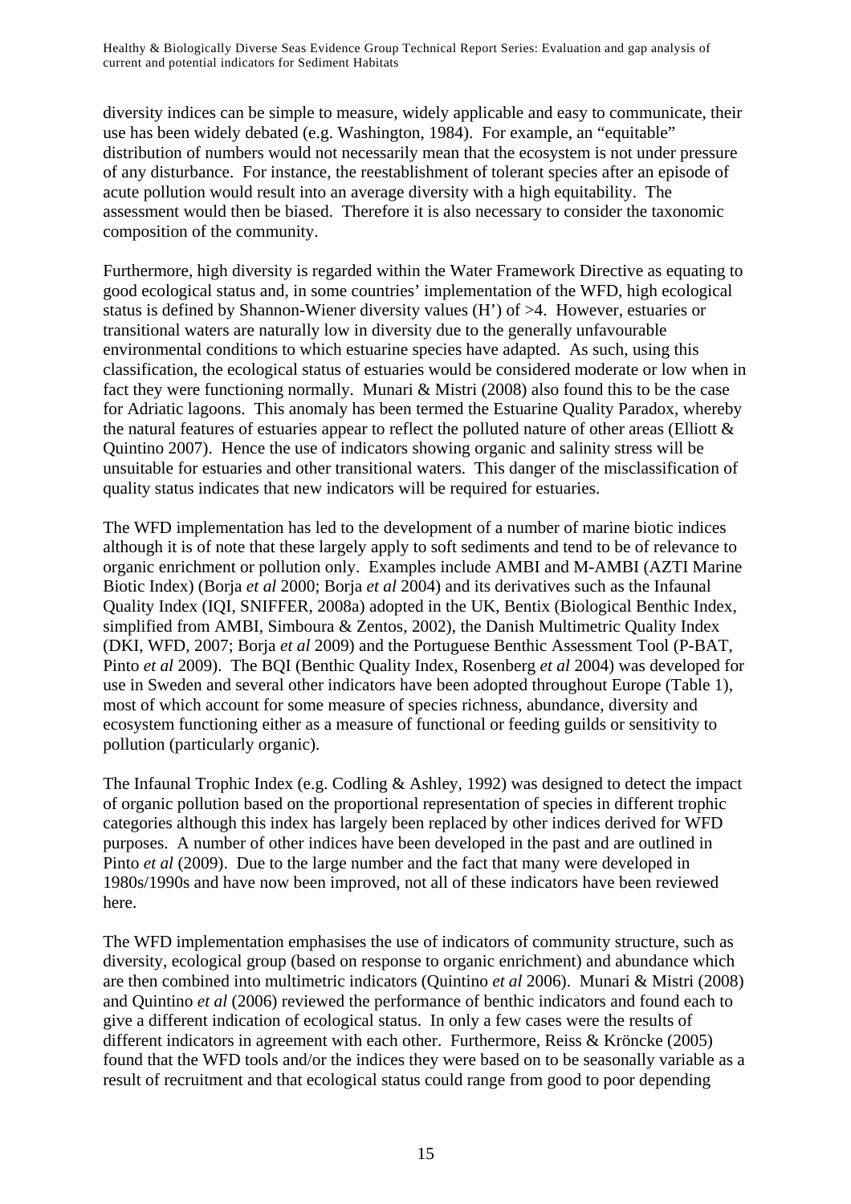diversity indices can be simple to measure, widely applicable and easy to communicate, their use has been widely debated (e.g. Washington, 1984). For example, an "equitable" distribution of numbers would not necessarily mean that the ecosystem is not under pressure of any disturbance. For instance, the reestablishment of tolerant species after an episode of acute pollution would result into an average diversity with a high equitability. The assessment would then be biased. Therefore it is also necessary to consider the taxonomic composition of the community.

Furthermore, high diversity is regarded within the Water Framework Directive as equating to good ecological status and, in some countries' implementation of the WFD, high ecological status is defined by Shannon-Wiener diversity values (H') of >4. However, estuaries or transitional waters are naturally low in diversity due to the generally unfavourable environmental conditions to which estuarine species have adapted. As such, using this classification, the ecological status of estuaries would be considered moderate or low when in fact they were functioning normally. Munari & Mistri (2008) also found this to be the case for Adriatic lagoons. This anomaly has been termed the Estuarine Quality Paradox, whereby the natural features of estuaries appear to reflect the polluted nature of other areas (Elliott & Quintino 2007). Hence the use of indicators showing organic and salinity stress will be unsuitable for estuaries and other transitional waters. This danger of the misclassification of quality status indicates that new indicators will be required for estuaries.

The WFD implementation has led to the development of a number of marine biotic indices although it is of note that these largely apply to soft sediments and tend to be of relevance to organic enrichment or pollution only. Examples include AMBI and M-AMBI (AZTI Marine Biotic Index) (Borja *et al* 2000; Borja *et al* 2004) and its derivatives such as the Infaunal Quality Index (IQI, SNIFFER, 2008a) adopted in the UK, Bentix (Biological Benthic Index, simplified from AMBI, Simboura & Zentos, 2002), the Danish Multimetric Quality Index (DKI, WFD, 2007; Borja *et al* 2009) and the Portuguese Benthic Assessment Tool (P-BAT, Pinto *et al* 2009). The BQI (Benthic Quality Index, Rosenberg *et al* 2004) was developed for use in Sweden and several other indicators have been adopted throughout Europe (Table 1), most of which account for some measure of species richness, abundance, diversity and ecosystem functioning either as a measure of functional or feeding guilds or sensitivity to pollution (particularly organic).

The Infaunal Trophic Index (e.g. Codling & Ashley, 1992) was designed to detect the impact of organic pollution based on the proportional representation of species in different trophic categories although this index has largely been replaced by other indices derived for WFD purposes. A number of other indices have been developed in the past and are outlined in Pinto *et al* (2009). Due to the large number and the fact that many were developed in 1980s/1990s and have now been improved, not all of these indicators have been reviewed here.

The WFD implementation emphasises the use of indicators of community structure, such as diversity, ecological group (based on response to organic enrichment) and abundance which are then combined into multimetric indicators (Quintino *et al* 2006). Munari & Mistri (2008) and Quintino *et al* (2006) reviewed the performance of benthic indicators and found each to give a different indication of ecological status. In only a few cases were the results of different indicators in agreement with each other. Furthermore, Reiss & Kröncke (2005) found that the WFD tools and/or the indices they were based on to be seasonally variable as a result of recruitment and that ecological status could range from good to poor depending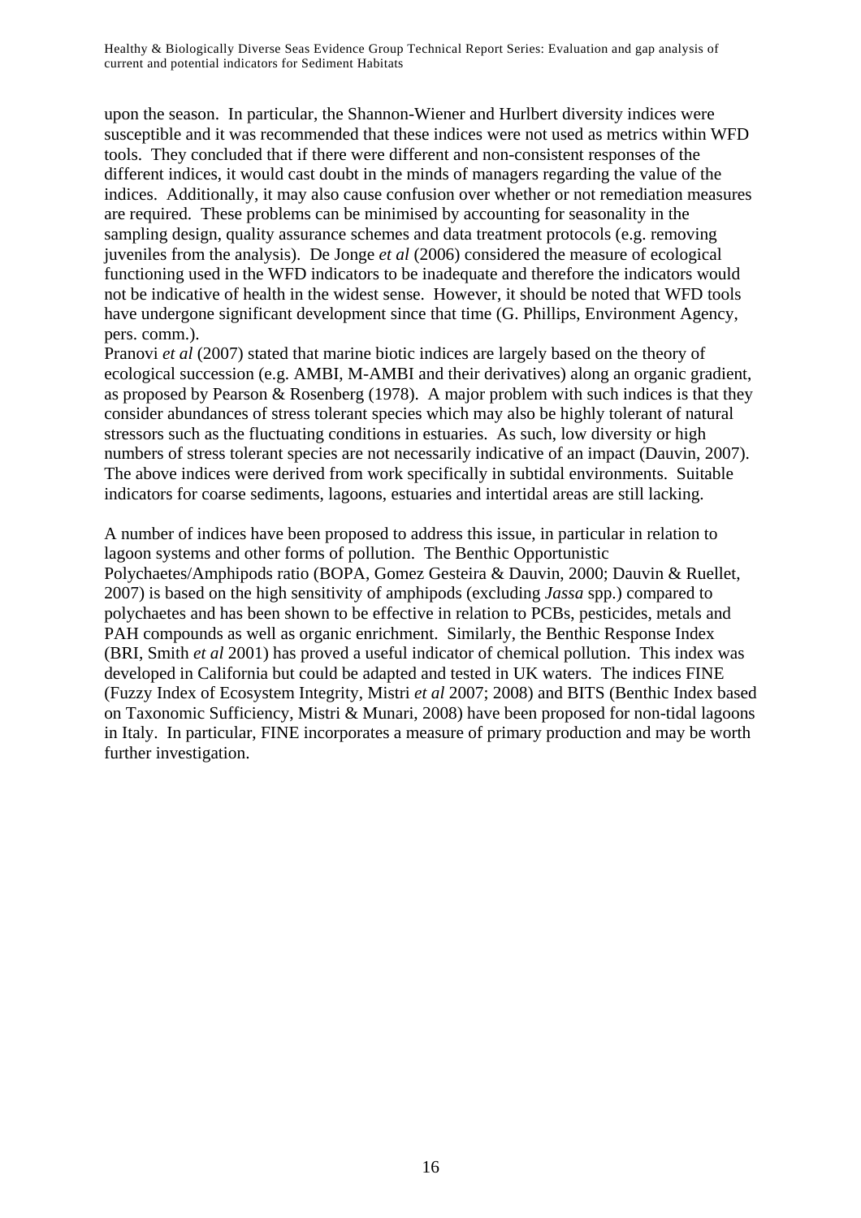upon the season. In particular, the Shannon-Wiener and Hurlbert diversity indices were susceptible and it was recommended that these indices were not used as metrics within WFD tools. They concluded that if there were different and non-consistent responses of the different indices, it would cast doubt in the minds of managers regarding the value of the indices. Additionally, it may also cause confusion over whether or not remediation measures are required. These problems can be minimised by accounting for seasonality in the sampling design, quality assurance schemes and data treatment protocols (e.g. removing juveniles from the analysis). De Jonge *et al* (2006) considered the measure of ecological functioning used in the WFD indicators to be inadequate and therefore the indicators would not be indicative of health in the widest sense. However, it should be noted that WFD tools have undergone significant development since that time (G. Phillips, Environment Agency, pers. comm.).
Pranovi *et al* (2007) stated that marine biotic indices are largely based on the theory of ecological succession (e.g. AMBI, M-AMBI and their derivatives) along an organic gradient, as proposed by Pearson & Rosenberg (1978). A major problem with such indices is that they consider abundances of stress tolerant species which may also be highly tolerant of natural stressors such as the fluctuating conditions in estuaries. As such, low diversity or high numbers of stress tolerant species are not necessarily indicative of an impact (Dauvin, 2007). The above indices were derived from work specifically in subtidal environments. Suitable indicators for coarse sediments, lagoons, estuaries and intertidal areas are still lacking.

A number of indices have been proposed to address this issue, in particular in relation to lagoon systems and other forms of pollution. The Benthic Opportunistic Polychaetes/Amphipods ratio (BOPA, Gomez Gesteira & Dauvin, 2000; Dauvin & Ruellet, 2007) is based on the high sensitivity of amphipods (excluding *Jassa* spp.) compared to polychaetes and has been shown to be effective in relation to PCBs, pesticides, metals and PAH compounds as well as organic enrichment. Similarly, the Benthic Response Index (BRI, Smith *et al* 2001) has proved a useful indicator of chemical pollution. This index was developed in California but could be adapted and tested in UK waters. The indices FINE (Fuzzy Index of Ecosystem Integrity, Mistri *et al* 2007; 2008) and BITS (Benthic Index based on Taxonomic Sufficiency, Mistri & Munari, 2008) have been proposed for non-tidal lagoons in Italy. In particular, FINE incorporates a measure of primary production and may be worth further investigation.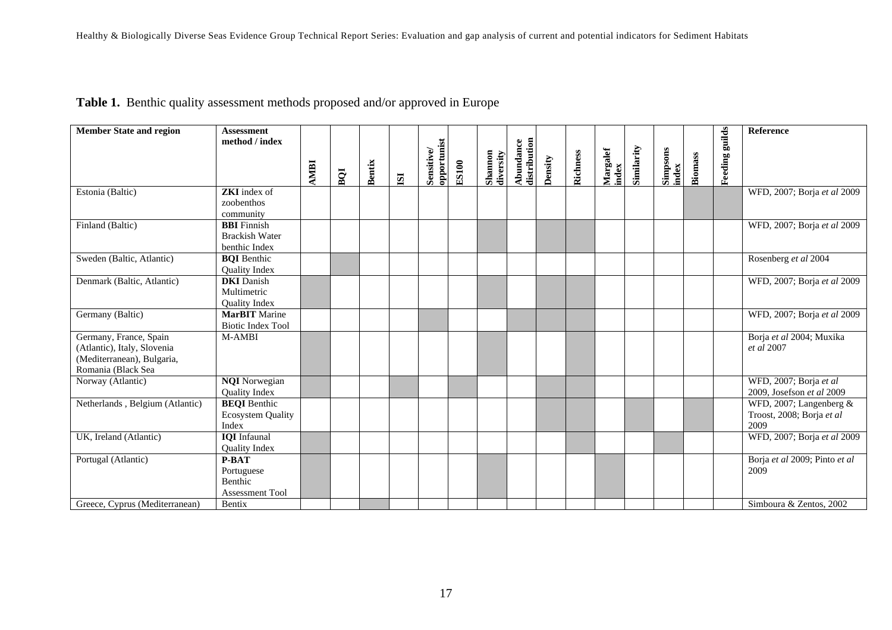**Table 1.** Benthic quality assessment methods proposed and/or approved in Europe

| Member State and region | Assessment method / index | AMBI | BQI | Bentix | ISI | Sensitive/ opportunist | ES100 | Shannon diversity | Abundance distribution | Density | Richness | Margalef index | Similarity | Simpsons index | Biomass | Feeding guilds | Reference |
|---|---|---|---|---|---|---|---|---|---|---|---|---|---|---|---|---|---|
| Estonia (Baltic) | **ZKI** index of zoobenthos community | | | | | | | | | | | | | | ■ | ■ | WFD, 2007; Borja *et al* 2009 |
| Finland (Baltic) | **BBI** Finnish Brackish Water benthic Index | | | | | | | ■ | | ■ | ■ | | | | | | WFD, 2007; Borja *et al* 2009 |
| Sweden (Baltic, Atlantic) | **BQI** Benthic Quality Index | | ■ | | | | | | | | | | | | | | Rosenberg *et al* 2004 |
| Denmark (Baltic, Atlantic) | **DKI** Danish Multimetric Quality Index | ■ | | | | | | ■ | | ■ | ■ | | | | | | WFD, 2007; Borja *et al* 2009 |
| Germany (Baltic) | **MarBIT** Marine Biotic Index Tool | | | | | ■ | | | ■ | ■ | ■ | | | | | | WFD, 2007; Borja *et al* 2009 |
| Germany, France, Spain (Atlantic), Italy, Slovenia (Mediterranean), Bulgaria, Romania (Black Sea | M-AMBI | ■ | | | | | | ■ | | | ■ | | | | | | Borja *et al* 2004; Muxika *et al* 2007 |
| Norway (Atlantic) | **NQI** Norwegian Quality Index | ■ | | | ■ | | ■ | | | ■ | ■ | | | | | | WFD, 2007; Borja *et al* 2009, Josefson *et al* 2009 |
| Netherlands , Belgium (Atlantic) | **BEQI** Benthic Ecosystem Quality Index | | | | | | | | | ■ | ■ | | ■ | | ■ | | WFD, 2007; Langenberg & Troost, 2008; Borja *et al* 2009 |
| UK, Ireland (Atlantic) | **IQI** Infaunal Quality Index | ■ | | | | | | | | | ■ | | | ■ | | | WFD, 2007; Borja *et al* 2009 |
| Portugal (Atlantic) | **P-BAT** Portuguese Benthic Assessment Tool | ■ | | | | | | ■ | | | | ■ | | | | | Borja *et al* 2009; Pinto *et al* 2009 |
| Greece, Cyprus (Mediterranean) | Bentix | | | ■ | | | | | | | | | | | | | Simboura & Zentos, 2002 |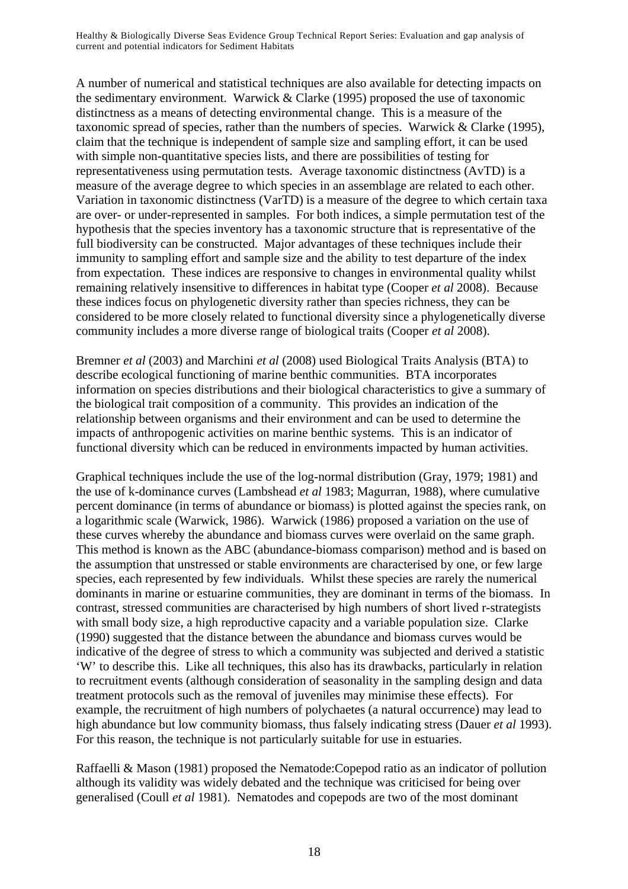A number of numerical and statistical techniques are also available for detecting impacts on the sedimentary environment. Warwick & Clarke (1995) proposed the use of taxonomic distinctness as a means of detecting environmental change. This is a measure of the taxonomic spread of species, rather than the numbers of species. Warwick & Clarke (1995), claim that the technique is independent of sample size and sampling effort, it can be used with simple non-quantitative species lists, and there are possibilities of testing for representativeness using permutation tests. Average taxonomic distinctness (AvTD) is a measure of the average degree to which species in an assemblage are related to each other. Variation in taxonomic distinctness (VarTD) is a measure of the degree to which certain taxa are over- or under-represented in samples. For both indices, a simple permutation test of the hypothesis that the species inventory has a taxonomic structure that is representative of the full biodiversity can be constructed. Major advantages of these techniques include their immunity to sampling effort and sample size and the ability to test departure of the index from expectation. These indices are responsive to changes in environmental quality whilst remaining relatively insensitive to differences in habitat type (Cooper *et al* 2008). Because these indices focus on phylogenetic diversity rather than species richness, they can be considered to be more closely related to functional diversity since a phylogenetically diverse community includes a more diverse range of biological traits (Cooper *et al* 2008).

Bremner *et al* (2003) and Marchini *et al* (2008) used Biological Traits Analysis (BTA) to describe ecological functioning of marine benthic communities. BTA incorporates information on species distributions and their biological characteristics to give a summary of the biological trait composition of a community. This provides an indication of the relationship between organisms and their environment and can be used to determine the impacts of anthropogenic activities on marine benthic systems. This is an indicator of functional diversity which can be reduced in environments impacted by human activities.

Graphical techniques include the use of the log-normal distribution (Gray, 1979; 1981) and the use of k-dominance curves (Lambshead *et al* 1983; Magurran, 1988), where cumulative percent dominance (in terms of abundance or biomass) is plotted against the species rank, on a logarithmic scale (Warwick, 1986). Warwick (1986) proposed a variation on the use of these curves whereby the abundance and biomass curves were overlaid on the same graph. This method is known as the ABC (abundance-biomass comparison) method and is based on the assumption that unstressed or stable environments are characterised by one, or few large species, each represented by few individuals. Whilst these species are rarely the numerical dominants in marine or estuarine communities, they are dominant in terms of the biomass. In contrast, stressed communities are characterised by high numbers of short lived r-strategists with small body size, a high reproductive capacity and a variable population size. Clarke (1990) suggested that the distance between the abundance and biomass curves would be indicative of the degree of stress to which a community was subjected and derived a statistic 'W' to describe this. Like all techniques, this also has its drawbacks, particularly in relation to recruitment events (although consideration of seasonality in the sampling design and data treatment protocols such as the removal of juveniles may minimise these effects). For example, the recruitment of high numbers of polychaetes (a natural occurrence) may lead to high abundance but low community biomass, thus falsely indicating stress (Dauer *et al* 1993). For this reason, the technique is not particularly suitable for use in estuaries.

Raffaelli & Mason (1981) proposed the Nematode:Copepod ratio as an indicator of pollution although its validity was widely debated and the technique was criticised for being over generalised (Coull *et al* 1981). Nematodes and copepods are two of the most dominant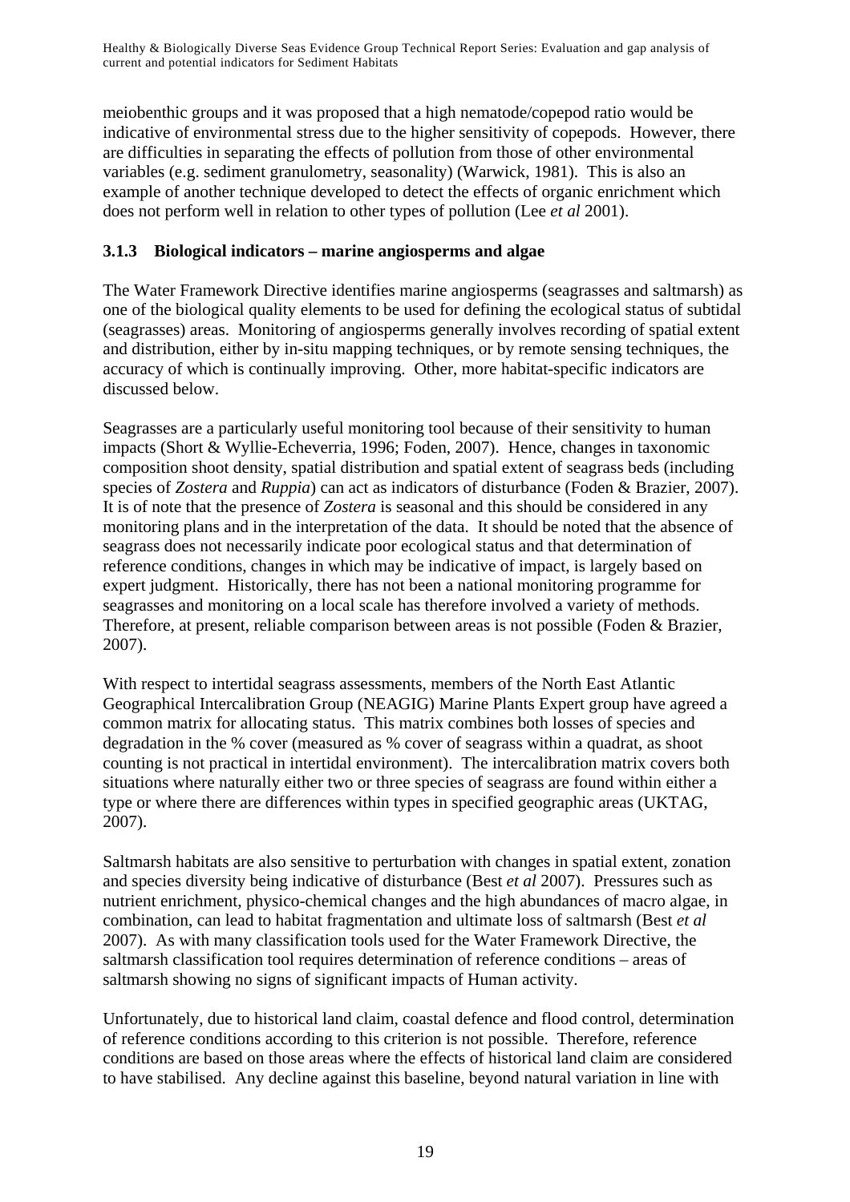meiobenthic groups and it was proposed that a high nematode/copepod ratio would be indicative of environmental stress due to the higher sensitivity of copepods. However, there are difficulties in separating the effects of pollution from those of other environmental variables (e.g. sediment granulometry, seasonality) (Warwick, 1981). This is also an example of another technique developed to detect the effects of organic enrichment which does not perform well in relation to other types of pollution (Lee *et al* 2001).

### 3.1.3 Biological indicators – marine angiosperms and algae

The Water Framework Directive identifies marine angiosperms (seagrasses and saltmarsh) as one of the biological quality elements to be used for defining the ecological status of subtidal (seagrasses) areas. Monitoring of angiosperms generally involves recording of spatial extent and distribution, either by in-situ mapping techniques, or by remote sensing techniques, the accuracy of which is continually improving. Other, more habitat-specific indicators are discussed below.

Seagrasses are a particularly useful monitoring tool because of their sensitivity to human impacts (Short & Wyllie-Echeverria, 1996; Foden, 2007). Hence, changes in taxonomic composition shoot density, spatial distribution and spatial extent of seagrass beds (including species of *Zostera* and *Ruppia*) can act as indicators of disturbance (Foden & Brazier, 2007). It is of note that the presence of *Zostera* is seasonal and this should be considered in any monitoring plans and in the interpretation of the data. It should be noted that the absence of seagrass does not necessarily indicate poor ecological status and that determination of reference conditions, changes in which may be indicative of impact, is largely based on expert judgment. Historically, there has not been a national monitoring programme for seagrasses and monitoring on a local scale has therefore involved a variety of methods. Therefore, at present, reliable comparison between areas is not possible (Foden & Brazier, 2007).

With respect to intertidal seagrass assessments, members of the North East Atlantic Geographical Intercalibration Group (NEAGIG) Marine Plants Expert group have agreed a common matrix for allocating status. This matrix combines both losses of species and degradation in the % cover (measured as % cover of seagrass within a quadrat, as shoot counting is not practical in intertidal environment). The intercalibration matrix covers both situations where naturally either two or three species of seagrass are found within either a type or where there are differences within types in specified geographic areas (UKTAG, 2007).

Saltmarsh habitats are also sensitive to perturbation with changes in spatial extent, zonation and species diversity being indicative of disturbance (Best *et al* 2007). Pressures such as nutrient enrichment, physico-chemical changes and the high abundances of macro algae, in combination, can lead to habitat fragmentation and ultimate loss of saltmarsh (Best *et al* 2007). As with many classification tools used for the Water Framework Directive, the saltmarsh classification tool requires determination of reference conditions – areas of saltmarsh showing no signs of significant impacts of Human activity.

Unfortunately, due to historical land claim, coastal defence and flood control, determination of reference conditions according to this criterion is not possible. Therefore, reference conditions are based on those areas where the effects of historical land claim are considered to have stabilised. Any decline against this baseline, beyond natural variation in line with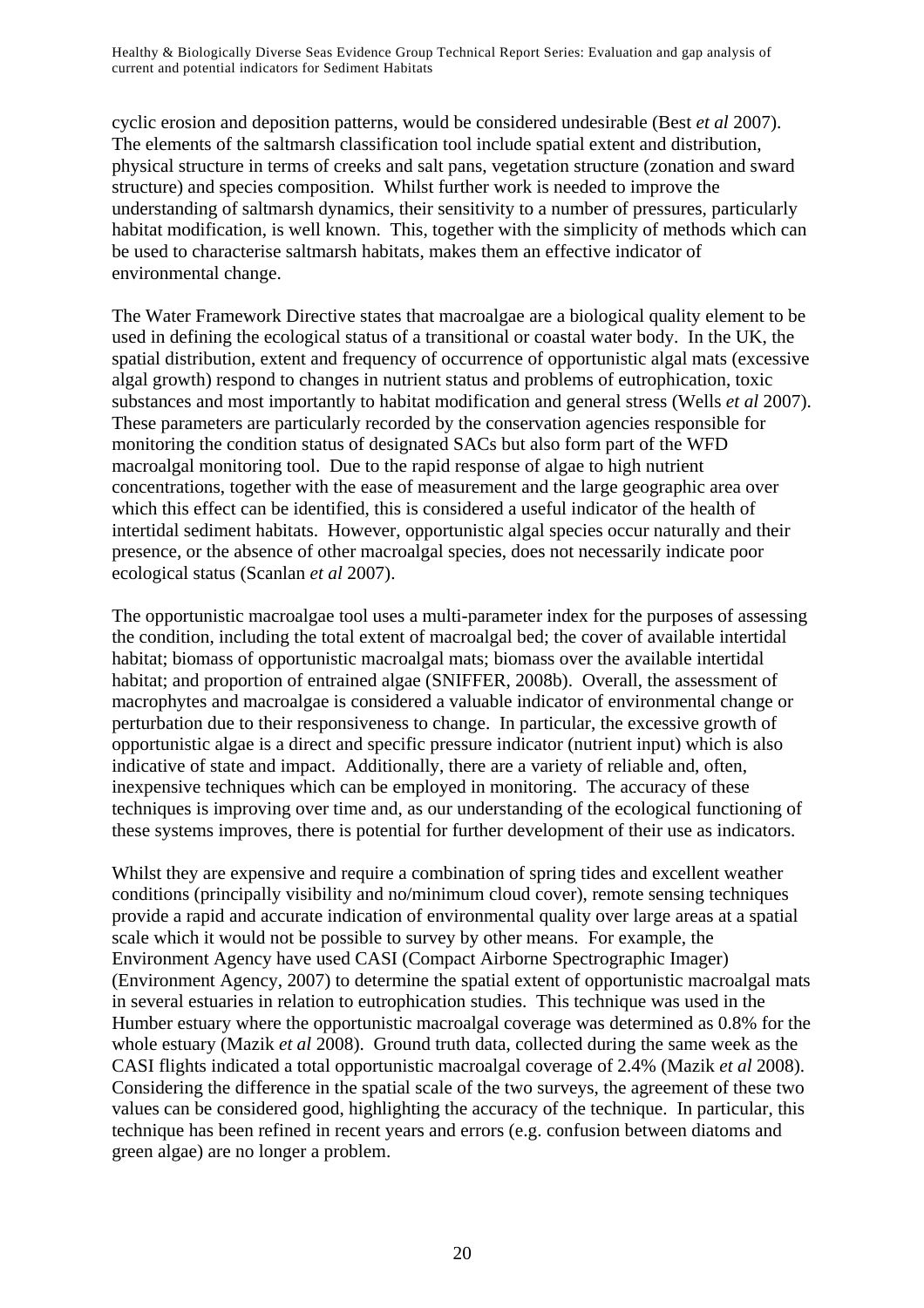cyclic erosion and deposition patterns, would be considered undesirable (Best *et al* 2007). The elements of the saltmarsh classification tool include spatial extent and distribution, physical structure in terms of creeks and salt pans, vegetation structure (zonation and sward structure) and species composition. Whilst further work is needed to improve the understanding of saltmarsh dynamics, their sensitivity to a number of pressures, particularly habitat modification, is well known. This, together with the simplicity of methods which can be used to characterise saltmarsh habitats, makes them an effective indicator of environmental change.

The Water Framework Directive states that macroalgae are a biological quality element to be used in defining the ecological status of a transitional or coastal water body. In the UK, the spatial distribution, extent and frequency of occurrence of opportunistic algal mats (excessive algal growth) respond to changes in nutrient status and problems of eutrophication, toxic substances and most importantly to habitat modification and general stress (Wells *et al* 2007). These parameters are particularly recorded by the conservation agencies responsible for monitoring the condition status of designated SACs but also form part of the WFD macroalgal monitoring tool. Due to the rapid response of algae to high nutrient concentrations, together with the ease of measurement and the large geographic area over which this effect can be identified, this is considered a useful indicator of the health of intertidal sediment habitats. However, opportunistic algal species occur naturally and their presence, or the absence of other macroalgal species, does not necessarily indicate poor ecological status (Scanlan *et al* 2007).

The opportunistic macroalgae tool uses a multi-parameter index for the purposes of assessing the condition, including the total extent of macroalgal bed; the cover of available intertidal habitat; biomass of opportunistic macroalgal mats; biomass over the available intertidal habitat; and proportion of entrained algae (SNIFFER, 2008b). Overall, the assessment of macrophytes and macroalgae is considered a valuable indicator of environmental change or perturbation due to their responsiveness to change. In particular, the excessive growth of opportunistic algae is a direct and specific pressure indicator (nutrient input) which is also indicative of state and impact. Additionally, there are a variety of reliable and, often, inexpensive techniques which can be employed in monitoring. The accuracy of these techniques is improving over time and, as our understanding of the ecological functioning of these systems improves, there is potential for further development of their use as indicators.

Whilst they are expensive and require a combination of spring tides and excellent weather conditions (principally visibility and no/minimum cloud cover), remote sensing techniques provide a rapid and accurate indication of environmental quality over large areas at a spatial scale which it would not be possible to survey by other means. For example, the Environment Agency have used CASI (Compact Airborne Spectrographic Imager) (Environment Agency, 2007) to determine the spatial extent of opportunistic macroalgal mats in several estuaries in relation to eutrophication studies. This technique was used in the Humber estuary where the opportunistic macroalgal coverage was determined as 0.8% for the whole estuary (Mazik *et al* 2008). Ground truth data, collected during the same week as the CASI flights indicated a total opportunistic macroalgal coverage of 2.4% (Mazik *et al* 2008). Considering the difference in the spatial scale of the two surveys, the agreement of these two values can be considered good, highlighting the accuracy of the technique. In particular, this technique has been refined in recent years and errors (e.g. confusion between diatoms and green algae) are no longer a problem.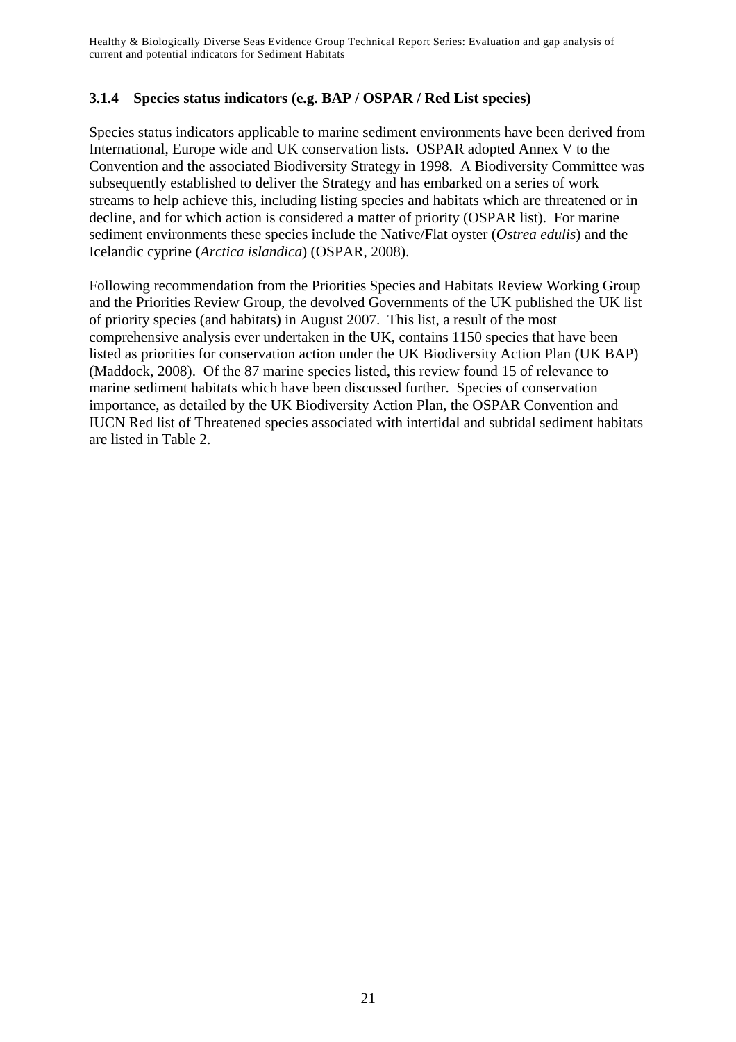### 3.1.4 Species status indicators (e.g. BAP / OSPAR / Red List species)

Species status indicators applicable to marine sediment environments have been derived from International, Europe wide and UK conservation lists. OSPAR adopted Annex V to the Convention and the associated Biodiversity Strategy in 1998. A Biodiversity Committee was subsequently established to deliver the Strategy and has embarked on a series of work streams to help achieve this, including listing species and habitats which are threatened or in decline, and for which action is considered a matter of priority (OSPAR list). For marine sediment environments these species include the Native/Flat oyster (*Ostrea edulis*) and the Icelandic cyprine (*Arctica islandica*) (OSPAR, 2008).

Following recommendation from the Priorities Species and Habitats Review Working Group and the Priorities Review Group, the devolved Governments of the UK published the UK list of priority species (and habitats) in August 2007. This list, a result of the most comprehensive analysis ever undertaken in the UK, contains 1150 species that have been listed as priorities for conservation action under the UK Biodiversity Action Plan (UK BAP) (Maddock, 2008). Of the 87 marine species listed, this review found 15 of relevance to marine sediment habitats which have been discussed further. Species of conservation importance, as detailed by the UK Biodiversity Action Plan, the OSPAR Convention and IUCN Red list of Threatened species associated with intertidal and subtidal sediment habitats are listed in Table 2.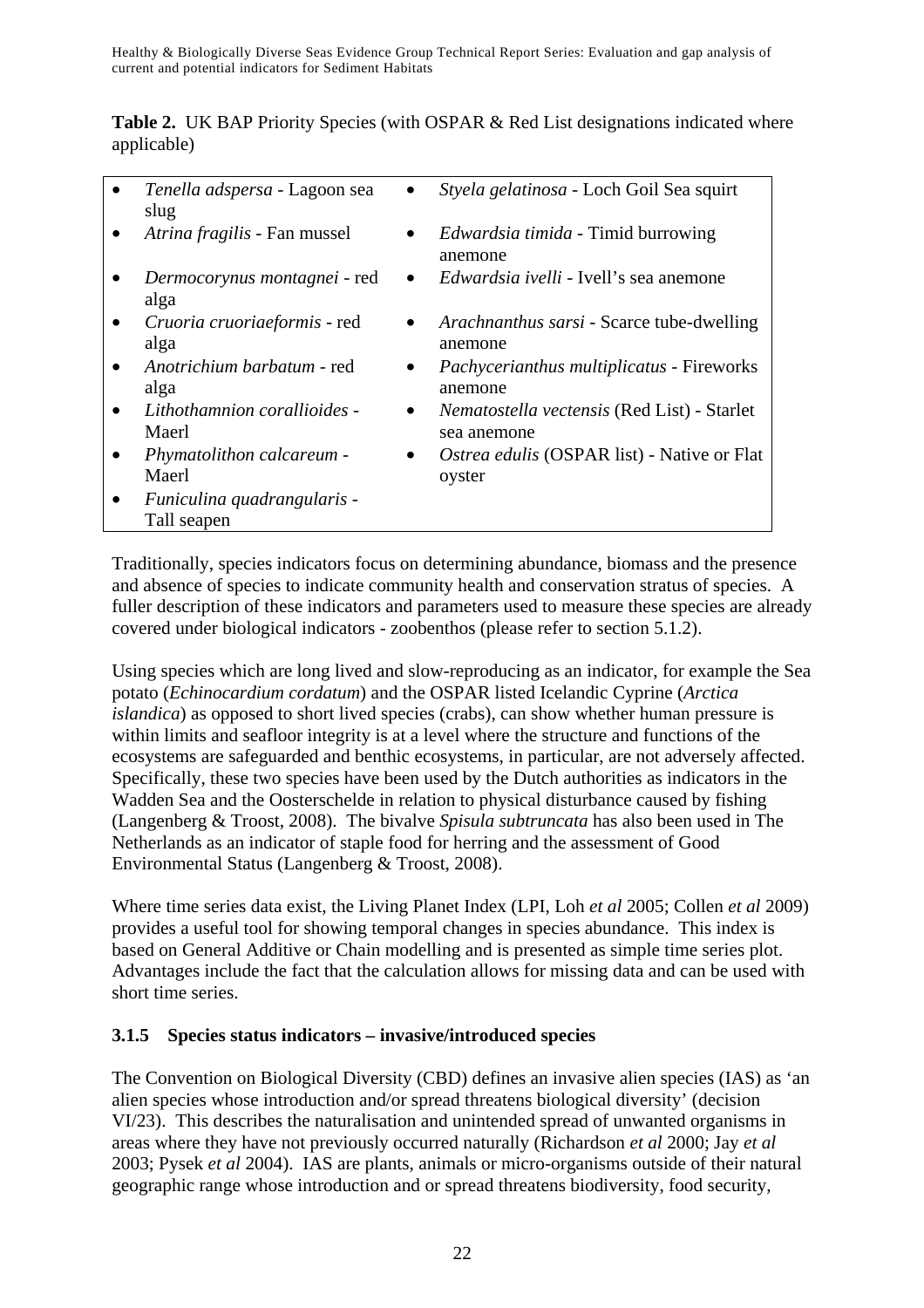**Table 2.** UK BAP Priority Species (with OSPAR & Red List designations indicated where applicable)

| | |
|---|---|
| • *Tenella adspersa* - Lagoon sea slug | • *Styela gelatinosa* - Loch Goil Sea squirt |
| • *Atrina fragilis* - Fan mussel | • *Edwardsia timida* - Timid burrowing anemone |
| • *Dermocorynus montagnei* - red alga | • *Edwardsia ivelli* - Ivell's sea anemone |
| • *Cruoria cruoriaeformis* - red alga | • *Arachnanthus sarsi* - Scarce tube-dwelling anemone |
| • *Anotrichium barbatum* - red alga | • *Pachycerianthus multiplicatus* - Fireworks anemone |
| • *Lithothamnion corallioides* - Maerl | • *Nematostella vectensis* (Red List) - Starlet sea anemone |
| • *Phymatolithon calcareum* - Maerl | • *Ostrea edulis* (OSPAR list) - Native or Flat oyster |
| • *Funiculina quadrangularis* - Tall seapen | |

Traditionally, species indicators focus on determining abundance, biomass and the presence and absence of species to indicate community health and conservation stratus of species. A fuller description of these indicators and parameters used to measure these species are already covered under biological indicators - zoobenthos (please refer to section 5.1.2).

Using species which are long lived and slow-reproducing as an indicator, for example the Sea potato (*Echinocardium cordatum*) and the OSPAR listed Icelandic Cyprine (*Arctica islandica*) as opposed to short lived species (crabs), can show whether human pressure is within limits and seafloor integrity is at a level where the structure and functions of the ecosystems are safeguarded and benthic ecosystems, in particular, are not adversely affected. Specifically, these two species have been used by the Dutch authorities as indicators in the Wadden Sea and the Oosterschelde in relation to physical disturbance caused by fishing (Langenberg & Troost, 2008). The bivalve *Spisula subtruncata* has also been used in The Netherlands as an indicator of staple food for herring and the assessment of Good Environmental Status (Langenberg & Troost, 2008).

Where time series data exist, the Living Planet Index (LPI, Loh *et al* 2005; Collen *et al* 2009) provides a useful tool for showing temporal changes in species abundance. This index is based on General Additive or Chain modelling and is presented as simple time series plot. Advantages include the fact that the calculation allows for missing data and can be used with short time series.

### 3.1.5 Species status indicators – invasive/introduced species

The Convention on Biological Diversity (CBD) defines an invasive alien species (IAS) as 'an alien species whose introduction and/or spread threatens biological diversity' (decision VI/23). This describes the naturalisation and unintended spread of unwanted organisms in areas where they have not previously occurred naturally (Richardson *et al* 2000; Jay *et al* 2003; Pysek *et al* 2004). IAS are plants, animals or micro-organisms outside of their natural geographic range whose introduction and or spread threatens biodiversity, food security,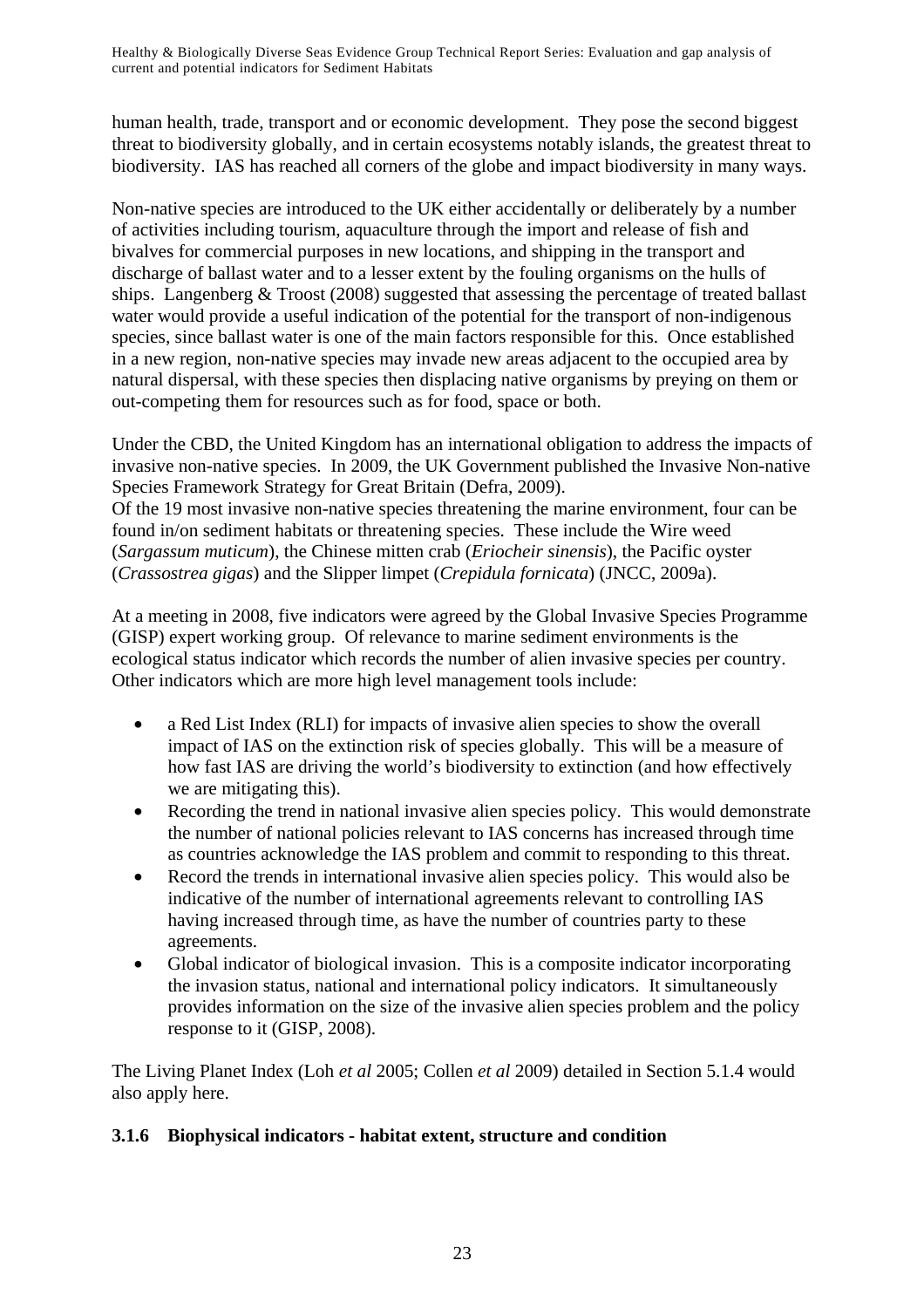human health, trade, transport and or economic development. They pose the second biggest threat to biodiversity globally, and in certain ecosystems notably islands, the greatest threat to biodiversity. IAS has reached all corners of the globe and impact biodiversity in many ways.

Non-native species are introduced to the UK either accidentally or deliberately by a number of activities including tourism, aquaculture through the import and release of fish and bivalves for commercial purposes in new locations, and shipping in the transport and discharge of ballast water and to a lesser extent by the fouling organisms on the hulls of ships. Langenberg & Troost (2008) suggested that assessing the percentage of treated ballast water would provide a useful indication of the potential for the transport of non-indigenous species, since ballast water is one of the main factors responsible for this. Once established in a new region, non-native species may invade new areas adjacent to the occupied area by natural dispersal, with these species then displacing native organisms by preying on them or out-competing them for resources such as for food, space or both.

Under the CBD, the United Kingdom has an international obligation to address the impacts of invasive non-native species. In 2009, the UK Government published the Invasive Non-native Species Framework Strategy for Great Britain (Defra, 2009).
Of the 19 most invasive non-native species threatening the marine environment, four can be found in/on sediment habitats or threatening species. These include the Wire weed (*Sargassum muticum*), the Chinese mitten crab (*Eriocheir sinensis*), the Pacific oyster (*Crassostrea gigas*) and the Slipper limpet (*Crepidula fornicata*) (JNCC, 2009a).

At a meeting in 2008, five indicators were agreed by the Global Invasive Species Programme (GISP) expert working group. Of relevance to marine sediment environments is the ecological status indicator which records the number of alien invasive species per country. Other indicators which are more high level management tools include:

- a Red List Index (RLI) for impacts of invasive alien species to show the overall impact of IAS on the extinction risk of species globally. This will be a measure of how fast IAS are driving the world's biodiversity to extinction (and how effectively we are mitigating this).
- Recording the trend in national invasive alien species policy. This would demonstrate the number of national policies relevant to IAS concerns has increased through time as countries acknowledge the IAS problem and commit to responding to this threat.
- Record the trends in international invasive alien species policy. This would also be indicative of the number of international agreements relevant to controlling IAS having increased through time, as have the number of countries party to these agreements.
- Global indicator of biological invasion. This is a composite indicator incorporating the invasion status, national and international policy indicators. It simultaneously provides information on the size of the invasive alien species problem and the policy response to it (GISP, 2008).

The Living Planet Index (Loh *et al* 2005; Collen *et al* 2009) detailed in Section 5.1.4 would also apply here.

### 3.1.6 Biophysical indicators - habitat extent, structure and condition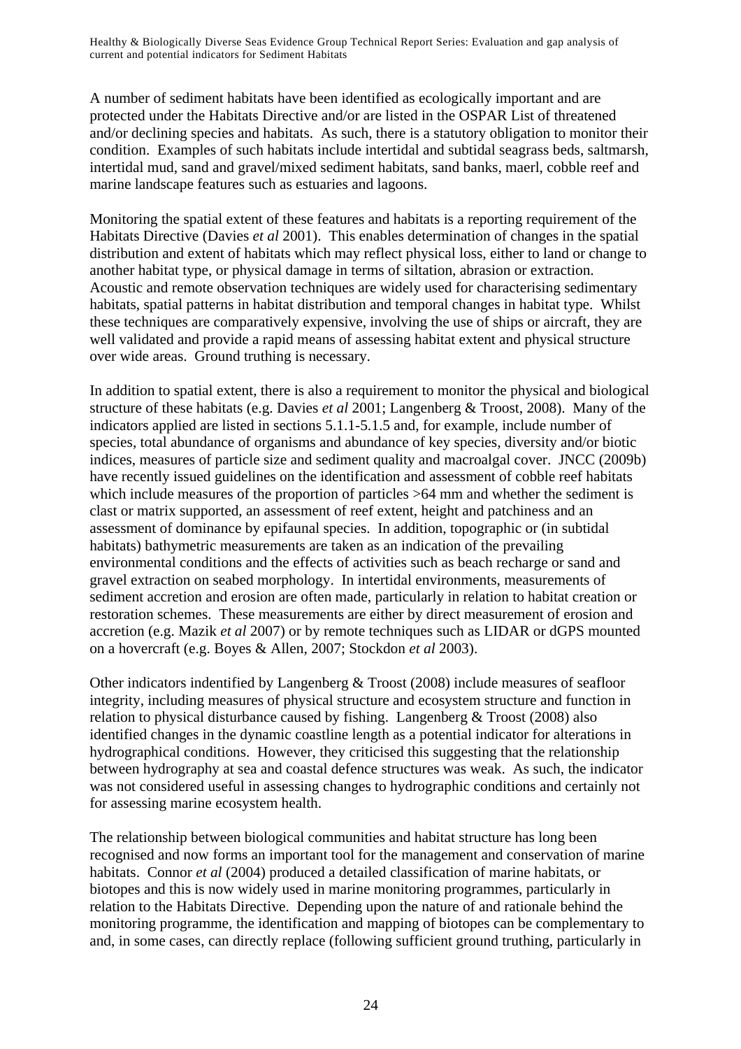A number of sediment habitats have been identified as ecologically important and are protected under the Habitats Directive and/or are listed in the OSPAR List of threatened and/or declining species and habitats. As such, there is a statutory obligation to monitor their condition. Examples of such habitats include intertidal and subtidal seagrass beds, saltmarsh, intertidal mud, sand and gravel/mixed sediment habitats, sand banks, maerl, cobble reef and marine landscape features such as estuaries and lagoons.

Monitoring the spatial extent of these features and habitats is a reporting requirement of the Habitats Directive (Davies *et al* 2001). This enables determination of changes in the spatial distribution and extent of habitats which may reflect physical loss, either to land or change to another habitat type, or physical damage in terms of siltation, abrasion or extraction. Acoustic and remote observation techniques are widely used for characterising sedimentary habitats, spatial patterns in habitat distribution and temporal changes in habitat type. Whilst these techniques are comparatively expensive, involving the use of ships or aircraft, they are well validated and provide a rapid means of assessing habitat extent and physical structure over wide areas. Ground truthing is necessary.

In addition to spatial extent, there is also a requirement to monitor the physical and biological structure of these habitats (e.g. Davies *et al* 2001; Langenberg & Troost, 2008). Many of the indicators applied are listed in sections 5.1.1-5.1.5 and, for example, include number of species, total abundance of organisms and abundance of key species, diversity and/or biotic indices, measures of particle size and sediment quality and macroalgal cover. JNCC (2009b) have recently issued guidelines on the identification and assessment of cobble reef habitats which include measures of the proportion of particles >64 mm and whether the sediment is clast or matrix supported, an assessment of reef extent, height and patchiness and an assessment of dominance by epifaunal species. In addition, topographic or (in subtidal habitats) bathymetric measurements are taken as an indication of the prevailing environmental conditions and the effects of activities such as beach recharge or sand and gravel extraction on seabed morphology. In intertidal environments, measurements of sediment accretion and erosion are often made, particularly in relation to habitat creation or restoration schemes. These measurements are either by direct measurement of erosion and accretion (e.g. Mazik *et al* 2007) or by remote techniques such as LIDAR or dGPS mounted on a hovercraft (e.g. Boyes & Allen, 2007; Stockdon *et al* 2003).

Other indicators indentified by Langenberg & Troost (2008) include measures of seafloor integrity, including measures of physical structure and ecosystem structure and function in relation to physical disturbance caused by fishing. Langenberg & Troost (2008) also identified changes in the dynamic coastline length as a potential indicator for alterations in hydrographical conditions. However, they criticised this suggesting that the relationship between hydrography at sea and coastal defence structures was weak. As such, the indicator was not considered useful in assessing changes to hydrographic conditions and certainly not for assessing marine ecosystem health.

The relationship between biological communities and habitat structure has long been recognised and now forms an important tool for the management and conservation of marine habitats. Connor *et al* (2004) produced a detailed classification of marine habitats, or biotopes and this is now widely used in marine monitoring programmes, particularly in relation to the Habitats Directive. Depending upon the nature of and rationale behind the monitoring programme, the identification and mapping of biotopes can be complementary to and, in some cases, can directly replace (following sufficient ground truthing, particularly in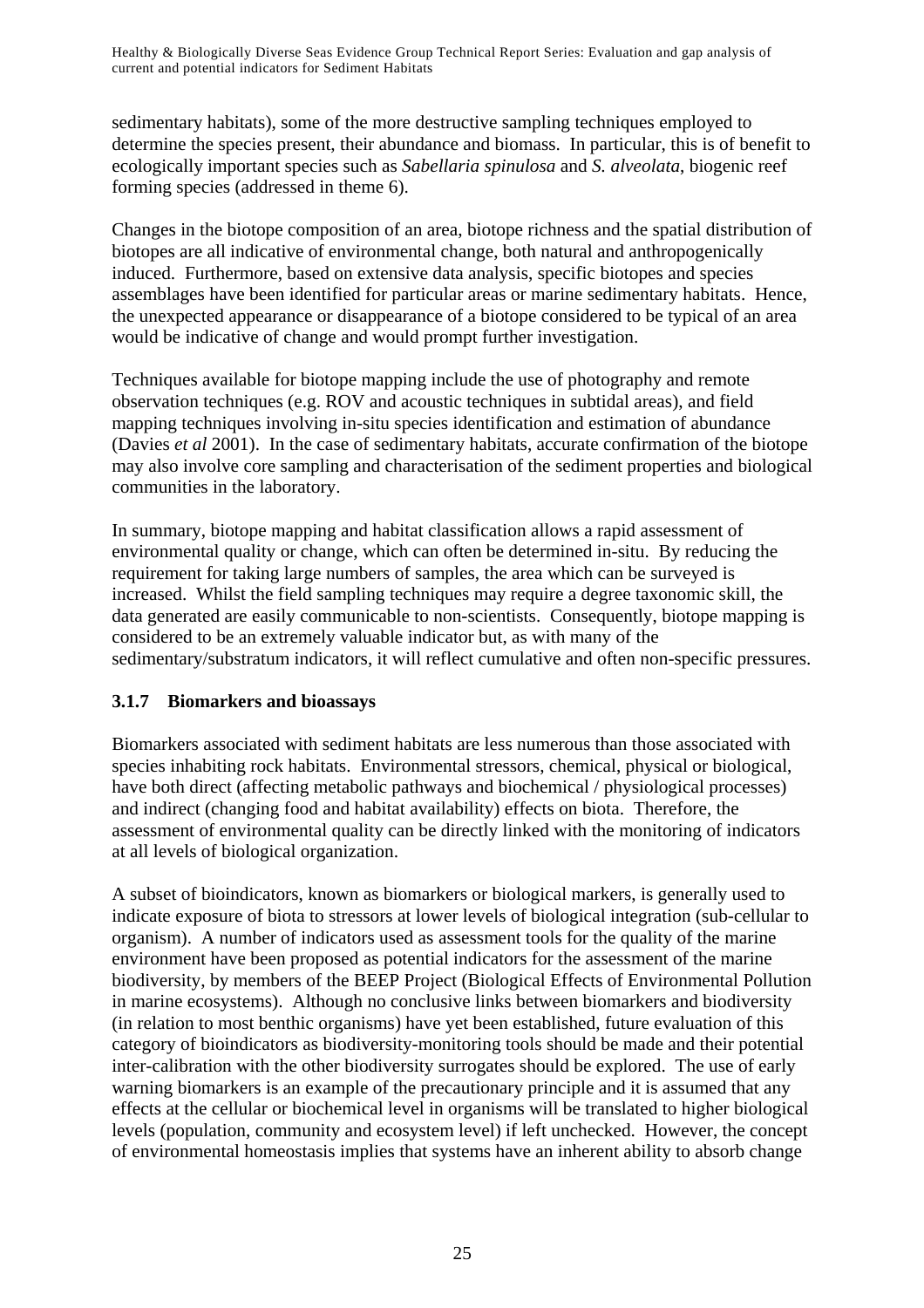sedimentary habitats), some of the more destructive sampling techniques employed to determine the species present, their abundance and biomass. In particular, this is of benefit to ecologically important species such as *Sabellaria spinulosa* and *S. alveolata*, biogenic reef forming species (addressed in theme 6).

Changes in the biotope composition of an area, biotope richness and the spatial distribution of biotopes are all indicative of environmental change, both natural and anthropogenically induced. Furthermore, based on extensive data analysis, specific biotopes and species assemblages have been identified for particular areas or marine sedimentary habitats. Hence, the unexpected appearance or disappearance of a biotope considered to be typical of an area would be indicative of change and would prompt further investigation.

Techniques available for biotope mapping include the use of photography and remote observation techniques (e.g. ROV and acoustic techniques in subtidal areas), and field mapping techniques involving in-situ species identification and estimation of abundance (Davies *et al* 2001). In the case of sedimentary habitats, accurate confirmation of the biotope may also involve core sampling and characterisation of the sediment properties and biological communities in the laboratory.

In summary, biotope mapping and habitat classification allows a rapid assessment of environmental quality or change, which can often be determined in-situ. By reducing the requirement for taking large numbers of samples, the area which can be surveyed is increased. Whilst the field sampling techniques may require a degree taxonomic skill, the data generated are easily communicable to non-scientists. Consequently, biotope mapping is considered to be an extremely valuable indicator but, as with many of the sedimentary/substratum indicators, it will reflect cumulative and often non-specific pressures.

### 3.1.7 Biomarkers and bioassays

Biomarkers associated with sediment habitats are less numerous than those associated with species inhabiting rock habitats. Environmental stressors, chemical, physical or biological, have both direct (affecting metabolic pathways and biochemical / physiological processes) and indirect (changing food and habitat availability) effects on biota. Therefore, the assessment of environmental quality can be directly linked with the monitoring of indicators at all levels of biological organization.

A subset of bioindicators, known as biomarkers or biological markers, is generally used to indicate exposure of biota to stressors at lower levels of biological integration (sub-cellular to organism). A number of indicators used as assessment tools for the quality of the marine environment have been proposed as potential indicators for the assessment of the marine biodiversity, by members of the BEEP Project (Biological Effects of Environmental Pollution in marine ecosystems). Although no conclusive links between biomarkers and biodiversity (in relation to most benthic organisms) have yet been established, future evaluation of this category of bioindicators as biodiversity-monitoring tools should be made and their potential inter-calibration with the other biodiversity surrogates should be explored. The use of early warning biomarkers is an example of the precautionary principle and it is assumed that any effects at the cellular or biochemical level in organisms will be translated to higher biological levels (population, community and ecosystem level) if left unchecked. However, the concept of environmental homeostasis implies that systems have an inherent ability to absorb change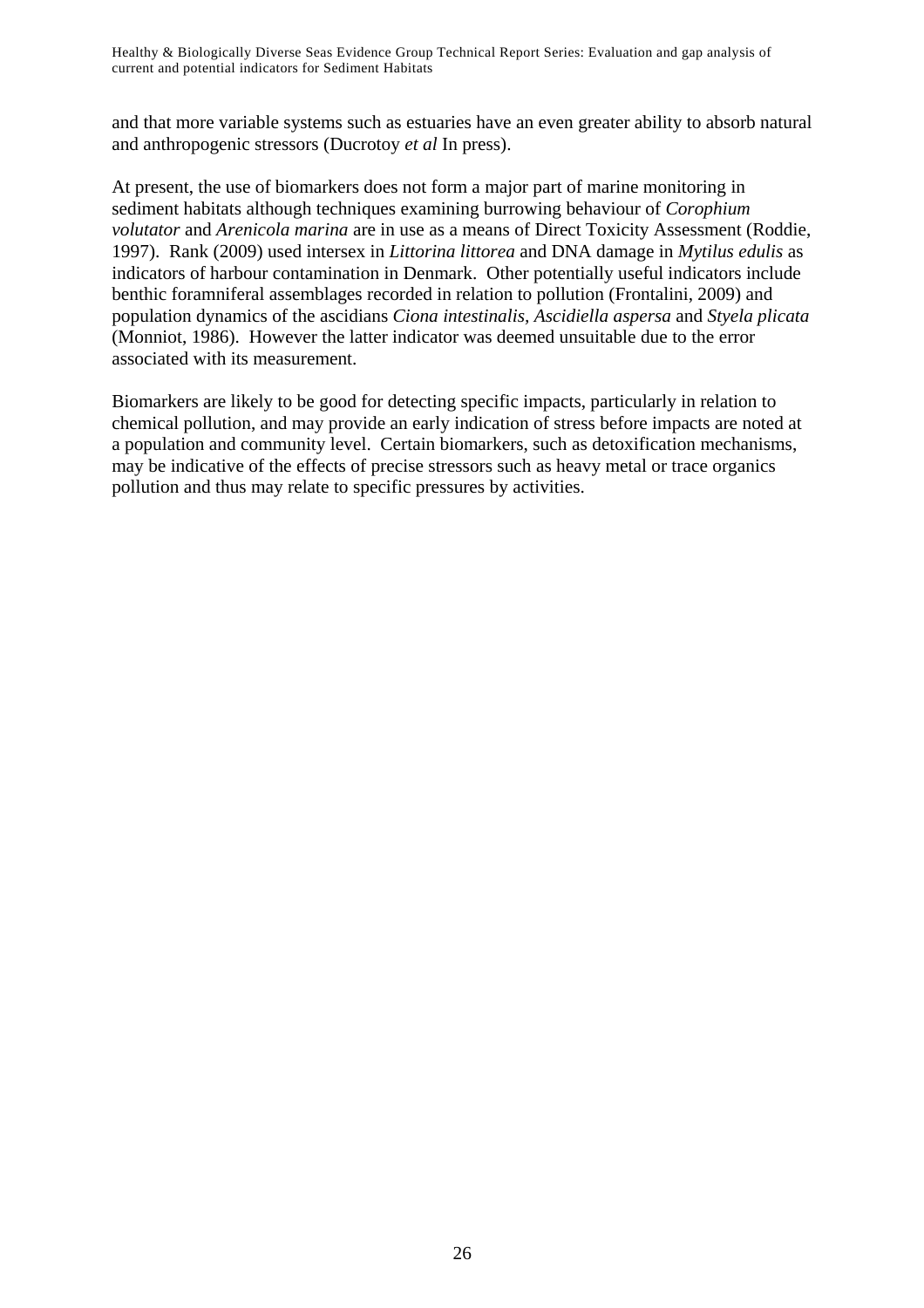and that more variable systems such as estuaries have an even greater ability to absorb natural and anthropogenic stressors (Ducrotoy *et al* In press).

At present, the use of biomarkers does not form a major part of marine monitoring in sediment habitats although techniques examining burrowing behaviour of *Corophium volutator* and *Arenicola marina* are in use as a means of Direct Toxicity Assessment (Roddie, 1997). Rank (2009) used intersex in *Littorina littorea* and DNA damage in *Mytilus edulis* as indicators of harbour contamination in Denmark. Other potentially useful indicators include benthic foramniferal assemblages recorded in relation to pollution (Frontalini, 2009) and population dynamics of the ascidians *Ciona intestinalis, Ascidiella aspersa* and *Styela plicata* (Monniot, 1986). However the latter indicator was deemed unsuitable due to the error associated with its measurement.

Biomarkers are likely to be good for detecting specific impacts, particularly in relation to chemical pollution, and may provide an early indication of stress before impacts are noted at a population and community level. Certain biomarkers, such as detoxification mechanisms, may be indicative of the effects of precise stressors such as heavy metal or trace organics pollution and thus may relate to specific pressures by activities.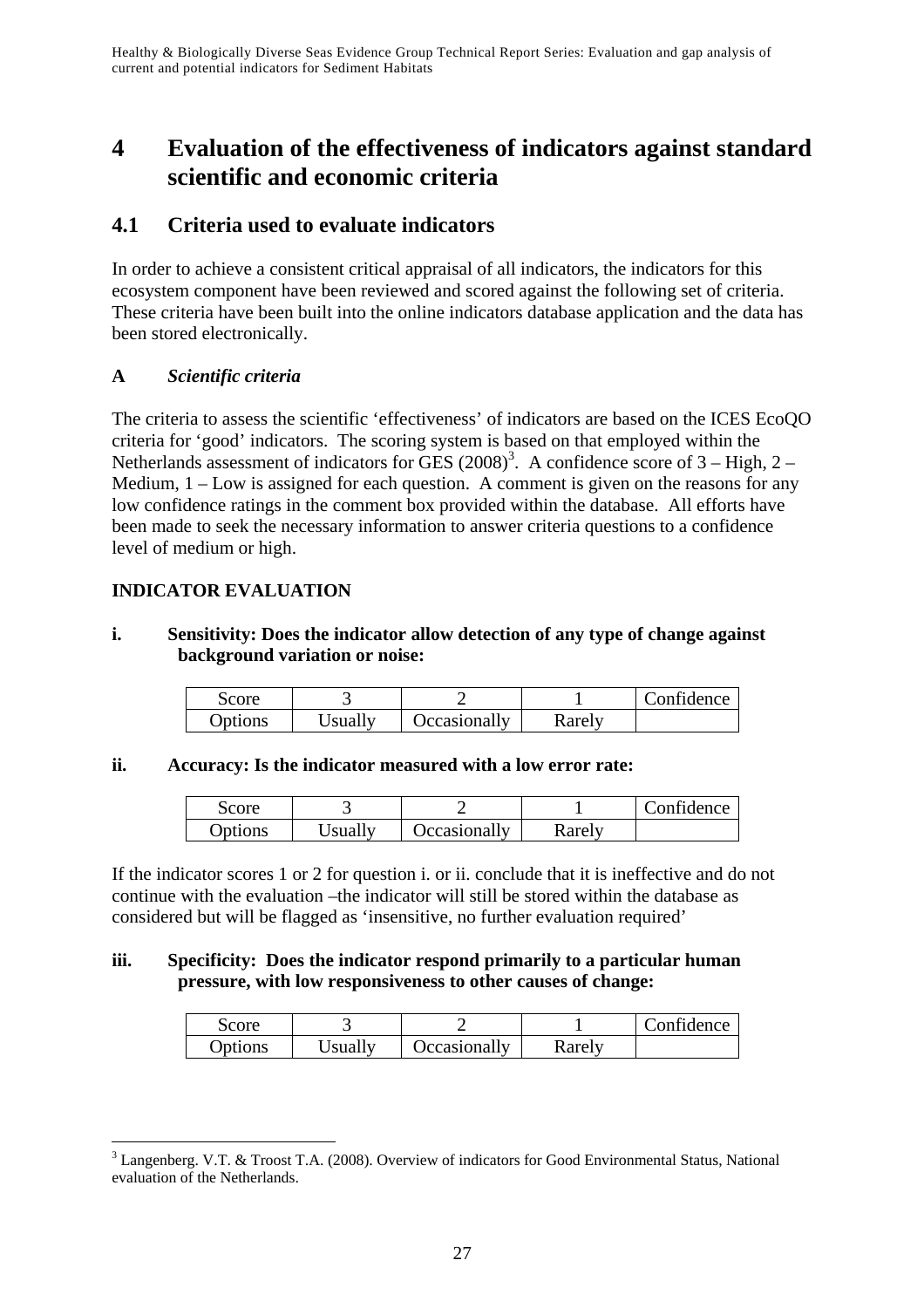# 4 Evaluation of the effectiveness of indicators against standard scientific and economic criteria

## 4.1 Criteria used to evaluate indicators

In order to achieve a consistent critical appraisal of all indicators, the indicators for this ecosystem component have been reviewed and scored against the following set of criteria. These criteria have been built into the online indicators database application and the data has been stored electronically.

**A** ***Scientific criteria***

The criteria to assess the scientific 'effectiveness' of indicators are based on the ICES EcoQO criteria for 'good' indicators. The scoring system is based on that employed within the Netherlands assessment of indicators for GES (2008)[3]. A confidence score of 3 – High, 2 – Medium, 1 – Low is assigned for each question. A comment is given on the reasons for any low confidence ratings in the comment box provided within the database. All efforts have been made to seek the necessary information to answer criteria questions to a confidence level of medium or high.

**INDICATOR EVALUATION**

**i. Sensitivity: Does the indicator allow detection of any type of change against background variation or noise:**

| Score | 3 | 2 | 1 | Confidence |
|---|---|---|---|---|
| Options | Usually | Occasionally | Rarely | |

**ii. Accuracy: Is the indicator measured with a low error rate:**

| Score | 3 | 2 | 1 | Confidence |
|---|---|---|---|---|
| Options | Usually | Occasionally | Rarely | |

If the indicator scores 1 or 2 for question i. or ii. conclude that it is ineffective and do not continue with the evaluation –the indicator will still be stored within the database as considered but will be flagged as 'insensitive, no further evaluation required'

**iii. Specificity: Does the indicator respond primarily to a particular human pressure, with low responsiveness to other causes of change:**

| Score | 3 | 2 | 1 | Confidence |
|---|---|---|---|---|
| Options | Usually | Occasionally | Rarely | |

[3] Langenberg. V.T. & Troost T.A. (2008). Overview of indicators for Good Environmental Status, National evaluation of the Netherlands.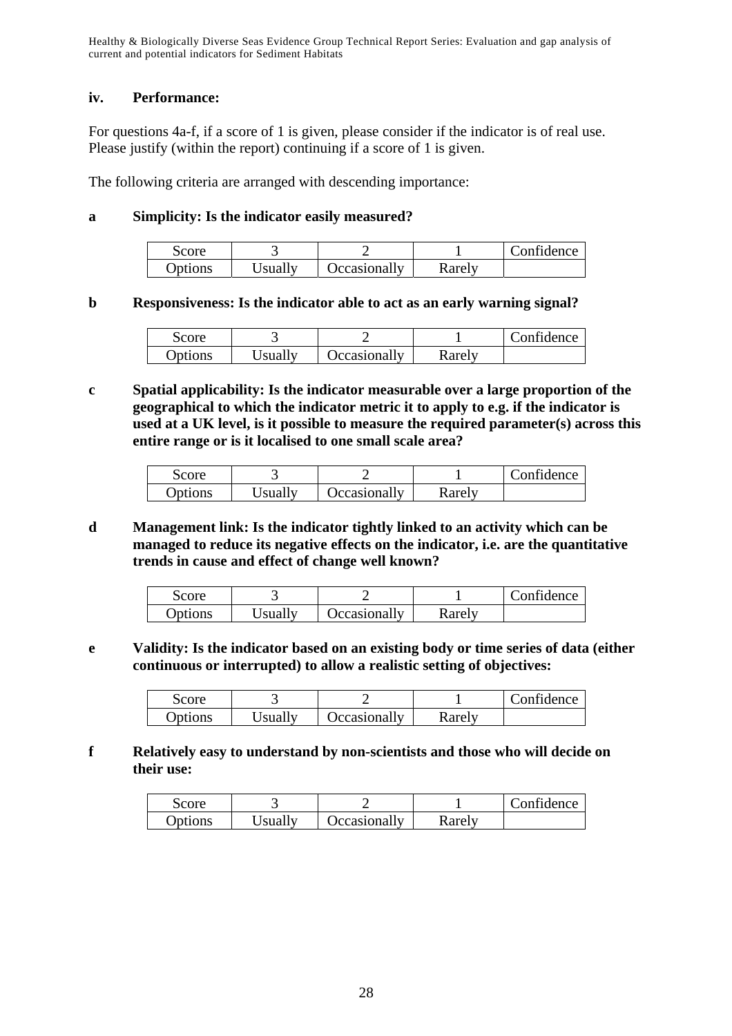### iv. Performance:

For questions 4a-f, if a score of 1 is given, please consider if the indicator is of real use. Please justify (within the report) continuing if a score of 1 is given.

The following criteria are arranged with descending importance:

**a Simplicity: Is the indicator easily measured?**

| Score | 3 | 2 | 1 | Confidence |
|---|---|---|---|---|
| Options | Usually | Occasionally | Rarely | |

**b Responsiveness: Is the indicator able to act as an early warning signal?**

| Score | 3 | 2 | 1 | Confidence |
|---|---|---|---|---|
| Options | Usually | Occasionally | Rarely | |

**c Spatial applicability: Is the indicator measurable over a large proportion of the geographical to which the indicator metric it to apply to e.g. if the indicator is used at a UK level, is it possible to measure the required parameter(s) across this entire range or is it localised to one small scale area?**

| Score | 3 | 2 | 1 | Confidence |
|---|---|---|---|---|
| Options | Usually | Occasionally | Rarely | |

**d Management link: Is the indicator tightly linked to an activity which can be managed to reduce its negative effects on the indicator, i.e. are the quantitative trends in cause and effect of change well known?**

| Score | 3 | 2 | 1 | Confidence |
|---|---|---|---|---|
| Options | Usually | Occasionally | Rarely | |

**e Validity: Is the indicator based on an existing body or time series of data (either continuous or interrupted) to allow a realistic setting of objectives:**

| Score | 3 | 2 | 1 | Confidence |
|---|---|---|---|---|
| Options | Usually | Occasionally | Rarely | |

**f Relatively easy to understand by non-scientists and those who will decide on their use:**

| Score | 3 | 2 | 1 | Confidence |
|---|---|---|---|---|
| Options | Usually | Occasionally | Rarely | |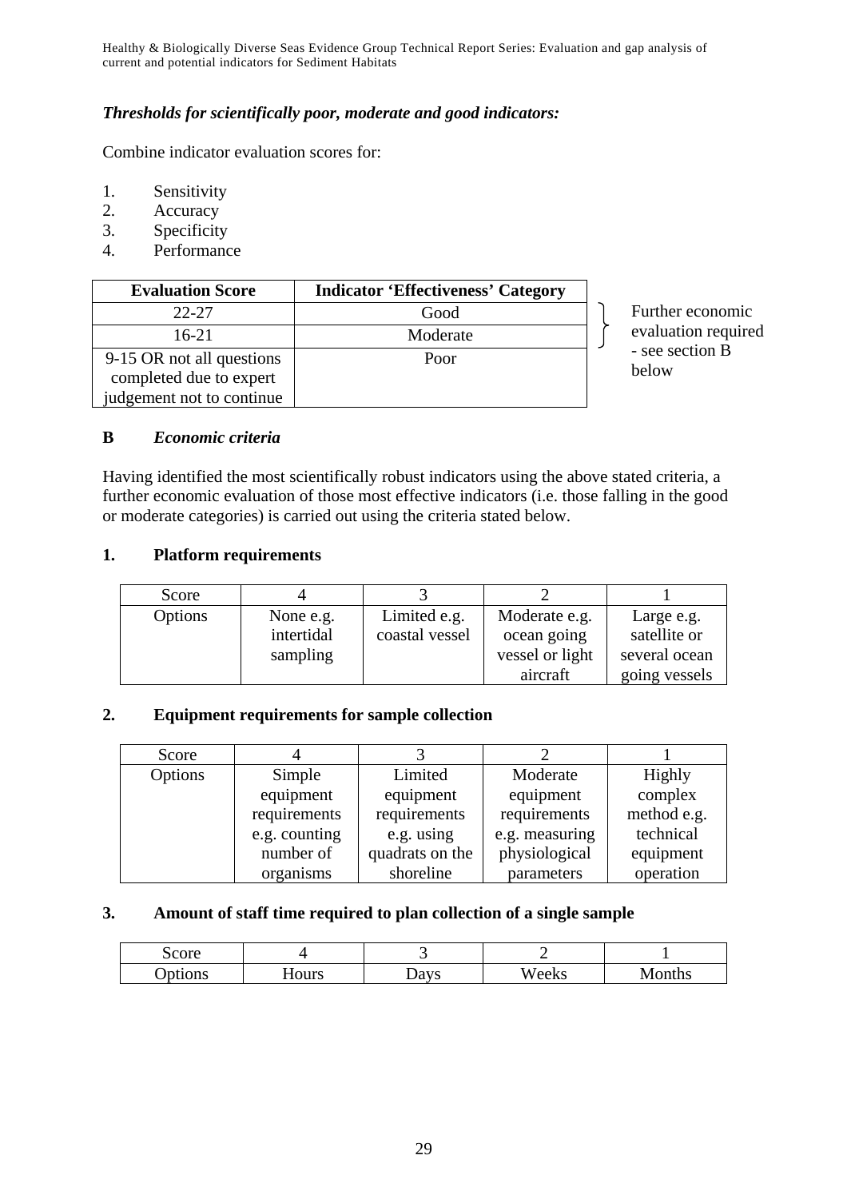***Thresholds for scientifically poor, moderate and good indicators:***

Combine indicator evaluation scores for:

1. Sensitivity
2. Accuracy
3. Specificity
4. Performance

| Evaluation Score | Indicator 'Effectiveness' Category |
|---|---|
| 22-27 | Good |
| 16-21 | Moderate |
| 9-15 OR not all questions completed due to expert judgement not to continue | Poor |

} Further economic evaluation required - see section B below

**B** ***Economic criteria***

Having identified the most scientifically robust indicators using the above stated criteria, a further economic evaluation of those most effective indicators (i.e. those falling in the good or moderate categories) is carried out using the criteria stated below.

**1. Platform requirements**

| Score | 4 | 3 | 2 | 1 |
|---|---|---|---|---|
| Options | None e.g. intertidal sampling | Limited e.g. coastal vessel | Moderate e.g. ocean going vessel or light aircraft | Large e.g. satellite or several ocean going vessels |

**2. Equipment requirements for sample collection**

| Score | 4 | 3 | 2 | 1 |
|---|---|---|---|---|
| Options | Simple equipment requirements e.g. counting number of organisms | Limited equipment requirements e.g. using quadrats on the shoreline | Moderate equipment requirements e.g. measuring physiological parameters | Highly complex method e.g. technical equipment operation |

**3. Amount of staff time required to plan collection of a single sample**

| Score | 4 | 3 | 2 | 1 |
|---|---|---|---|---|
| Options | Hours | Days | Weeks | Months |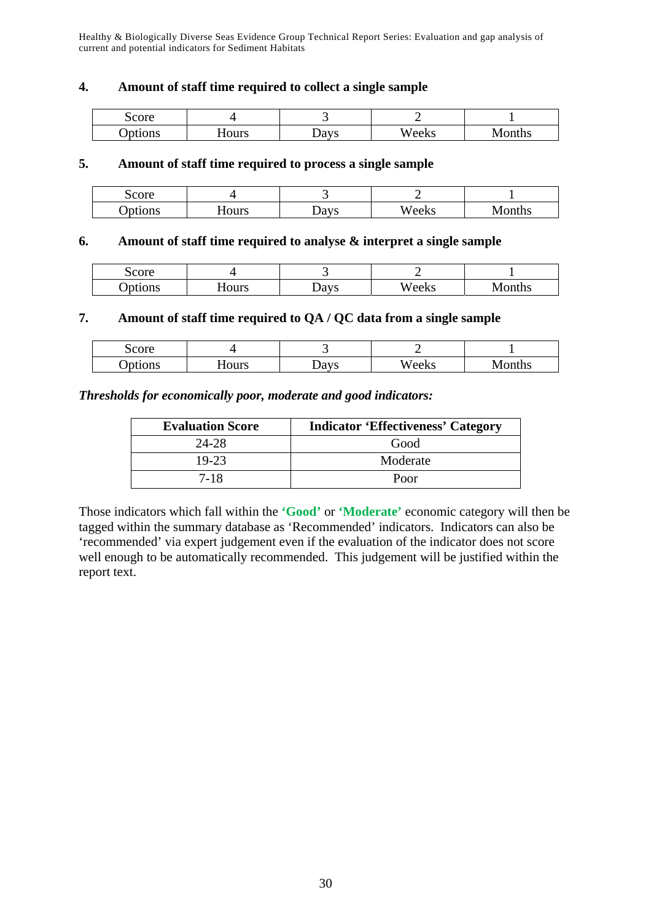### 4. Amount of staff time required to collect a single sample

| Score | 4 | 3 | 2 | 1 |
|---|---|---|---|---|
| Options | Hours | Days | Weeks | Months |

### 5. Amount of staff time required to process a single sample

| Score | 4 | 3 | 2 | 1 |
|---|---|---|---|---|
| Options | Hours | Days | Weeks | Months |

### 6. Amount of staff time required to analyse & interpret a single sample

| Score | 4 | 3 | 2 | 1 |
|---|---|---|---|---|
| Options | Hours | Days | Weeks | Months |

### 7. Amount of staff time required to QA / QC data from a single sample

| Score | 4 | 3 | 2 | 1 |
|---|---|---|---|---|
| Options | Hours | Days | Weeks | Months |

***Thresholds for economically poor, moderate and good indicators:***

| Evaluation Score | Indicator 'Effectiveness' Category |
|---|---|
| 24-28 | Good |
| 19-23 | Moderate |
| 7-18 | Poor |

Those indicators which fall within the **'Good'** or **'Moderate'** economic category will then be tagged within the summary database as 'Recommended' indicators. Indicators can also be 'recommended' via expert judgement even if the evaluation of the indicator does not score well enough to be automatically recommended. This judgement will be justified within the report text.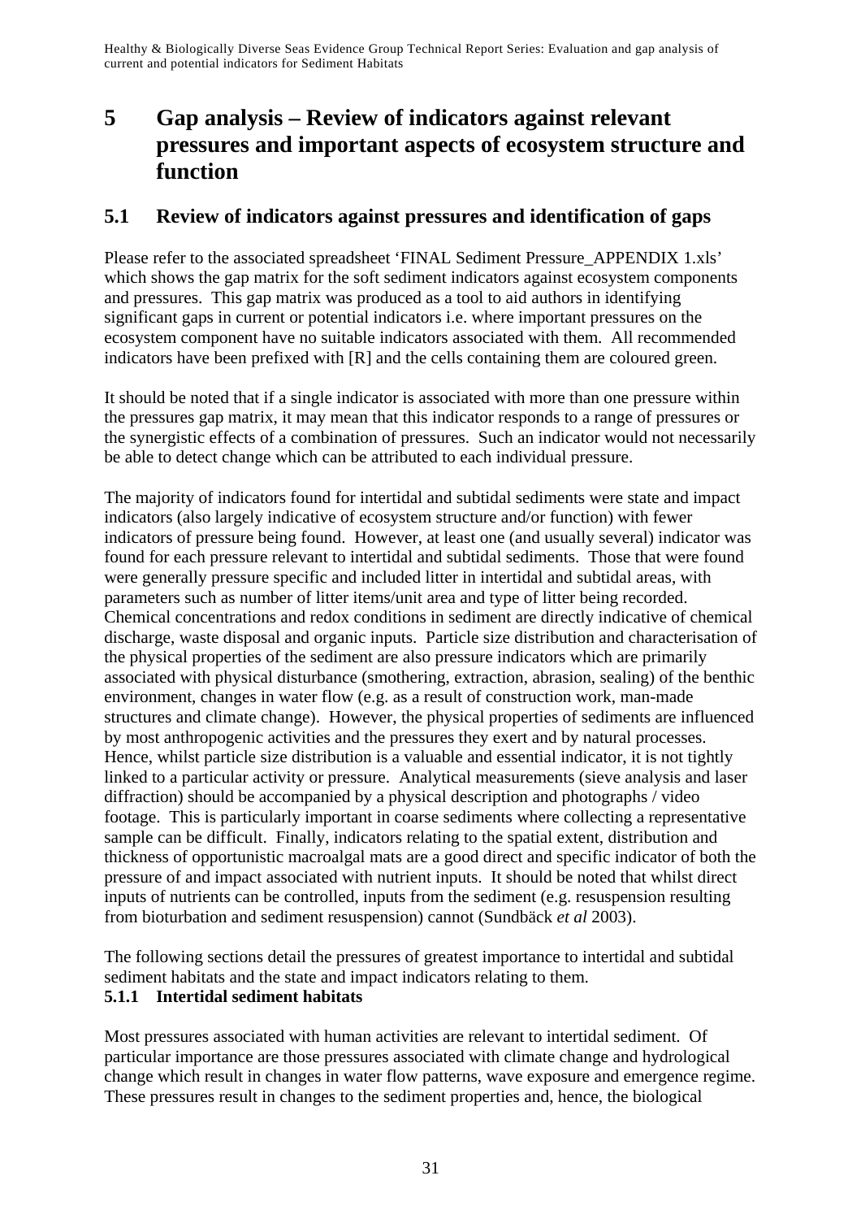# 5 Gap analysis – Review of indicators against relevant pressures and important aspects of ecosystem structure and function

## 5.1 Review of indicators against pressures and identification of gaps

Please refer to the associated spreadsheet 'FINAL Sediment Pressure_APPENDIX 1.xls' which shows the gap matrix for the soft sediment indicators against ecosystem components and pressures. This gap matrix was produced as a tool to aid authors in identifying significant gaps in current or potential indicators i.e. where important pressures on the ecosystem component have no suitable indicators associated with them. All recommended indicators have been prefixed with [R] and the cells containing them are coloured green.

It should be noted that if a single indicator is associated with more than one pressure within the pressures gap matrix, it may mean that this indicator responds to a range of pressures or the synergistic effects of a combination of pressures. Such an indicator would not necessarily be able to detect change which can be attributed to each individual pressure.

The majority of indicators found for intertidal and subtidal sediments were state and impact indicators (also largely indicative of ecosystem structure and/or function) with fewer indicators of pressure being found. However, at least one (and usually several) indicator was found for each pressure relevant to intertidal and subtidal sediments. Those that were found were generally pressure specific and included litter in intertidal and subtidal areas, with parameters such as number of litter items/unit area and type of litter being recorded. Chemical concentrations and redox conditions in sediment are directly indicative of chemical discharge, waste disposal and organic inputs. Particle size distribution and characterisation of the physical properties of the sediment are also pressure indicators which are primarily associated with physical disturbance (smothering, extraction, abrasion, sealing) of the benthic environment, changes in water flow (e.g. as a result of construction work, man-made structures and climate change). However, the physical properties of sediments are influenced by most anthropogenic activities and the pressures they exert and by natural processes. Hence, whilst particle size distribution is a valuable and essential indicator, it is not tightly linked to a particular activity or pressure. Analytical measurements (sieve analysis and laser diffraction) should be accompanied by a physical description and photographs / video footage. This is particularly important in coarse sediments where collecting a representative sample can be difficult. Finally, indicators relating to the spatial extent, distribution and thickness of opportunistic macroalgal mats are a good direct and specific indicator of both the pressure of and impact associated with nutrient inputs. It should be noted that whilst direct inputs of nutrients can be controlled, inputs from the sediment (e.g. resuspension resulting from bioturbation and sediment resuspension) cannot (Sundbäck *et al* 2003).

The following sections detail the pressures of greatest importance to intertidal and subtidal sediment habitats and the state and impact indicators relating to them.

### 5.1.1 Intertidal sediment habitats

Most pressures associated with human activities are relevant to intertidal sediment. Of particular importance are those pressures associated with climate change and hydrological change which result in changes in water flow patterns, wave exposure and emergence regime. These pressures result in changes to the sediment properties and, hence, the biological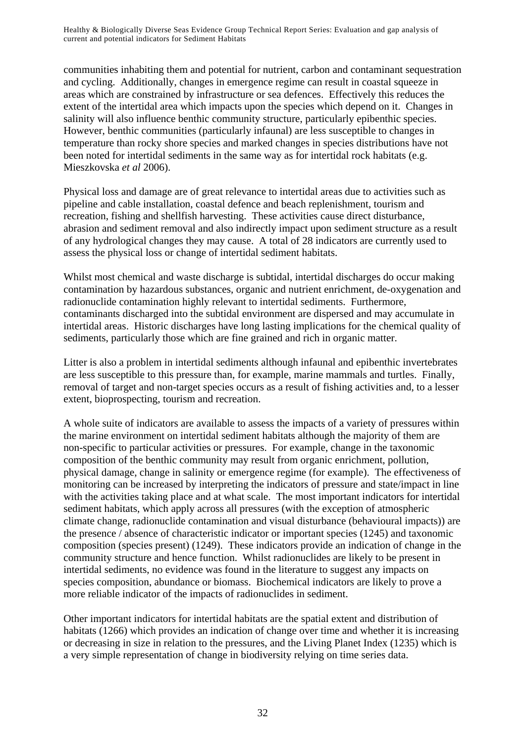communities inhabiting them and potential for nutrient, carbon and contaminant sequestration and cycling. Additionally, changes in emergence regime can result in coastal squeeze in areas which are constrained by infrastructure or sea defences. Effectively this reduces the extent of the intertidal area which impacts upon the species which depend on it. Changes in salinity will also influence benthic community structure, particularly epibenthic species. However, benthic communities (particularly infaunal) are less susceptible to changes in temperature than rocky shore species and marked changes in species distributions have not been noted for intertidal sediments in the same way as for intertidal rock habitats (e.g. Mieszkovska *et al* 2006).

Physical loss and damage are of great relevance to intertidal areas due to activities such as pipeline and cable installation, coastal defence and beach replenishment, tourism and recreation, fishing and shellfish harvesting. These activities cause direct disturbance, abrasion and sediment removal and also indirectly impact upon sediment structure as a result of any hydrological changes they may cause. A total of 28 indicators are currently used to assess the physical loss or change of intertidal sediment habitats.

Whilst most chemical and waste discharge is subtidal, intertidal discharges do occur making contamination by hazardous substances, organic and nutrient enrichment, de-oxygenation and radionuclide contamination highly relevant to intertidal sediments. Furthermore, contaminants discharged into the subtidal environment are dispersed and may accumulate in intertidal areas. Historic discharges have long lasting implications for the chemical quality of sediments, particularly those which are fine grained and rich in organic matter.

Litter is also a problem in intertidal sediments although infaunal and epibenthic invertebrates are less susceptible to this pressure than, for example, marine mammals and turtles. Finally, removal of target and non-target species occurs as a result of fishing activities and, to a lesser extent, bioprospecting, tourism and recreation.

A whole suite of indicators are available to assess the impacts of a variety of pressures within the marine environment on intertidal sediment habitats although the majority of them are non-specific to particular activities or pressures. For example, change in the taxonomic composition of the benthic community may result from organic enrichment, pollution, physical damage, change in salinity or emergence regime (for example). The effectiveness of monitoring can be increased by interpreting the indicators of pressure and state/impact in line with the activities taking place and at what scale. The most important indicators for intertidal sediment habitats, which apply across all pressures (with the exception of atmospheric climate change, radionuclide contamination and visual disturbance (behavioural impacts)) are the presence / absence of characteristic indicator or important species (1245) and taxonomic composition (species present) (1249). These indicators provide an indication of change in the community structure and hence function. Whilst radionuclides are likely to be present in intertidal sediments, no evidence was found in the literature to suggest any impacts on species composition, abundance or biomass. Biochemical indicators are likely to prove a more reliable indicator of the impacts of radionuclides in sediment.

Other important indicators for intertidal habitats are the spatial extent and distribution of habitats (1266) which provides an indication of change over time and whether it is increasing or decreasing in size in relation to the pressures, and the Living Planet Index (1235) which is a very simple representation of change in biodiversity relying on time series data.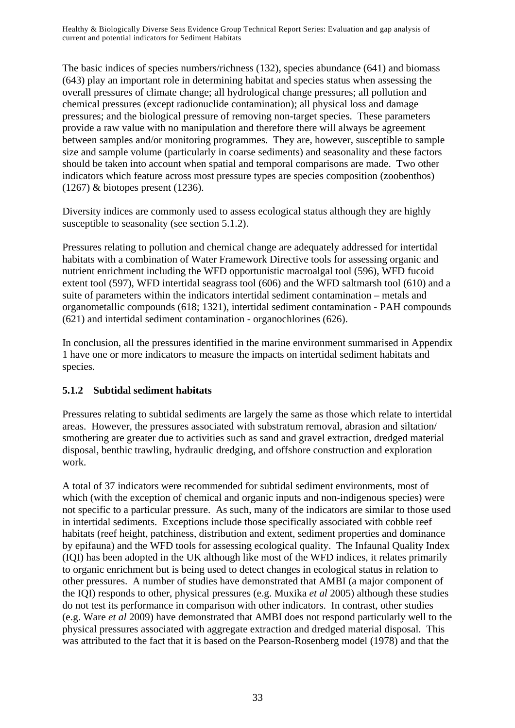The basic indices of species numbers/richness (132), species abundance (641) and biomass (643) play an important role in determining habitat and species status when assessing the overall pressures of climate change; all hydrological change pressures; all pollution and chemical pressures (except radionuclide contamination); all physical loss and damage pressures; and the biological pressure of removing non-target species. These parameters provide a raw value with no manipulation and therefore there will always be agreement between samples and/or monitoring programmes. They are, however, susceptible to sample size and sample volume (particularly in coarse sediments) and seasonality and these factors should be taken into account when spatial and temporal comparisons are made. Two other indicators which feature across most pressure types are species composition (zoobenthos) (1267) & biotopes present (1236).

Diversity indices are commonly used to assess ecological status although they are highly susceptible to seasonality (see section 5.1.2).

Pressures relating to pollution and chemical change are adequately addressed for intertidal habitats with a combination of Water Framework Directive tools for assessing organic and nutrient enrichment including the WFD opportunistic macroalgal tool (596), WFD fucoid extent tool (597), WFD intertidal seagrass tool (606) and the WFD saltmarsh tool (610) and a suite of parameters within the indicators intertidal sediment contamination – metals and organometallic compounds (618; 1321), intertidal sediment contamination - PAH compounds (621) and intertidal sediment contamination - organochlorines (626).

In conclusion, all the pressures identified in the marine environment summarised in Appendix 1 have one or more indicators to measure the impacts on intertidal sediment habitats and species.

### 5.1.2 Subtidal sediment habitats

Pressures relating to subtidal sediments are largely the same as those which relate to intertidal areas. However, the pressures associated with substratum removal, abrasion and siltation/ smothering are greater due to activities such as sand and gravel extraction, dredged material disposal, benthic trawling, hydraulic dredging, and offshore construction and exploration work.

A total of 37 indicators were recommended for subtidal sediment environments, most of which (with the exception of chemical and organic inputs and non-indigenous species) were not specific to a particular pressure. As such, many of the indicators are similar to those used in intertidal sediments. Exceptions include those specifically associated with cobble reef habitats (reef height, patchiness, distribution and extent, sediment properties and dominance by epifauna) and the WFD tools for assessing ecological quality. The Infaunal Quality Index (IQI) has been adopted in the UK although like most of the WFD indices, it relates primarily to organic enrichment but is being used to detect changes in ecological status in relation to other pressures. A number of studies have demonstrated that AMBI (a major component of the IQI) responds to other, physical pressures (e.g. Muxika *et al* 2005) although these studies do not test its performance in comparison with other indicators. In contrast, other studies (e.g. Ware *et al* 2009) have demonstrated that AMBI does not respond particularly well to the physical pressures associated with aggregate extraction and dredged material disposal. This was attributed to the fact that it is based on the Pearson-Rosenberg model (1978) and that the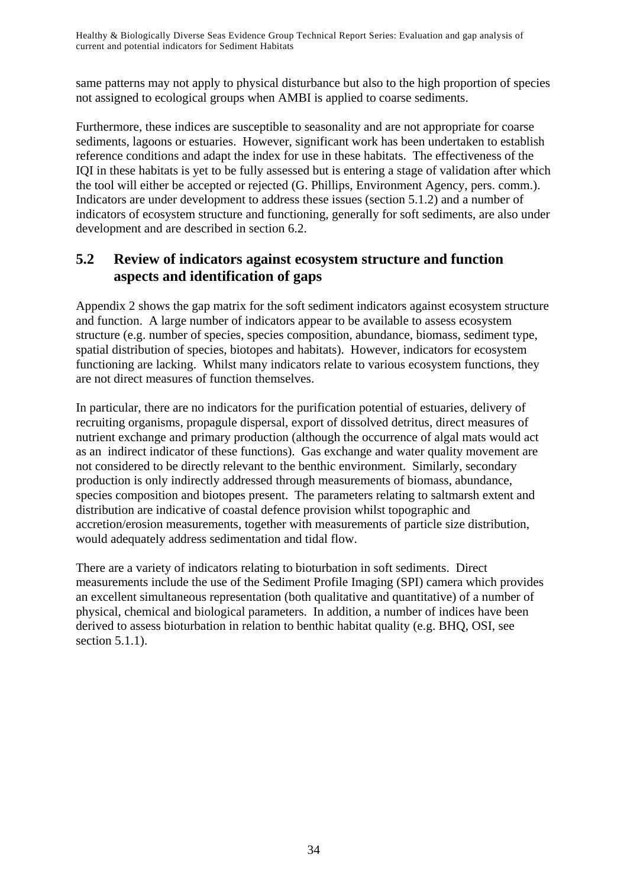same patterns may not apply to physical disturbance but also to the high proportion of species not assigned to ecological groups when AMBI is applied to coarse sediments.

Furthermore, these indices are susceptible to seasonality and are not appropriate for coarse sediments, lagoons or estuaries. However, significant work has been undertaken to establish reference conditions and adapt the index for use in these habitats. The effectiveness of the IQI in these habitats is yet to be fully assessed but is entering a stage of validation after which the tool will either be accepted or rejected (G. Phillips, Environment Agency, pers. comm.). Indicators are under development to address these issues (section 5.1.2) and a number of indicators of ecosystem structure and functioning, generally for soft sediments, are also under development and are described in section 6.2.

## 5.2 Review of indicators against ecosystem structure and function aspects and identification of gaps

Appendix 2 shows the gap matrix for the soft sediment indicators against ecosystem structure and function. A large number of indicators appear to be available to assess ecosystem structure (e.g. number of species, species composition, abundance, biomass, sediment type, spatial distribution of species, biotopes and habitats). However, indicators for ecosystem functioning are lacking. Whilst many indicators relate to various ecosystem functions, they are not direct measures of function themselves.

In particular, there are no indicators for the purification potential of estuaries, delivery of recruiting organisms, propagule dispersal, export of dissolved detritus, direct measures of nutrient exchange and primary production (although the occurrence of algal mats would act as an indirect indicator of these functions). Gas exchange and water quality movement are not considered to be directly relevant to the benthic environment. Similarly, secondary production is only indirectly addressed through measurements of biomass, abundance, species composition and biotopes present. The parameters relating to saltmarsh extent and distribution are indicative of coastal defence provision whilst topographic and accretion/erosion measurements, together with measurements of particle size distribution, would adequately address sedimentation and tidal flow.

There are a variety of indicators relating to bioturbation in soft sediments. Direct measurements include the use of the Sediment Profile Imaging (SPI) camera which provides an excellent simultaneous representation (both qualitative and quantitative) of a number of physical, chemical and biological parameters. In addition, a number of indices have been derived to assess bioturbation in relation to benthic habitat quality (e.g. BHQ, OSI, see section 5.1.1).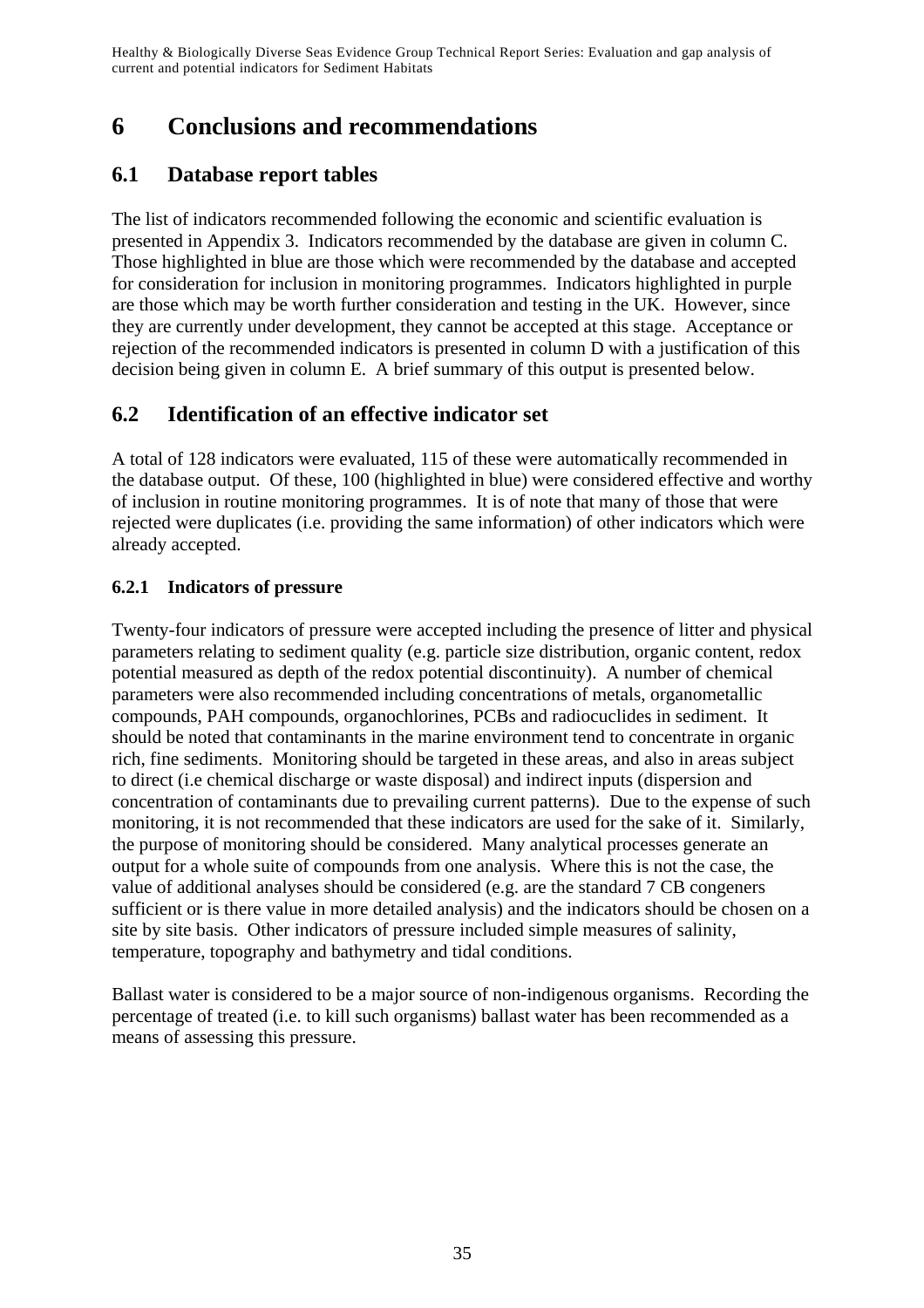# 6 Conclusions and recommendations

## 6.1 Database report tables

The list of indicators recommended following the economic and scientific evaluation is presented in Appendix 3. Indicators recommended by the database are given in column C. Those highlighted in blue are those which were recommended by the database and accepted for consideration for inclusion in monitoring programmes. Indicators highlighted in purple are those which may be worth further consideration and testing in the UK. However, since they are currently under development, they cannot be accepted at this stage. Acceptance or rejection of the recommended indicators is presented in column D with a justification of this decision being given in column E. A brief summary of this output is presented below.

## 6.2 Identification of an effective indicator set

A total of 128 indicators were evaluated, 115 of these were automatically recommended in the database output. Of these, 100 (highlighted in blue) were considered effective and worthy of inclusion in routine monitoring programmes. It is of note that many of those that were rejected were duplicates (i.e. providing the same information) of other indicators which were already accepted.

### 6.2.1 Indicators of pressure

Twenty-four indicators of pressure were accepted including the presence of litter and physical parameters relating to sediment quality (e.g. particle size distribution, organic content, redox potential measured as depth of the redox potential discontinuity). A number of chemical parameters were also recommended including concentrations of metals, organometallic compounds, PAH compounds, organochlorines, PCBs and radiocuclides in sediment. It should be noted that contaminants in the marine environment tend to concentrate in organic rich, fine sediments. Monitoring should be targeted in these areas, and also in areas subject to direct (i.e chemical discharge or waste disposal) and indirect inputs (dispersion and concentration of contaminants due to prevailing current patterns). Due to the expense of such monitoring, it is not recommended that these indicators are used for the sake of it. Similarly, the purpose of monitoring should be considered. Many analytical processes generate an output for a whole suite of compounds from one analysis. Where this is not the case, the value of additional analyses should be considered (e.g. are the standard 7 CB congeners sufficient or is there value in more detailed analysis) and the indicators should be chosen on a site by site basis. Other indicators of pressure included simple measures of salinity, temperature, topography and bathymetry and tidal conditions.

Ballast water is considered to be a major source of non-indigenous organisms. Recording the percentage of treated (i.e. to kill such organisms) ballast water has been recommended as a means of assessing this pressure.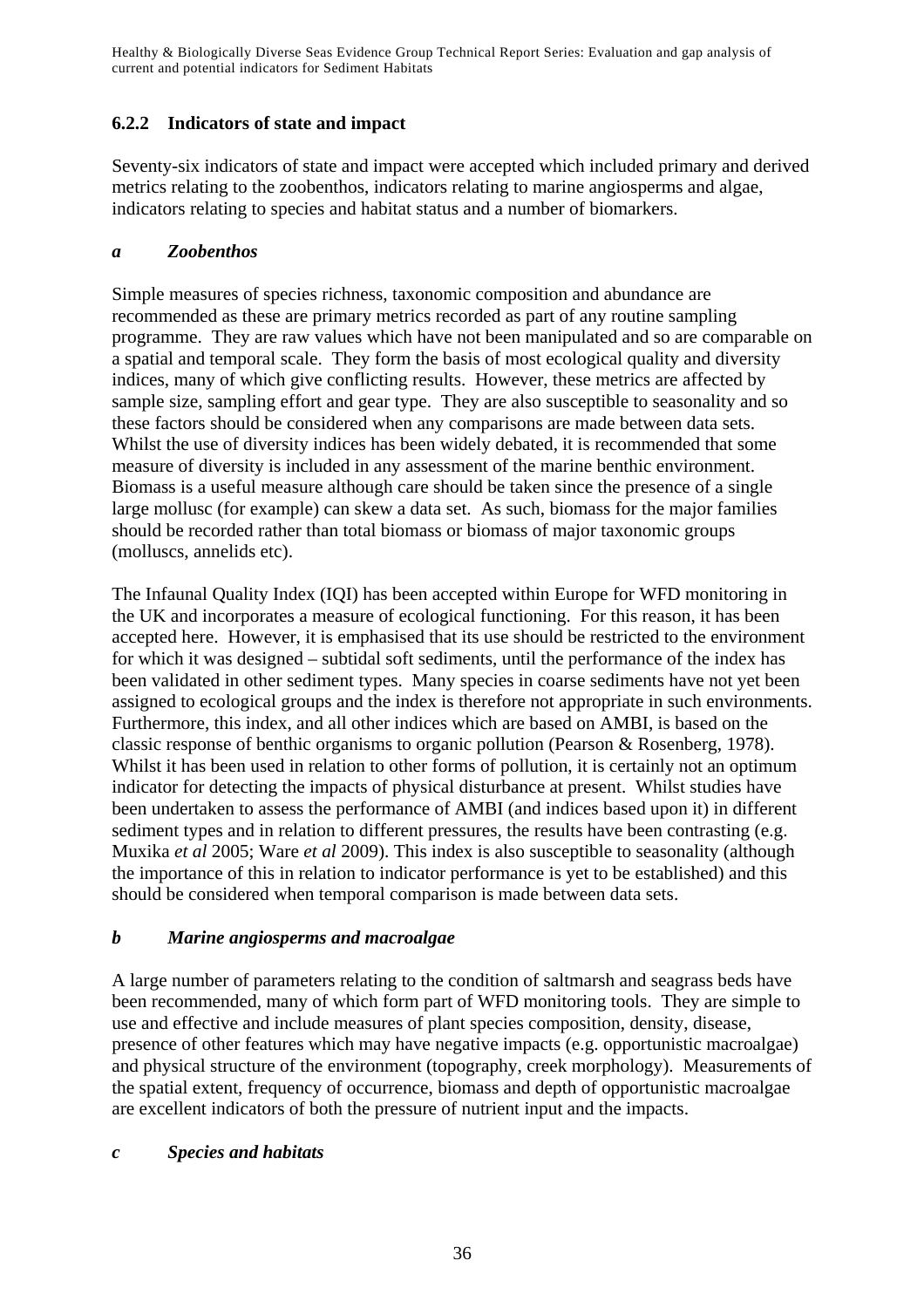### 6.2.2 Indicators of state and impact

Seventy-six indicators of state and impact were accepted which included primary and derived metrics relating to the zoobenthos, indicators relating to marine angiosperms and algae, indicators relating to species and habitat status and a number of biomarkers.

#### *a Zoobenthos*

Simple measures of species richness, taxonomic composition and abundance are recommended as these are primary metrics recorded as part of any routine sampling programme. They are raw values which have not been manipulated and so are comparable on a spatial and temporal scale. They form the basis of most ecological quality and diversity indices, many of which give conflicting results. However, these metrics are affected by sample size, sampling effort and gear type. They are also susceptible to seasonality and so these factors should be considered when any comparisons are made between data sets. Whilst the use of diversity indices has been widely debated, it is recommended that some measure of diversity is included in any assessment of the marine benthic environment. Biomass is a useful measure although care should be taken since the presence of a single large mollusc (for example) can skew a data set. As such, biomass for the major families should be recorded rather than total biomass or biomass of major taxonomic groups (molluscs, annelids etc).

The Infaunal Quality Index (IQI) has been accepted within Europe for WFD monitoring in the UK and incorporates a measure of ecological functioning. For this reason, it has been accepted here. However, it is emphasised that its use should be restricted to the environment for which it was designed – subtidal soft sediments, until the performance of the index has been validated in other sediment types. Many species in coarse sediments have not yet been assigned to ecological groups and the index is therefore not appropriate in such environments. Furthermore, this index, and all other indices which are based on AMBI, is based on the classic response of benthic organisms to organic pollution (Pearson & Rosenberg, 1978). Whilst it has been used in relation to other forms of pollution, it is certainly not an optimum indicator for detecting the impacts of physical disturbance at present. Whilst studies have been undertaken to assess the performance of AMBI (and indices based upon it) in different sediment types and in relation to different pressures, the results have been contrasting (e.g. Muxika *et al* 2005; Ware *et al* 2009). This index is also susceptible to seasonality (although the importance of this in relation to indicator performance is yet to be established) and this should be considered when temporal comparison is made between data sets.

#### *b Marine angiosperms and macroalgae*

A large number of parameters relating to the condition of saltmarsh and seagrass beds have been recommended, many of which form part of WFD monitoring tools. They are simple to use and effective and include measures of plant species composition, density, disease, presence of other features which may have negative impacts (e.g. opportunistic macroalgae) and physical structure of the environment (topography, creek morphology). Measurements of the spatial extent, frequency of occurrence, biomass and depth of opportunistic macroalgae are excellent indicators of both the pressure of nutrient input and the impacts.

#### *c Species and habitats*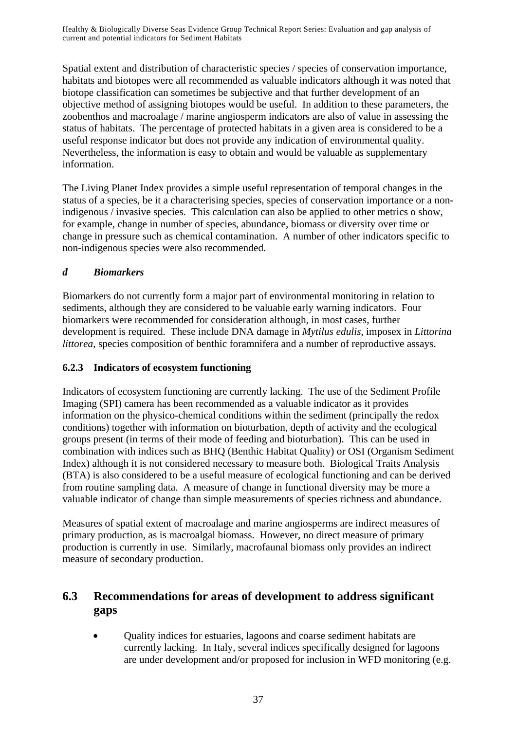Spatial extent and distribution of characteristic species / species of conservation importance, habitats and biotopes were all recommended as valuable indicators although it was noted that biotope classification can sometimes be subjective and that further development of an objective method of assigning biotopes would be useful. In addition to these parameters, the zoobenthos and macroalage / marine angiosperm indicators are also of value in assessing the status of habitats. The percentage of protected habitats in a given area is considered to be a useful response indicator but does not provide any indication of environmental quality. Nevertheless, the information is easy to obtain and would be valuable as supplementary information.

The Living Planet Index provides a simple useful representation of temporal changes in the status of a species, be it a characterising species, species of conservation importance or a non-indigenous / invasive species. This calculation can also be applied to other metrics o show, for example, change in number of species, abundance, biomass or diversity over time or change in pressure such as chemical contamination. A number of other indicators specific to non-indigenous species were also recommended.

### *d Biomarkers*

Biomarkers do not currently form a major part of environmental monitoring in relation to sediments, although they are considered to be valuable early warning indicators. Four biomarkers were recommended for consideration although, in most cases, further development is required. These include DNA damage in *Mytilus edulis*, imposex in *Littorina littorea*, species composition of benthic foramnifera and a number of reproductive assays.

### 6.2.3 Indicators of ecosystem functioning

Indicators of ecosystem functioning are currently lacking. The use of the Sediment Profile Imaging (SPI) camera has been recommended as a valuable indicator as it provides information on the physico-chemical conditions within the sediment (principally the redox conditions) together with information on bioturbation, depth of activity and the ecological groups present (in terms of their mode of feeding and bioturbation). This can be used in combination with indices such as BHQ (Benthic Habitat Quality) or OSI (Organism Sediment Index) although it is not considered necessary to measure both. Biological Traits Analysis (BTA) is also considered to be a useful measure of ecological functioning and can be derived from routine sampling data. A measure of change in functional diversity may be more a valuable indicator of change than simple measurements of species richness and abundance.

Measures of spatial extent of macroalage and marine angiosperms are indirect measures of primary production, as is macroalgal biomass. However, no direct measure of primary production is currently in use. Similarly, macrofaunal biomass only provides an indirect measure of secondary production.

## 6.3 Recommendations for areas of development to address significant gaps

- Quality indices for estuaries, lagoons and coarse sediment habitats are currently lacking. In Italy, several indices specifically designed for lagoons are under development and/or proposed for inclusion in WFD monitoring (e.g.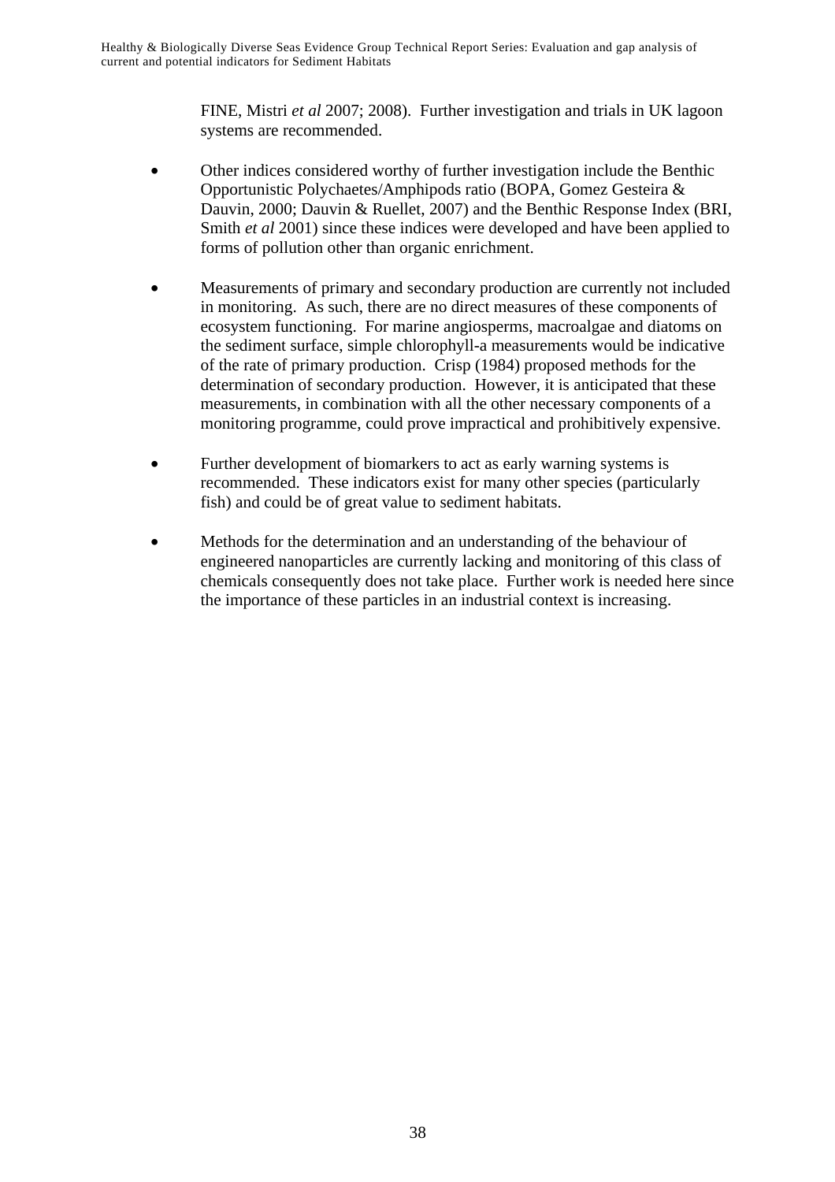FINE, Mistri *et al* 2007; 2008). Further investigation and trials in UK lagoon systems are recommended.

- Other indices considered worthy of further investigation include the Benthic Opportunistic Polychaetes/Amphipods ratio (BOPA, Gomez Gesteira & Dauvin, 2000; Dauvin & Ruellet, 2007) and the Benthic Response Index (BRI, Smith *et al* 2001) since these indices were developed and have been applied to forms of pollution other than organic enrichment.

- Measurements of primary and secondary production are currently not included in monitoring. As such, there are no direct measures of these components of ecosystem functioning. For marine angiosperms, macroalgae and diatoms on the sediment surface, simple chlorophyll-a measurements would be indicative of the rate of primary production. Crisp (1984) proposed methods for the determination of secondary production. However, it is anticipated that these measurements, in combination with all the other necessary components of a monitoring programme, could prove impractical and prohibitively expensive.

- Further development of biomarkers to act as early warning systems is recommended. These indicators exist for many other species (particularly fish) and could be of great value to sediment habitats.

- Methods for the determination and an understanding of the behaviour of engineered nanoparticles are currently lacking and monitoring of this class of chemicals consequently does not take place. Further work is needed here since the importance of these particles in an industrial context is increasing.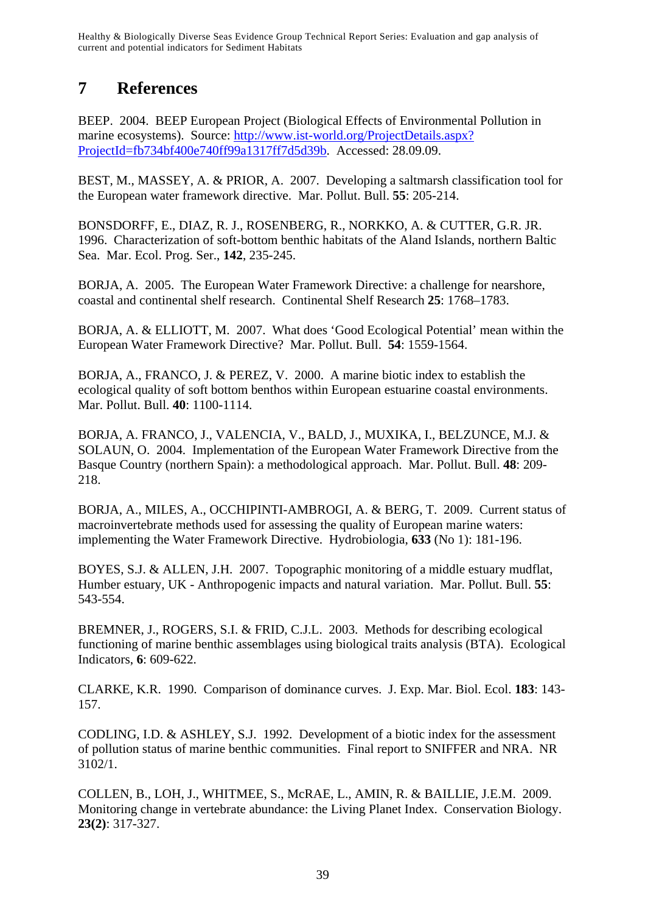# 7 References

BEEP. 2004. BEEP European Project (Biological Effects of Environmental Pollution in marine ecosystems). Source: [http://www.ist-world.org/ProjectDetails.aspx?ProjectId=fb734bf400e740ff99a1317ff7d5d39b](http://www.ist-world.org/ProjectDetails.aspx?ProjectId=fb734bf400e740ff99a1317ff7d5d39b). Accessed: 28.09.09.

BEST, M., MASSEY, A. & PRIOR, A. 2007. Developing a saltmarsh classification tool for the European water framework directive. Mar. Pollut. Bull. **55**: 205-214.

BONSDORFF, E., DIAZ, R. J., ROSENBERG, R., NORKKO, A. & CUTTER, G.R. JR. 1996. Characterization of soft-bottom benthic habitats of the Aland Islands, northern Baltic Sea. Mar. Ecol. Prog. Ser., **142**, 235-245.

BORJA, A. 2005. The European Water Framework Directive: a challenge for nearshore, coastal and continental shelf research. Continental Shelf Research **25**: 1768–1783.

BORJA, A. & ELLIOTT, M. 2007. What does 'Good Ecological Potential' mean within the European Water Framework Directive? Mar. Pollut. Bull. **54**: 1559-1564.

BORJA, A., FRANCO, J. & PEREZ, V. 2000. A marine biotic index to establish the ecological quality of soft bottom benthos within European estuarine coastal environments. Mar. Pollut. Bull. **40**: 1100-1114.

BORJA, A. FRANCO, J., VALENCIA, V., BALD, J., MUXIKA, I., BELZUNCE, M.J. & SOLAUN, O. 2004. Implementation of the European Water Framework Directive from the Basque Country (northern Spain): a methodological approach. Mar. Pollut. Bull. **48**: 209-218.

BORJA, A., MILES, A., OCCHIPINTI-AMBROGI, A. & BERG, T. 2009. Current status of macroinvertebrate methods used for assessing the quality of European marine waters: implementing the Water Framework Directive. Hydrobiologia, **633** (No 1): 181-196.

BOYES, S.J. & ALLEN, J.H. 2007. Topographic monitoring of a middle estuary mudflat, Humber estuary, UK - Anthropogenic impacts and natural variation. Mar. Pollut. Bull. **55**: 543-554.

BREMNER, J., ROGERS, S.I. & FRID, C.J.L. 2003. Methods for describing ecological functioning of marine benthic assemblages using biological traits analysis (BTA). Ecological Indicators, **6**: 609-622.

CLARKE, K.R. 1990. Comparison of dominance curves. J. Exp. Mar. Biol. Ecol. **183**: 143-157.

CODLING, I.D. & ASHLEY, S.J. 1992. Development of a biotic index for the assessment of pollution status of marine benthic communities. Final report to SNIFFER and NRA. NR 3102/1.

COLLEN, B., LOH, J., WHITMEE, S., McRAE, L., AMIN, R. & BAILLIE, J.E.M. 2009. Monitoring change in vertebrate abundance: the Living Planet Index. Conservation Biology. **23(2)**: 317-327.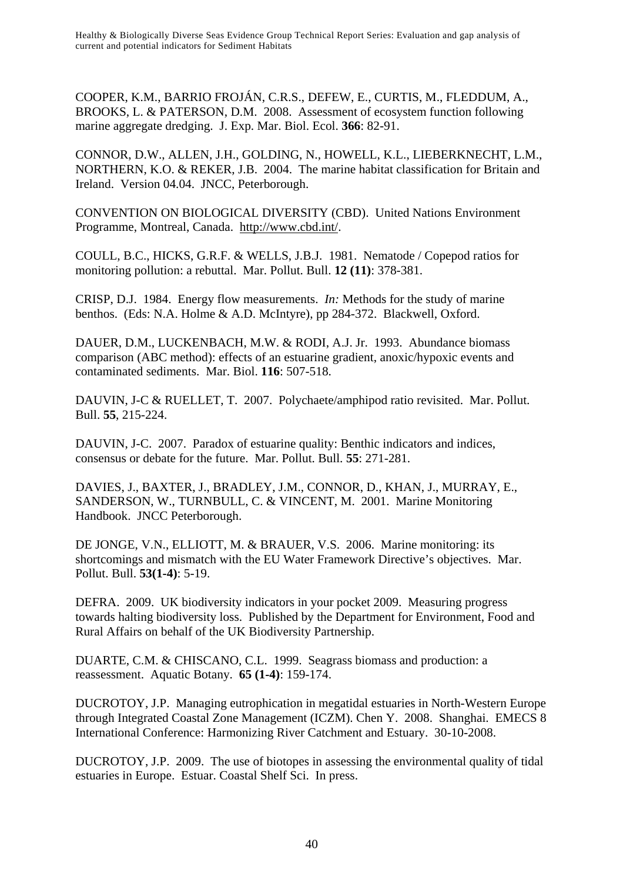COOPER, K.M., BARRIO FROJÁN, C.R.S., DEFEW, E., CURTIS, M., FLEDDUM, A., BROOKS, L. & PATERSON, D.M. 2008. Assessment of ecosystem function following marine aggregate dredging. J. Exp. Mar. Biol. Ecol. **366**: 82-91.

CONNOR, D.W., ALLEN, J.H., GOLDING, N., HOWELL, K.L., LIEBERKNECHT, L.M., NORTHERN, K.O. & REKER, J.B. 2004. The marine habitat classification for Britain and Ireland. Version 04.04. JNCC, Peterborough.

CONVENTION ON BIOLOGICAL DIVERSITY (CBD). United Nations Environment Programme, Montreal, Canada. http://www.cbd.int/.

COULL, B.C., HICKS, G.R.F. & WELLS, J.B.J. 1981. Nematode / Copepod ratios for monitoring pollution: a rebuttal. Mar. Pollut. Bull. **12 (11)**: 378-381.

CRISP, D.J. 1984. Energy flow measurements. *In:* Methods for the study of marine benthos. (Eds: N.A. Holme & A.D. McIntyre), pp 284-372. Blackwell, Oxford.

DAUER, D.M., LUCKENBACH, M.W. & RODI, A.J. Jr. 1993. Abundance biomass comparison (ABC method): effects of an estuarine gradient, anoxic/hypoxic events and contaminated sediments. Mar. Biol. **116**: 507-518.

DAUVIN, J-C & RUELLET, T. 2007. Polychaete/amphipod ratio revisited. Mar. Pollut. Bull. **55**, 215-224.

DAUVIN, J-C. 2007. Paradox of estuarine quality: Benthic indicators and indices, consensus or debate for the future. Mar. Pollut. Bull. **55**: 271-281.

DAVIES, J., BAXTER, J., BRADLEY, J.M., CONNOR, D., KHAN, J., MURRAY, E., SANDERSON, W., TURNBULL, C. & VINCENT, M. 2001. Marine Monitoring Handbook. JNCC Peterborough.

DE JONGE, V.N., ELLIOTT, M. & BRAUER, V.S. 2006. Marine monitoring: its shortcomings and mismatch with the EU Water Framework Directive's objectives. Mar. Pollut. Bull. **53(1-4)**: 5-19.

DEFRA. 2009. UK biodiversity indicators in your pocket 2009. Measuring progress towards halting biodiversity loss. Published by the Department for Environment, Food and Rural Affairs on behalf of the UK Biodiversity Partnership.

DUARTE, C.M. & CHISCANO, C.L. 1999. Seagrass biomass and production: a reassessment. Aquatic Botany. **65 (1-4)**: 159-174.

DUCROTOY, J.P. Managing eutrophication in megatidal estuaries in North-Western Europe through Integrated Coastal Zone Management (ICZM). Chen Y. 2008. Shanghai. EMECS 8 International Conference: Harmonizing River Catchment and Estuary. 30-10-2008.

DUCROTOY, J.P. 2009. The use of biotopes in assessing the environmental quality of tidal estuaries in Europe. Estuar. Coastal Shelf Sci. In press.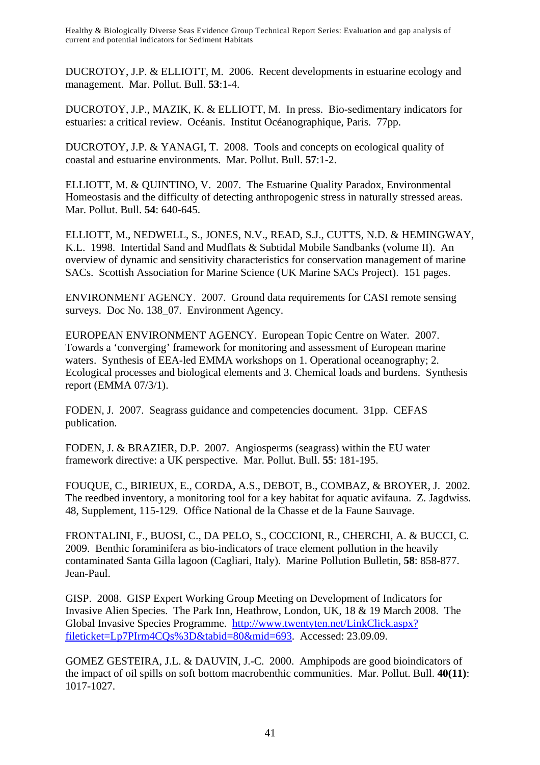DUCROTOY, J.P. & ELLIOTT, M. 2006. Recent developments in estuarine ecology and management. Mar. Pollut. Bull. **53**:1-4.

DUCROTOY, J.P., MAZIK, K. & ELLIOTT, M. In press. Bio-sedimentary indicators for estuaries: a critical review. Océanis. Institut Océanographique, Paris. 77pp.

DUCROTOY, J.P. & YANAGI, T. 2008. Tools and concepts on ecological quality of coastal and estuarine environments. Mar. Pollut. Bull. **57**:1-2.

ELLIOTT, M. & QUINTINO, V. 2007. The Estuarine Quality Paradox, Environmental Homeostasis and the difficulty of detecting anthropogenic stress in naturally stressed areas. Mar. Pollut. Bull. **54**: 640-645.

ELLIOTT, M., NEDWELL, S., JONES, N.V., READ, S.J., CUTTS, N.D. & HEMINGWAY, K.L. 1998. Intertidal Sand and Mudflats & Subtidal Mobile Sandbanks (volume II). An overview of dynamic and sensitivity characteristics for conservation management of marine SACs. Scottish Association for Marine Science (UK Marine SACs Project). 151 pages.

ENVIRONMENT AGENCY. 2007. Ground data requirements for CASI remote sensing surveys. Doc No. 138_07. Environment Agency.

EUROPEAN ENVIRONMENT AGENCY. European Topic Centre on Water. 2007. Towards a 'converging' framework for monitoring and assessment of European marine waters. Synthesis of EEA-led EMMA workshops on 1. Operational oceanography; 2. Ecological processes and biological elements and 3. Chemical loads and burdens. Synthesis report (EMMA 07/3/1).

FODEN, J. 2007. Seagrass guidance and competencies document. 31pp. CEFAS publication.

FODEN, J. & BRAZIER, D.P. 2007. Angiosperms (seagrass) within the EU water framework directive: a UK perspective. Mar. Pollut. Bull. **55**: 181-195.

FOUQUE, C., BIRIEUX, E., CORDA, A.S., DEBOT, B., COMBAZ, & BROYER, J. 2002. The reedbed inventory, a monitoring tool for a key habitat for aquatic avifauna. Z. Jagdwiss. 48, Supplement, 115-129. Office National de la Chasse et de la Faune Sauvage.

FRONTALINI, F., BUOSI, C., DA PELO, S., COCCIONI, R., CHERCHI, A. & BUCCI, C. 2009. Benthic foraminifera as bio-indicators of trace element pollution in the heavily contaminated Santa Gilla lagoon (Cagliari, Italy). Marine Pollution Bulletin, **58**: 858-877. Jean-Paul.

GISP. 2008. GISP Expert Working Group Meeting on Development of Indicators for Invasive Alien Species. The Park Inn, Heathrow, London, UK, 18 & 19 March 2008. The Global Invasive Species Programme. http://www.twentyten.net/LinkClick.aspx?fileticket=Lp7PIrm4CQs%3D&tabid=80&mid=693. Accessed: 23.09.09.

GOMEZ GESTEIRA, J.L. & DAUVIN, J.-C. 2000. Amphipods are good bioindicators of the impact of oil spills on soft bottom macrobenthic communities. Mar. Pollut. Bull. **40(11)**: 1017-1027.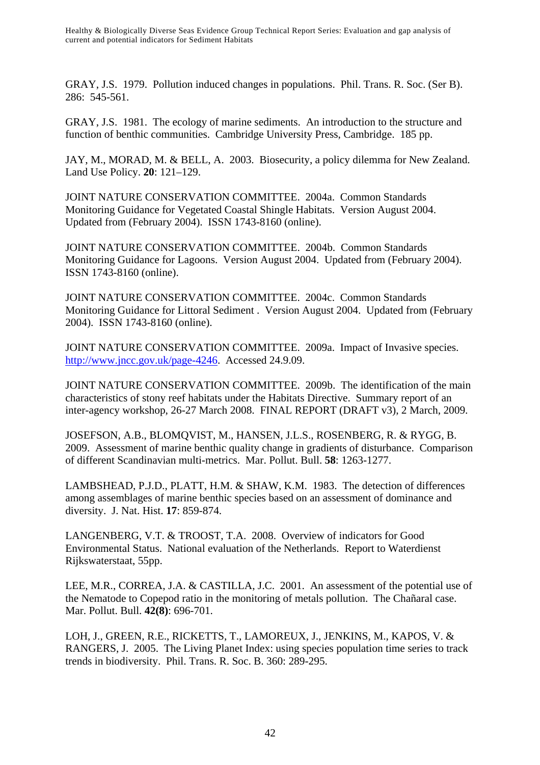GRAY, J.S. 1979. Pollution induced changes in populations. Phil. Trans. R. Soc. (Ser B). 286: 545-561.

GRAY, J.S. 1981. The ecology of marine sediments. An introduction to the structure and function of benthic communities. Cambridge University Press, Cambridge. 185 pp.

JAY, M., MORAD, M. & BELL, A. 2003. Biosecurity, a policy dilemma for New Zealand. Land Use Policy. **20**: 121–129.

JOINT NATURE CONSERVATION COMMITTEE. 2004a. Common Standards Monitoring Guidance for Vegetated Coastal Shingle Habitats. Version August 2004. Updated from (February 2004). ISSN 1743-8160 (online).

JOINT NATURE CONSERVATION COMMITTEE. 2004b. Common Standards Monitoring Guidance for Lagoons. Version August 2004. Updated from (February 2004). ISSN 1743-8160 (online).

JOINT NATURE CONSERVATION COMMITTEE. 2004c. Common Standards Monitoring Guidance for Littoral Sediment . Version August 2004. Updated from (February 2004). ISSN 1743-8160 (online).

JOINT NATURE CONSERVATION COMMITTEE. 2009a. Impact of Invasive species. http://www.jncc.gov.uk/page-4246. Accessed 24.9.09.

JOINT NATURE CONSERVATION COMMITTEE. 2009b. The identification of the main characteristics of stony reef habitats under the Habitats Directive. Summary report of an inter-agency workshop, 26-27 March 2008. FINAL REPORT (DRAFT v3), 2 March, 2009.

JOSEFSON, A.B., BLOMQVIST, M., HANSEN, J.L.S., ROSENBERG, R. & RYGG, B. 2009. Assessment of marine benthic quality change in gradients of disturbance. Comparison of different Scandinavian multi-metrics. Mar. Pollut. Bull. **58**: 1263-1277.

LAMBSHEAD, P.J.D., PLATT, H.M. & SHAW, K.M. 1983. The detection of differences among assemblages of marine benthic species based on an assessment of dominance and diversity. J. Nat. Hist. **17**: 859-874.

LANGENBERG, V.T. & TROOST, T.A. 2008. Overview of indicators for Good Environmental Status. National evaluation of the Netherlands. Report to Waterdienst Rijkswaterstaat, 55pp.

LEE, M.R., CORREA, J.A. & CASTILLA, J.C. 2001. An assessment of the potential use of the Nematode to Copepod ratio in the monitoring of metals pollution. The Chañaral case. Mar. Pollut. Bull. **42(8)**: 696-701.

LOH, J., GREEN, R.E., RICKETTS, T., LAMOREUX, J., JENKINS, M., KAPOS, V. & RANGERS, J. 2005. The Living Planet Index: using species population time series to track trends in biodiversity. Phil. Trans. R. Soc. B. 360: 289-295.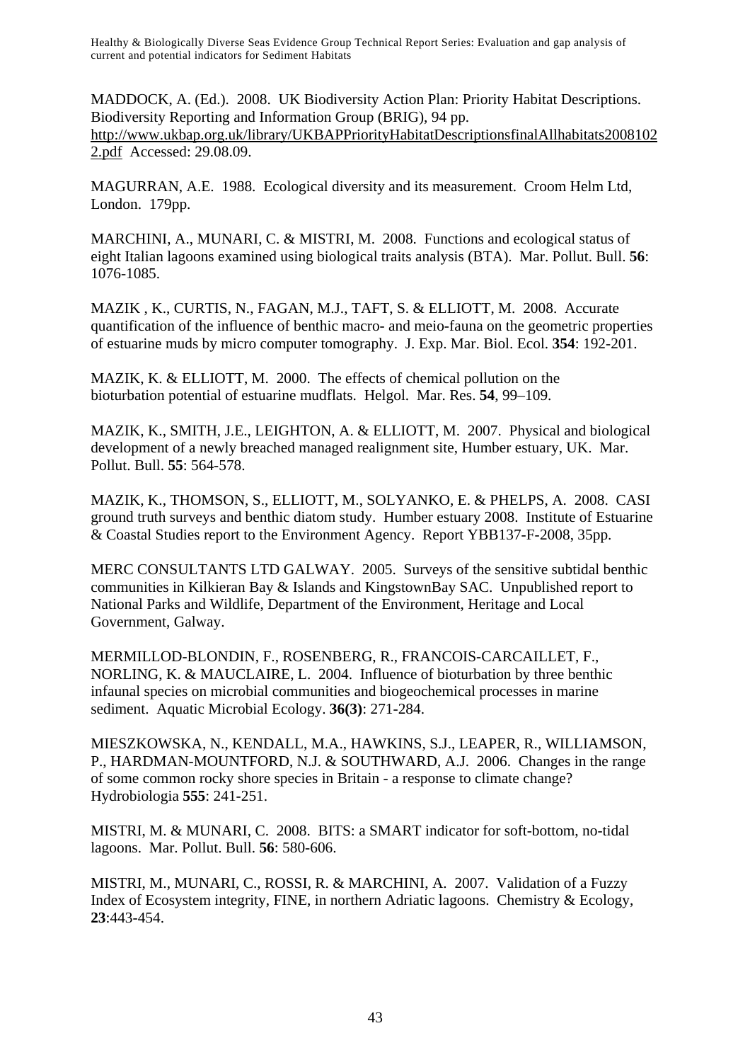MADDOCK, A. (Ed.). 2008. UK Biodiversity Action Plan: Priority Habitat Descriptions. Biodiversity Reporting and Information Group (BRIG), 94 pp. http://www.ukbap.org.uk/library/UKBAPPriorityHabitatDescriptionsfinalAllhabitats20081022.pdf Accessed: 29.08.09.

MAGURRAN, A.E. 1988. Ecological diversity and its measurement. Croom Helm Ltd, London. 179pp.

MARCHINI, A., MUNARI, C. & MISTRI, M. 2008. Functions and ecological status of eight Italian lagoons examined using biological traits analysis (BTA). Mar. Pollut. Bull. **56**: 1076-1085.

MAZIK , K., CURTIS, N., FAGAN, M.J., TAFT, S. & ELLIOTT, M. 2008. Accurate quantification of the influence of benthic macro- and meio-fauna on the geometric properties of estuarine muds by micro computer tomography. J. Exp. Mar. Biol. Ecol. **354**: 192-201.

MAZIK, K. & ELLIOTT, M. 2000. The effects of chemical pollution on the bioturbation potential of estuarine mudflats. Helgol. Mar. Res. **54**, 99–109.

MAZIK, K., SMITH, J.E., LEIGHTON, A. & ELLIOTT, M. 2007. Physical and biological development of a newly breached managed realignment site, Humber estuary, UK. Mar. Pollut. Bull. **55**: 564-578.

MAZIK, K., THOMSON, S., ELLIOTT, M., SOLYANKO, E. & PHELPS, A. 2008. CASI ground truth surveys and benthic diatom study. Humber estuary 2008. Institute of Estuarine & Coastal Studies report to the Environment Agency. Report YBB137-F-2008, 35pp.

MERC CONSULTANTS LTD GALWAY. 2005. Surveys of the sensitive subtidal benthic communities in Kilkieran Bay & Islands and KingstownBay SAC. Unpublished report to National Parks and Wildlife, Department of the Environment, Heritage and Local Government, Galway.

MERMILLOD-BLONDIN, F., ROSENBERG, R., FRANCOIS-CARCAILLET, F., NORLING, K. & MAUCLAIRE, L. 2004. Influence of bioturbation by three benthic infaunal species on microbial communities and biogeochemical processes in marine sediment. Aquatic Microbial Ecology. **36(3)**: 271-284.

MIESZKOWSKA, N., KENDALL, M.A., HAWKINS, S.J., LEAPER, R., WILLIAMSON, P., HARDMAN-MOUNTFORD, N.J. & SOUTHWARD, A.J. 2006. Changes in the range of some common rocky shore species in Britain - a response to climate change? Hydrobiologia **555**: 241-251.

MISTRI, M. & MUNARI, C. 2008. BITS: a SMART indicator for soft-bottom, no-tidal lagoons. Mar. Pollut. Bull. **56**: 580-606.

MISTRI, M., MUNARI, C., ROSSI, R. & MARCHINI, A. 2007. Validation of a Fuzzy Index of Ecosystem integrity, FINE, in northern Adriatic lagoons. Chemistry & Ecology, **23**:443-454.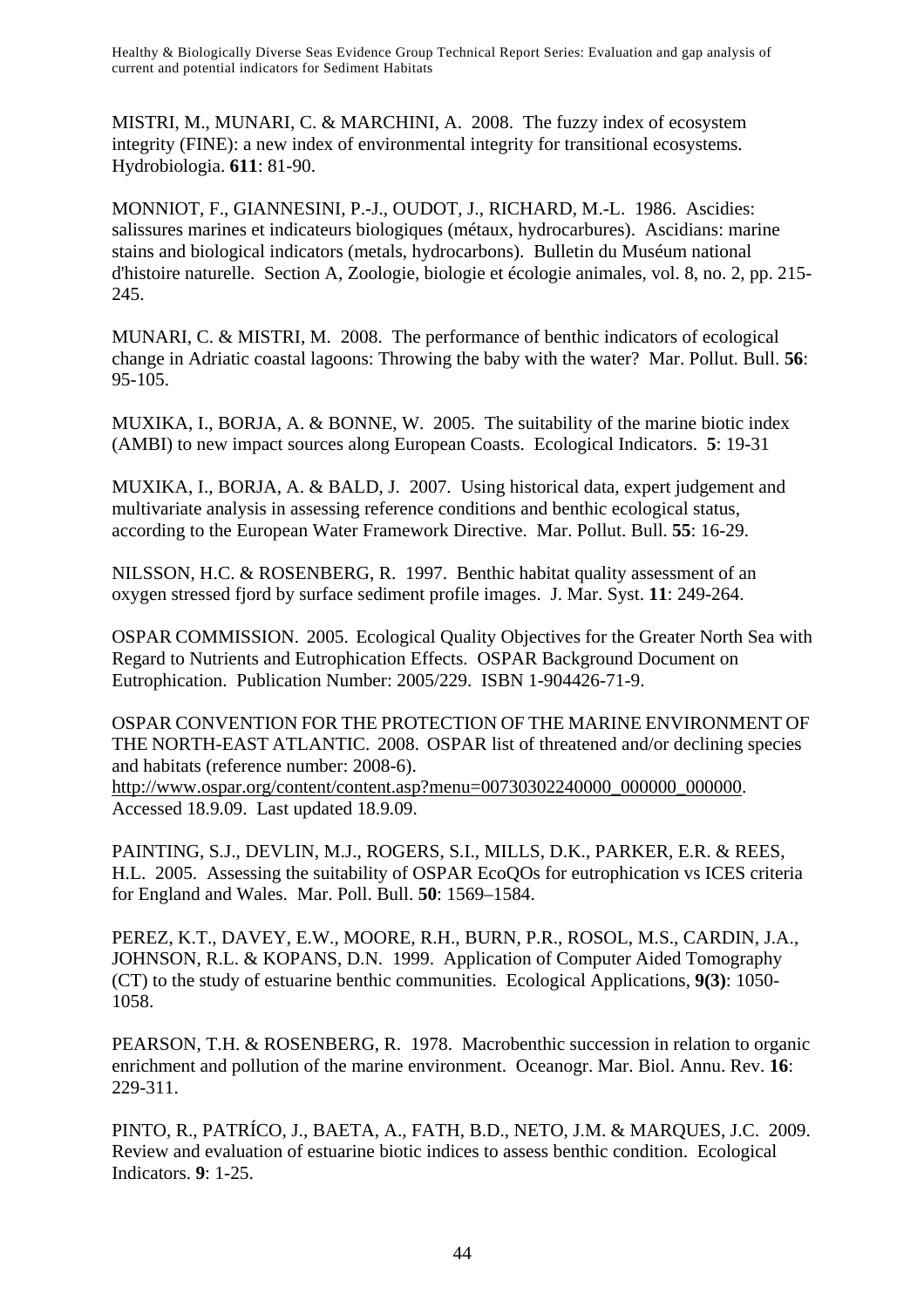MISTRI, M., MUNARI, C. & MARCHINI, A. 2008. The fuzzy index of ecosystem integrity (FINE): a new index of environmental integrity for transitional ecosystems. Hydrobiologia. **611**: 81-90.

MONNIOT, F., GIANNESINI, P.-J., OUDOT, J., RICHARD, M.-L. 1986. Ascidies: salissures marines et indicateurs biologiques (métaux, hydrocarbures). Ascidians: marine stains and biological indicators (metals, hydrocarbons). Bulletin du Muséum national d'histoire naturelle. Section A, Zoologie, biologie et écologie animales, vol. 8, no. 2, pp. 215-245.

MUNARI, C. & MISTRI, M. 2008. The performance of benthic indicators of ecological change in Adriatic coastal lagoons: Throwing the baby with the water? Mar. Pollut. Bull. **56**: 95-105.

MUXIKA, I., BORJA, A. & BONNE, W. 2005. The suitability of the marine biotic index (AMBI) to new impact sources along European Coasts. Ecological Indicators. **5**: 19-31

MUXIKA, I., BORJA, A. & BALD, J. 2007. Using historical data, expert judgement and multivariate analysis in assessing reference conditions and benthic ecological status, according to the European Water Framework Directive. Mar. Pollut. Bull. **55**: 16-29.

NILSSON, H.C. & ROSENBERG, R. 1997. Benthic habitat quality assessment of an oxygen stressed fjord by surface sediment profile images. J. Mar. Syst. **11**: 249-264.

OSPAR COMMISSION. 2005. Ecological Quality Objectives for the Greater North Sea with Regard to Nutrients and Eutrophication Effects. OSPAR Background Document on Eutrophication. Publication Number: 2005/229. ISBN 1-904426-71-9.

OSPAR CONVENTION FOR THE PROTECTION OF THE MARINE ENVIRONMENT OF THE NORTH-EAST ATLANTIC. 2008. OSPAR list of threatened and/or declining species and habitats (reference number: 2008-6). http://www.ospar.org/content/content.asp?menu=00730302240000_000000_000000. Accessed 18.9.09. Last updated 18.9.09.

PAINTING, S.J., DEVLIN, M.J., ROGERS, S.I., MILLS, D.K., PARKER, E.R. & REES, H.L. 2005. Assessing the suitability of OSPAR EcoQOs for eutrophication vs ICES criteria for England and Wales. Mar. Poll. Bull. **50**: 1569–1584.

PEREZ, K.T., DAVEY, E.W., MOORE, R.H., BURN, P.R., ROSOL, M.S., CARDIN, J.A., JOHNSON, R.L. & KOPANS, D.N. 1999. Application of Computer Aided Tomography (CT) to the study of estuarine benthic communities. Ecological Applications, **9(3)**: 1050-1058.

PEARSON, T.H. & ROSENBERG, R. 1978. Macrobenthic succession in relation to organic enrichment and pollution of the marine environment. Oceanogr. Mar. Biol. Annu. Rev. **16**: 229-311.

PINTO, R., PATRÍCO, J., BAETA, A., FATH, B.D., NETO, J.M. & MARQUES, J.C. 2009. Review and evaluation of estuarine biotic indices to assess benthic condition. Ecological Indicators. **9**: 1-25.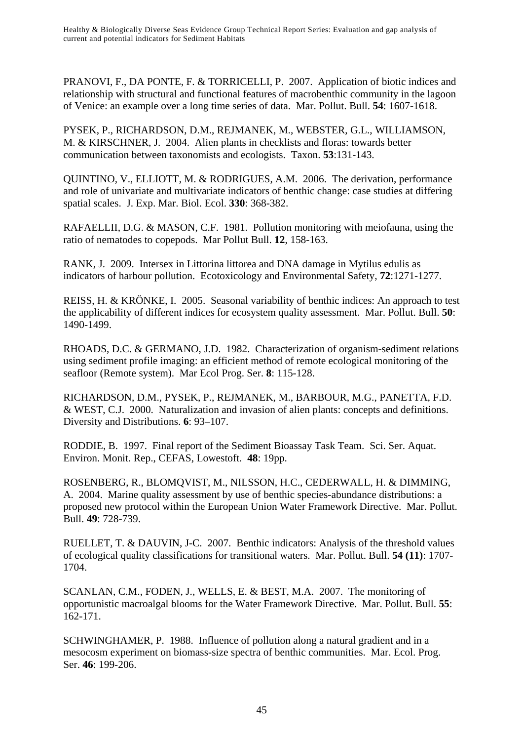PRANOVI, F., DA PONTE, F. & TORRICELLI, P. 2007. Application of biotic indices and relationship with structural and functional features of macrobenthic community in the lagoon of Venice: an example over a long time series of data. Mar. Pollut. Bull. **54**: 1607-1618.

PYSEK, P., RICHARDSON, D.M., REJMANEK, M., WEBSTER, G.L., WILLIAMSON, M. & KIRSCHNER, J. 2004. Alien plants in checklists and floras: towards better communication between taxonomists and ecologists. Taxon. **53**:131-143.

QUINTINO, V., ELLIOTT, M. & RODRIGUES, A.M. 2006. The derivation, performance and role of univariate and multivariate indicators of benthic change: case studies at differing spatial scales. J. Exp. Mar. Biol. Ecol. **330**: 368-382.

RAFAELLII, D.G. & MASON, C.F. 1981. Pollution monitoring with meiofauna, using the ratio of nematodes to copepods. Mar Pollut Bull. **12**, 158-163.

RANK, J. 2009. Intersex in Littorina littorea and DNA damage in Mytilus edulis as indicators of harbour pollution. Ecotoxicology and Environmental Safety, **72**:1271-1277.

REISS, H. & KRÖNKE, I. 2005. Seasonal variability of benthic indices: An approach to test the applicability of different indices for ecosystem quality assessment. Mar. Pollut. Bull. **50**: 1490-1499.

RHOADS, D.C. & GERMANO, J.D. 1982. Characterization of organism-sediment relations using sediment profile imaging: an efficient method of remote ecological monitoring of the seafloor (Remote system). Mar Ecol Prog. Ser. **8**: 115-128.

RICHARDSON, D.M., PYSEK, P., REJMANEK, M., BARBOUR, M.G., PANETTA, F.D. & WEST, C.J. 2000. Naturalization and invasion of alien plants: concepts and definitions. Diversity and Distributions. **6**: 93–107.

RODDIE, B. 1997. Final report of the Sediment Bioassay Task Team. Sci. Ser. Aquat. Environ. Monit. Rep., CEFAS, Lowestoft. **48**: 19pp.

ROSENBERG, R., BLOMQVIST, M., NILSSON, H.C., CEDERWALL, H. & DIMMING, A. 2004. Marine quality assessment by use of benthic species-abundance distributions: a proposed new protocol within the European Union Water Framework Directive. Mar. Pollut. Bull. **49**: 728-739.

RUELLET, T. & DAUVIN, J-C. 2007. Benthic indicators: Analysis of the threshold values of ecological quality classifications for transitional waters. Mar. Pollut. Bull. **54 (11)**: 1707-1704.

SCANLAN, C.M., FODEN, J., WELLS, E. & BEST, M.A. 2007. The monitoring of opportunistic macroalgal blooms for the Water Framework Directive. Mar. Pollut. Bull. **55**: 162-171.

SCHWINGHAMER, P. 1988. Influence of pollution along a natural gradient and in a mesocosm experiment on biomass-size spectra of benthic communities. Mar. Ecol. Prog. Ser. **46**: 199-206.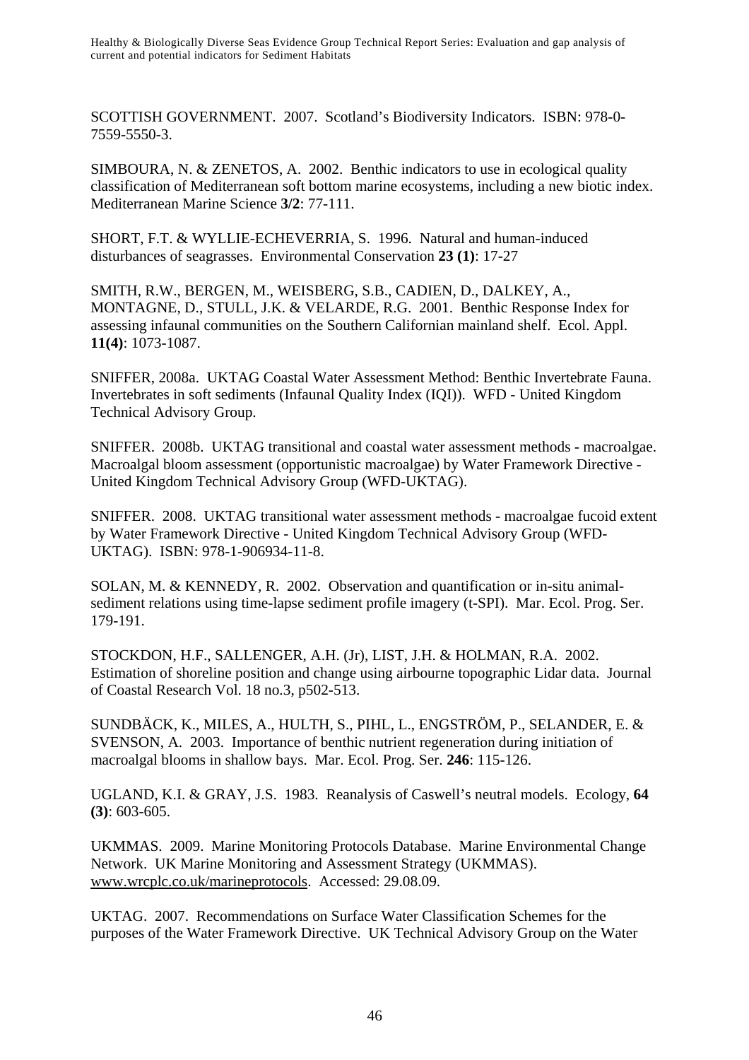SCOTTISH GOVERNMENT. 2007. Scotland's Biodiversity Indicators. ISBN: 978-0-7559-5550-3.

SIMBOURA, N. & ZENETOS, A. 2002. Benthic indicators to use in ecological quality classification of Mediterranean soft bottom marine ecosystems, including a new biotic index. Mediterranean Marine Science **3/2**: 77-111.

SHORT, F.T. & WYLLIE-ECHEVERRIA, S. 1996. Natural and human-induced disturbances of seagrasses. Environmental Conservation **23 (1)**: 17-27

SMITH, R.W., BERGEN, M., WEISBERG, S.B., CADIEN, D., DALKEY, A., MONTAGNE, D., STULL, J.K. & VELARDE, R.G. 2001. Benthic Response Index for assessing infaunal communities on the Southern Californian mainland shelf. Ecol. Appl. **11(4)**: 1073-1087.

SNIFFER, 2008a. UKTAG Coastal Water Assessment Method: Benthic Invertebrate Fauna. Invertebrates in soft sediments (Infaunal Quality Index (IQI)). WFD - United Kingdom Technical Advisory Group.

SNIFFER. 2008b. UKTAG transitional and coastal water assessment methods - macroalgae. Macroalgal bloom assessment (opportunistic macroalgae) by Water Framework Directive - United Kingdom Technical Advisory Group (WFD-UKTAG).

SNIFFER. 2008. UKTAG transitional water assessment methods - macroalgae fucoid extent by Water Framework Directive - United Kingdom Technical Advisory Group (WFD-UKTAG). ISBN: 978-1-906934-11-8.

SOLAN, M. & KENNEDY, R. 2002. Observation and quantification or in-situ animal-sediment relations using time-lapse sediment profile imagery (t-SPI). Mar. Ecol. Prog. Ser. 179-191.

STOCKDON, H.F., SALLENGER, A.H. (Jr), LIST, J.H. & HOLMAN, R.A. 2002. Estimation of shoreline position and change using airbourne topographic Lidar data. Journal of Coastal Research Vol. 18 no.3, p502-513.

SUNDBÄCK, K., MILES, A., HULTH, S., PIHL, L., ENGSTRÖM, P., SELANDER, E. & SVENSON, A. 2003. Importance of benthic nutrient regeneration during initiation of macroalgal blooms in shallow bays. Mar. Ecol. Prog. Ser. **246**: 115-126.

UGLAND, K.I. & GRAY, J.S. 1983. Reanalysis of Caswell's neutral models. Ecology, **64 (3)**: 603-605.

UKMMAS. 2009. Marine Monitoring Protocols Database. Marine Environmental Change Network. UK Marine Monitoring and Assessment Strategy (UKMMAS). www.wrcplc.co.uk/marineprotocols. Accessed: 29.08.09.

UKTAG. 2007. Recommendations on Surface Water Classification Schemes for the purposes of the Water Framework Directive. UK Technical Advisory Group on the Water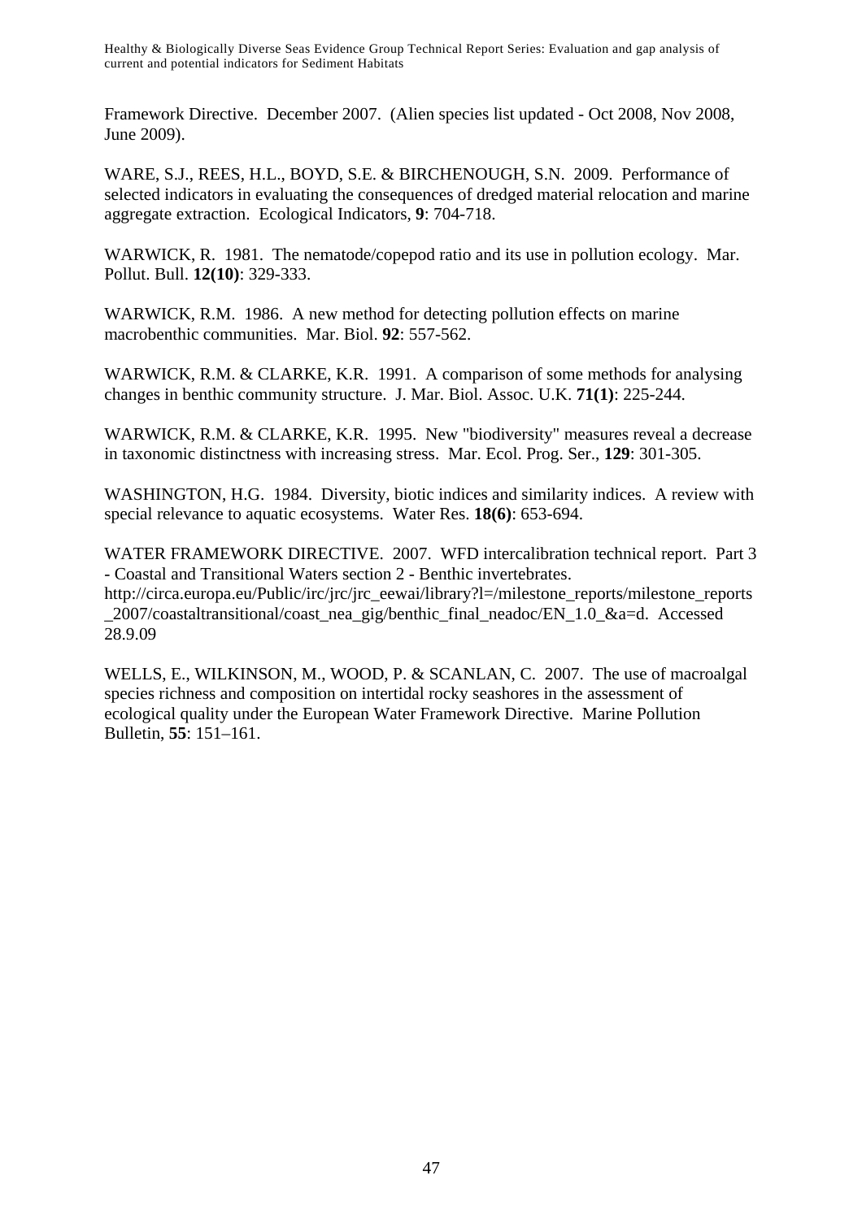Framework Directive. December 2007. (Alien species list updated - Oct 2008, Nov 2008, June 2009).

WARE, S.J., REES, H.L., BOYD, S.E. & BIRCHENOUGH, S.N. 2009. Performance of selected indicators in evaluating the consequences of dredged material relocation and marine aggregate extraction. Ecological Indicators, **9**: 704-718.

WARWICK, R. 1981. The nematode/copepod ratio and its use in pollution ecology. Mar. Pollut. Bull. **12(10)**: 329-333.

WARWICK, R.M. 1986. A new method for detecting pollution effects on marine macrobenthic communities. Mar. Biol. **92**: 557-562.

WARWICK, R.M. & CLARKE, K.R. 1991. A comparison of some methods for analysing changes in benthic community structure. J. Mar. Biol. Assoc. U.K. **71(1)**: 225-244.

WARWICK, R.M. & CLARKE, K.R. 1995. New "biodiversity" measures reveal a decrease in taxonomic distinctness with increasing stress. Mar. Ecol. Prog. Ser., **129**: 301-305.

WASHINGTON, H.G. 1984. Diversity, biotic indices and similarity indices. A review with special relevance to aquatic ecosystems. Water Res. **18(6)**: 653-694.

WATER FRAMEWORK DIRECTIVE. 2007. WFD intercalibration technical report. Part 3 - Coastal and Transitional Waters section 2 - Benthic invertebrates. http://circa.europa.eu/Public/irc/jrc/jrc_eewai/library?l=/milestone_reports/milestone_reports_2007/coastaltransitional/coast_nea_gig/benthic_final_neadoc/EN_1.0_&a=d. Accessed 28.9.09

WELLS, E., WILKINSON, M., WOOD, P. & SCANLAN, C. 2007. The use of macroalgal species richness and composition on intertidal rocky seashores in the assessment of ecological quality under the European Water Framework Directive. Marine Pollution Bulletin, **55**: 151–161.